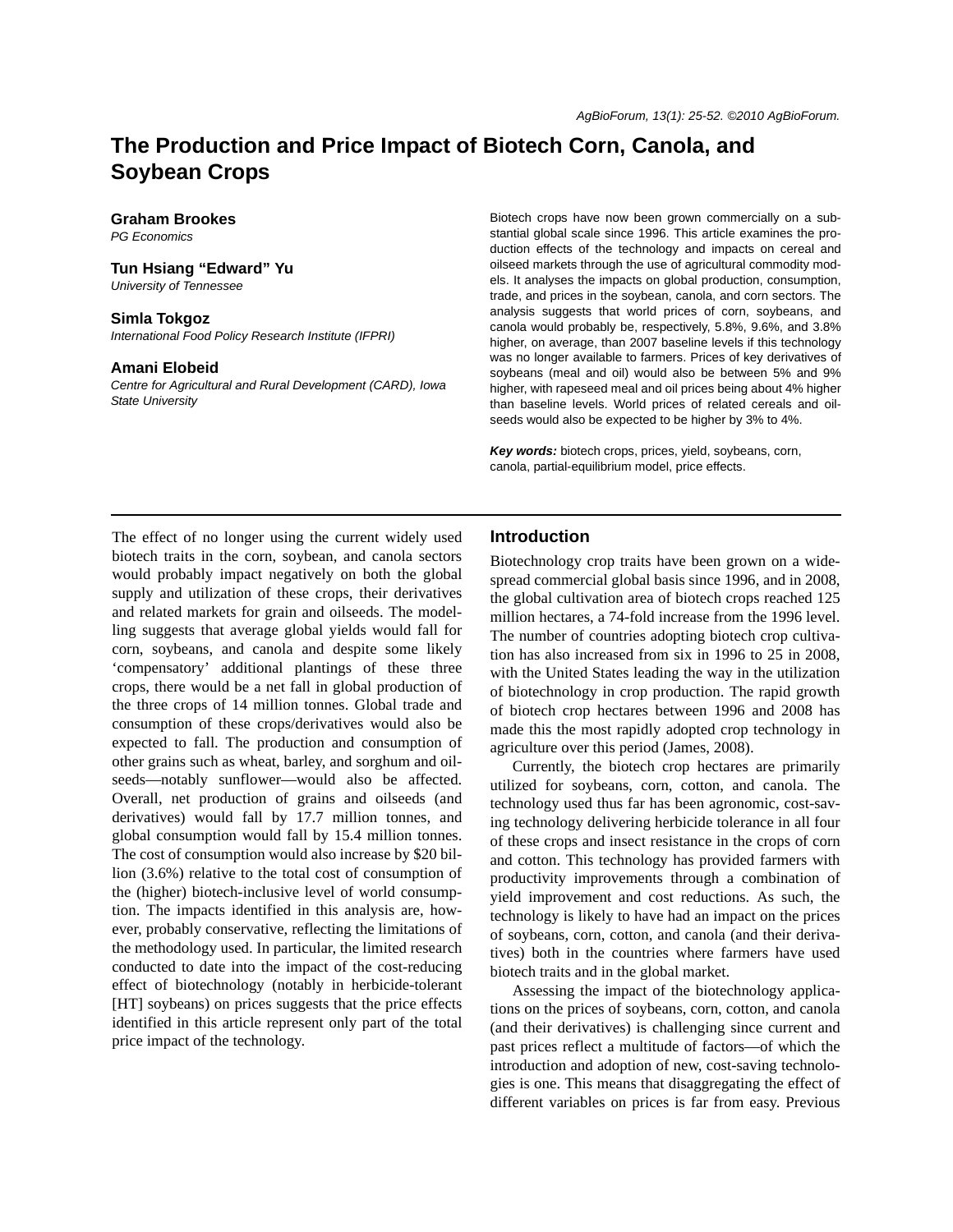# The Production and Price Impact of Biotech Corn, Canola, and Soybean Crops

**Graham Brookes**
*PG Economics*

**Tun Hsiang "Edward" Yu**
*University of Tennessee*

**Simla Tokgoz**
*International Food Policy Research Institute (IFPRI)*

**Amani Elobeid**
*Centre for Agricultural and Rural Development (CARD), Iowa State University*

Biotech crops have now been grown commercially on a substantial global scale since 1996. This article examines the production effects of the technology and impacts on cereal and oilseed markets through the use of agricultural commodity models. It analyses the impacts on global production, consumption, trade, and prices in the soybean, canola, and corn sectors. The analysis suggests that world prices of corn, soybeans, and canola would probably be, respectively, 5.8%, 9.6%, and 3.8% higher, on average, than 2007 baseline levels if this technology was no longer available to farmers. Prices of key derivatives of soybeans (meal and oil) would also be between 5% and 9% higher, with rapeseed meal and oil prices being about 4% higher than baseline levels. World prices of related cereals and oilseeds would also be expected to be higher by 3% to 4%.

***Key words:*** biotech crops, prices, yield, soybeans, corn, canola, partial-equilibrium model, price effects.

---

The effect of no longer using the current widely used biotech traits in the corn, soybean, and canola sectors would probably impact negatively on both the global supply and utilization of these crops, their derivatives and related markets for grain and oilseeds. The modelling suggests that average global yields would fall for corn, soybeans, and canola and despite some likely 'compensatory' additional plantings of these three crops, there would be a net fall in global production of the three crops of 14 million tonnes. Global trade and consumption of these crops/derivatives would also be expected to fall. The production and consumption of other grains such as wheat, barley, and sorghum and oilseeds—notably sunflower—would also be affected. Overall, net production of grains and oilseeds (and derivatives) would fall by 17.7 million tonnes, and global consumption would fall by 15.4 million tonnes. The cost of consumption would also increase by $20 billion (3.6%) relative to the total cost of consumption of the (higher) biotech-inclusive level of world consumption. The impacts identified in this analysis are, however, probably conservative, reflecting the limitations of the methodology used. In particular, the limited research conducted to date into the impact of the cost-reducing effect of biotechnology (notably in herbicide-tolerant [HT] soybeans) on prices suggests that the price effects identified in this article represent only part of the total price impact of the technology.

## Introduction

Biotechnology crop traits have been grown on a widespread commercial global basis since 1996, and in 2008, the global cultivation area of biotech crops reached 125 million hectares, a 74-fold increase from the 1996 level. The number of countries adopting biotech crop cultivation has also increased from six in 1996 to 25 in 2008, with the United States leading the way in the utilization of biotechnology in crop production. The rapid growth of biotech crop hectares between 1996 and 2008 has made this the most rapidly adopted crop technology in agriculture over this period (James, 2008).

Currently, the biotech crop hectares are primarily utilized for soybeans, corn, cotton, and canola. The technology used thus far has been agronomic, cost-saving technology delivering herbicide tolerance in all four of these crops and insect resistance in the crops of corn and cotton. This technology has provided farmers with productivity improvements through a combination of yield improvement and cost reductions. As such, the technology is likely to have had an impact on the prices of soybeans, corn, cotton, and canola (and their derivatives) both in the countries where farmers have used biotech traits and in the global market.

Assessing the impact of the biotechnology applications on the prices of soybeans, corn, cotton, and canola (and their derivatives) is challenging since current and past prices reflect a multitude of factors—of which the introduction and adoption of new, cost-saving technologies is one. This means that disaggregating the effect of different variables on prices is far from easy. Previous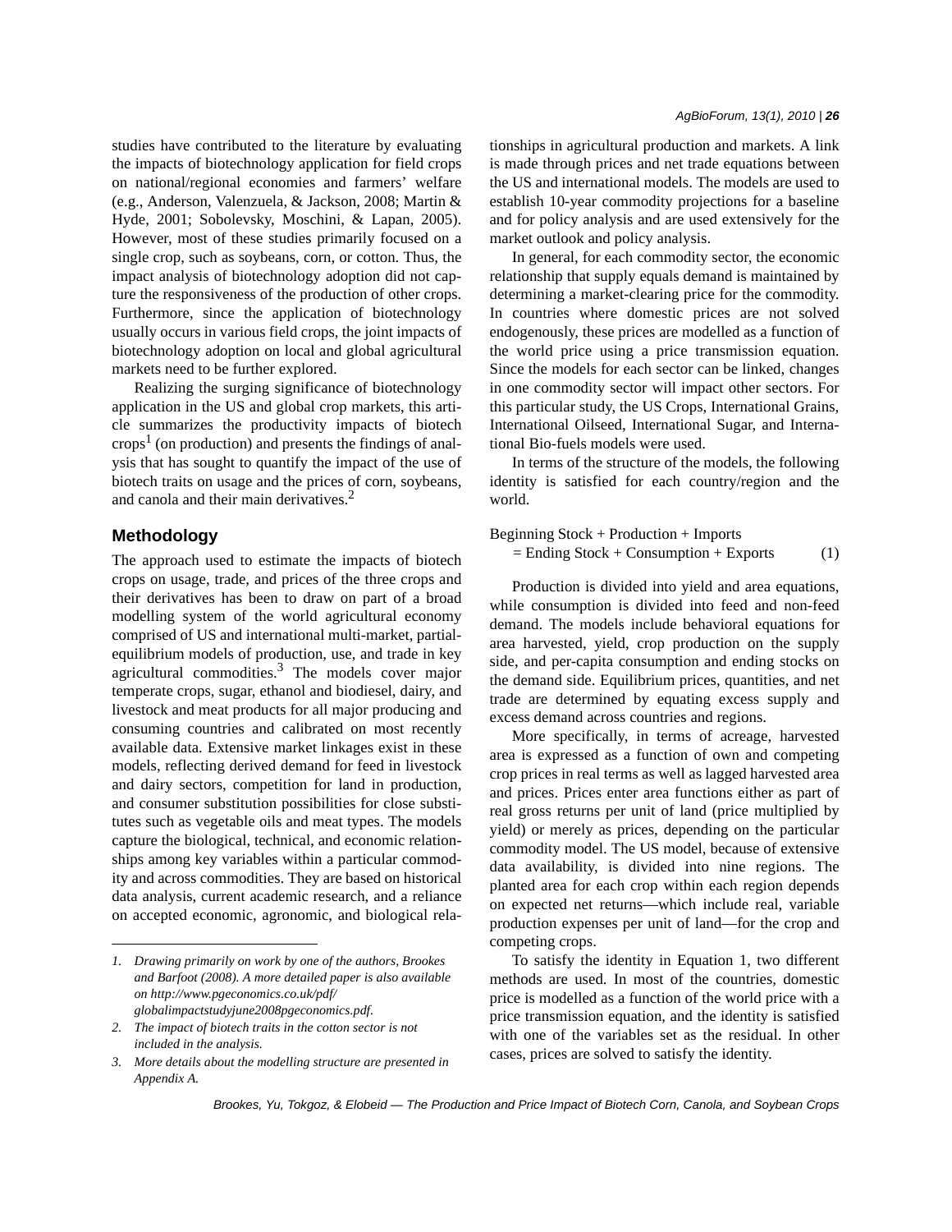studies have contributed to the literature by evaluating the impacts of biotechnology application for field crops on national/regional economies and farmers' welfare (e.g., Anderson, Valenzuela, & Jackson, 2008; Martin & Hyde, 2001; Sobolevsky, Moschini, & Lapan, 2005). However, most of these studies primarily focused on a single crop, such as soybeans, corn, or cotton. Thus, the impact analysis of biotechnology adoption did not capture the responsiveness of the production of other crops. Furthermore, since the application of biotechnology usually occurs in various field crops, the joint impacts of biotechnology adoption on local and global agricultural markets need to be further explored.

Realizing the surging significance of biotechnology application in the US and global crop markets, this article summarizes the productivity impacts of biotech crops[1] (on production) and presents the findings of analysis that has sought to quantify the impact of the use of biotech traits on usage and the prices of corn, soybeans, and canola and their main derivatives.[2]

## Methodology

The approach used to estimate the impacts of biotech crops on usage, trade, and prices of the three crops and their derivatives has been to draw on part of a broad modelling system of the world agricultural economy comprised of US and international multi-market, partial-equilibrium models of production, use, and trade in key agricultural commodities.[3] The models cover major temperate crops, sugar, ethanol and biodiesel, dairy, and livestock and meat products for all major producing and consuming countries and calibrated on most recently available data. Extensive market linkages exist in these models, reflecting derived demand for feed in livestock and dairy sectors, competition for land in production, and consumer substitution possibilities for close substitutes such as vegetable oils and meat types. The models capture the biological, technical, and economic relationships among key variables within a particular commodity and across commodities. They are based on historical data analysis, current academic research, and a reliance on accepted economic, agronomic, and biological relationships in agricultural production and markets. A link is made through prices and net trade equations between the US and international models. The models are used to establish 10-year commodity projections for a baseline and for policy analysis and are used extensively for the market outlook and policy analysis.

In general, for each commodity sector, the economic relationship that supply equals demand is maintained by determining a market-clearing price for the commodity. In countries where domestic prices are not solved endogenously, these prices are modelled as a function of the world price using a price transmission equation. Since the models for each sector can be linked, changes in one commodity sector will impact other sectors. For this particular study, the US Crops, International Grains, International Oilseed, International Sugar, and International Bio-fuels models were used.

In terms of the structure of the models, the following identity is satisfied for each country/region and the world.

$$\text{Beginning Stock} + \text{Production} + \text{Imports} = \text{Ending Stock} + \text{Consumption} + \text{Exports} \qquad (1)$$

Production is divided into yield and area equations, while consumption is divided into feed and non-feed demand. The models include behavioral equations for area harvested, yield, crop production on the supply side, and per-capita consumption and ending stocks on the demand side. Equilibrium prices, quantities, and net trade are determined by equating excess supply and excess demand across countries and regions.

More specifically, in terms of acreage, harvested area is expressed as a function of own and competing crop prices in real terms as well as lagged harvested area and prices. Prices enter area functions either as part of real gross returns per unit of land (price multiplied by yield) or merely as prices, depending on the particular commodity model. The US model, because of extensive data availability, is divided into nine regions. The planted area for each crop within each region depends on expected net returns—which include real, variable production expenses per unit of land—for the crop and competing crops.

To satisfy the identity in Equation 1, two different methods are used. In most of the countries, domestic price is modelled as a function of the world price with a price transmission equation, and the identity is satisfied with one of the variables set as the residual. In other cases, prices are solved to satisfy the identity.

---

1. *Drawing primarily on work by one of the authors, Brookes and Barfoot (2008). A more detailed paper is also available on http://www.pgeconomics.co.uk/pdf/globalimpactstudyjune2008pgeconomics.pdf.*
2. *The impact of biotech traits in the cotton sector is not included in the analysis.*
3. *More details about the modelling structure are presented in Appendix A.*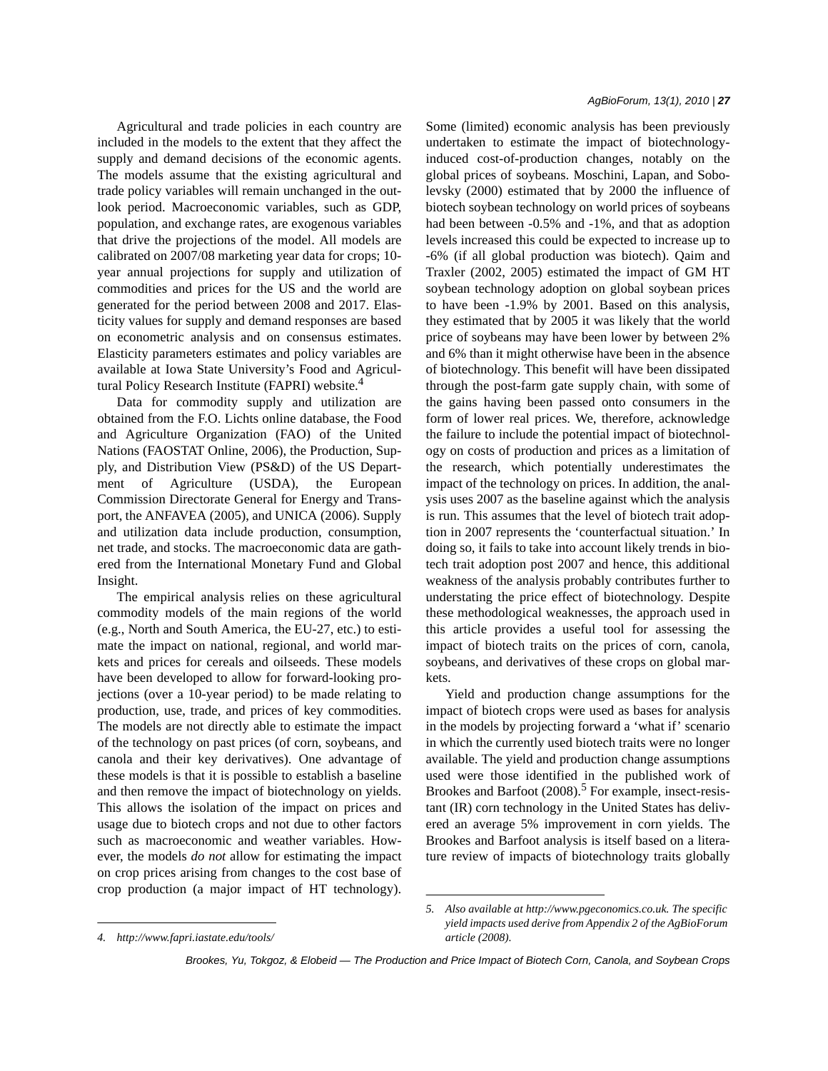Agricultural and trade policies in each country are included in the models to the extent that they affect the supply and demand decisions of the economic agents. The models assume that the existing agricultural and trade policy variables will remain unchanged in the outlook period. Macroeconomic variables, such as GDP, population, and exchange rates, are exogenous variables that drive the projections of the model. All models are calibrated on 2007/08 marketing year data for crops; 10-year annual projections for supply and utilization of commodities and prices for the US and the world are generated for the period between 2008 and 2017. Elasticity values for supply and demand responses are based on econometric analysis and on consensus estimates. Elasticity parameters estimates and policy variables are available at Iowa State University's Food and Agricultural Policy Research Institute (FAPRI) website.[4]

Data for commodity supply and utilization are obtained from the F.O. Lichts online database, the Food and Agriculture Organization (FAO) of the United Nations (FAOSTAT Online, 2006), the Production, Supply, and Distribution View (PS&D) of the US Department of Agriculture (USDA), the European Commission Directorate General for Energy and Transport, the ANFAVEA (2005), and UNICA (2006). Supply and utilization data include production, consumption, net trade, and stocks. The macroeconomic data are gathered from the International Monetary Fund and Global Insight.

The empirical analysis relies on these agricultural commodity models of the main regions of the world (e.g., North and South America, the EU-27, etc.) to estimate the impact on national, regional, and world markets and prices for cereals and oilseeds. These models have been developed to allow for forward-looking projections (over a 10-year period) to be made relating to production, use, trade, and prices of key commodities. The models are not directly able to estimate the impact of the technology on past prices (of corn, soybeans, and canola and their key derivatives). One advantage of these models is that it is possible to establish a baseline and then remove the impact of biotechnology on yields. This allows the isolation of the impact on prices and usage due to biotech crops and not due to other factors such as macroeconomic and weather variables. However, the models *do not* allow for estimating the impact on crop prices arising from changes to the cost base of crop production (a major impact of HT technology). Some (limited) economic analysis has been previously undertaken to estimate the impact of biotechnology-induced cost-of-production changes, notably on the global prices of soybeans. Moschini, Lapan, and Sobolevsky (2000) estimated that by 2000 the influence of biotech soybean technology on world prices of soybeans had been between -0.5% and -1%, and that as adoption levels increased this could be expected to increase up to -6% (if all global production was biotech). Qaim and Traxler (2002, 2005) estimated the impact of GM HT soybean technology adoption on global soybean prices to have been -1.9% by 2001. Based on this analysis, they estimated that by 2005 it was likely that the world price of soybeans may have been lower by between 2% and 6% than it might otherwise have been in the absence of biotechnology. This benefit will have been dissipated through the post-farm gate supply chain, with some of the gains having been passed onto consumers in the form of lower real prices. We, therefore, acknowledge the failure to include the potential impact of biotechnology on costs of production and prices as a limitation of the research, which potentially underestimates the impact of the technology on prices. In addition, the analysis uses 2007 as the baseline against which the analysis is run. This assumes that the level of biotech trait adoption in 2007 represents the 'counterfactual situation.' In doing so, it fails to take into account likely trends in biotech trait adoption post 2007 and hence, this additional weakness of the analysis probably contributes further to understating the price effect of biotechnology. Despite these methodological weaknesses, the approach used in this article provides a useful tool for assessing the impact of biotech traits on the prices of corn, canola, soybeans, and derivatives of these crops on global markets.

Yield and production change assumptions for the impact of biotech crops were used as bases for analysis in the models by projecting forward a 'what if' scenario in which the currently used biotech traits were no longer available. The yield and production change assumptions used were those identified in the published work of Brookes and Barfoot (2008).[5] For example, insect-resistant (IR) corn technology in the United States has delivered an average 5% improvement in corn yields. The Brookes and Barfoot analysis is itself based on a literature review of impacts of biotechnology traits globally

---

4. *http://www.fapri.iastate.edu/tools/*

5. *Also available at http://www.pgeconomics.co.uk. The specific yield impacts used derive from Appendix 2 of the AgBioForum article (2008).*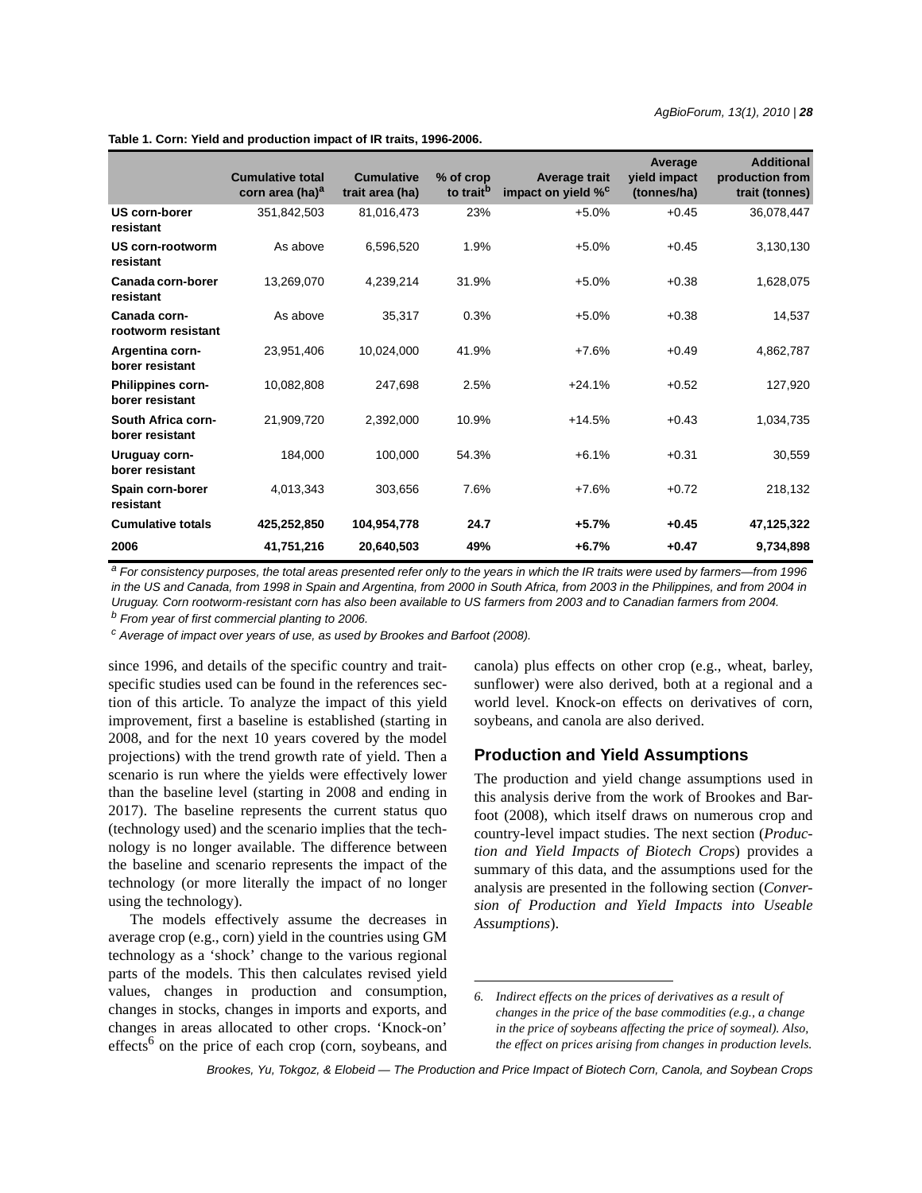**Table 1. Corn: Yield and production impact of IR traits, 1996-2006.**

| | Cumulative total corn area (ha)[a] | Cumulative trait area (ha) | % of crop to trait[b] | Average trait impact on yield %[c] | Average yield impact (tonnes/ha) | Additional production from trait (tonnes) |
|---|---|---|---|---|---|---|
| **US corn-borer resistant** | 351,842,503 | 81,016,473 | 23% | +5.0% | +0.45 | 36,078,447 |
| **US corn-rootworm resistant** | As above | 6,596,520 | 1.9% | +5.0% | +0.45 | 3,130,130 |
| **Canada corn-borer resistant** | 13,269,070 | 4,239,214 | 31.9% | +5.0% | +0.38 | 1,628,075 |
| **Canada corn-rootworm resistant** | As above | 35,317 | 0.3% | +5.0% | +0.38 | 14,537 |
| **Argentina corn-borer resistant** | 23,951,406 | 10,024,000 | 41.9% | +7.6% | +0.49 | 4,862,787 |
| **Philippines corn-borer resistant** | 10,082,808 | 247,698 | 2.5% | +24.1% | +0.52 | 127,920 |
| **South Africa corn-borer resistant** | 21,909,720 | 2,392,000 | 10.9% | +14.5% | +0.43 | 1,034,735 |
| **Uruguay corn-borer resistant** | 184,000 | 100,000 | 54.3% | +6.1% | +0.31 | 30,559 |
| **Spain corn-borer resistant** | 4,013,343 | 303,656 | 7.6% | +7.6% | +0.72 | 218,132 |
| **Cumulative totals** | **425,252,850** | **104,954,778** | **24.7** | **+5.7%** | **+0.45** | **47,125,322** |
| **2006** | **41,751,216** | **20,640,503** | **49%** | **+6.7%** | **+0.47** | **9,734,898** |

*[a] For consistency purposes, the total areas presented refer only to the years in which the IR traits were used by farmers—from 1996 in the US and Canada, from 1998 in Spain and Argentina, from 2000 in South Africa, from 2003 in the Philippines, and from 2004 in Uruguay. Corn rootworm-resistant corn has also been available to US farmers from 2003 and to Canadian farmers from 2004.*

*[b] From year of first commercial planting to 2006.*

*[c] Average of impact over years of use, as used by Brookes and Barfoot (2008).*

since 1996, and details of the specific country and trait-specific studies used can be found in the references section of this article. To analyze the impact of this yield improvement, first a baseline is established (starting in 2008, and for the next 10 years covered by the model projections) with the trend growth rate of yield. Then a scenario is run where the yields were effectively lower than the baseline level (starting in 2008 and ending in 2017). The baseline represents the current status quo (technology used) and the scenario implies that the technology is no longer available. The difference between the baseline and scenario represents the impact of the technology (or more literally the impact of no longer using the technology).

The models effectively assume the decreases in average crop (e.g., corn) yield in the countries using GM technology as a 'shock' change to the various regional parts of the models. This then calculates revised yield values, changes in production and consumption, changes in stocks, changes in imports and exports, and changes in areas allocated to other crops. 'Knock-on' effects[6] on the price of each crop (corn, soybeans, and canola) plus effects on other crop (e.g., wheat, barley, sunflower) were also derived, both at a regional and a world level. Knock-on effects on derivatives of corn, soybeans, and canola are also derived.

## Production and Yield Assumptions

The production and yield change assumptions used in this analysis derive from the work of Brookes and Barfoot (2008), which itself draws on numerous crop and country-level impact studies. The next section (*Production and Yield Impacts of Biotech Crops*) provides a summary of this data, and the assumptions used for the analysis are presented in the following section (*Conversion of Production and Yield Impacts into Useable Assumptions*).

---

*6. Indirect effects on the prices of derivatives as a result of changes in the price of the base commodities (e.g., a change in the price of soybeans affecting the price of soymeal). Also, the effect on prices arising from changes in production levels.*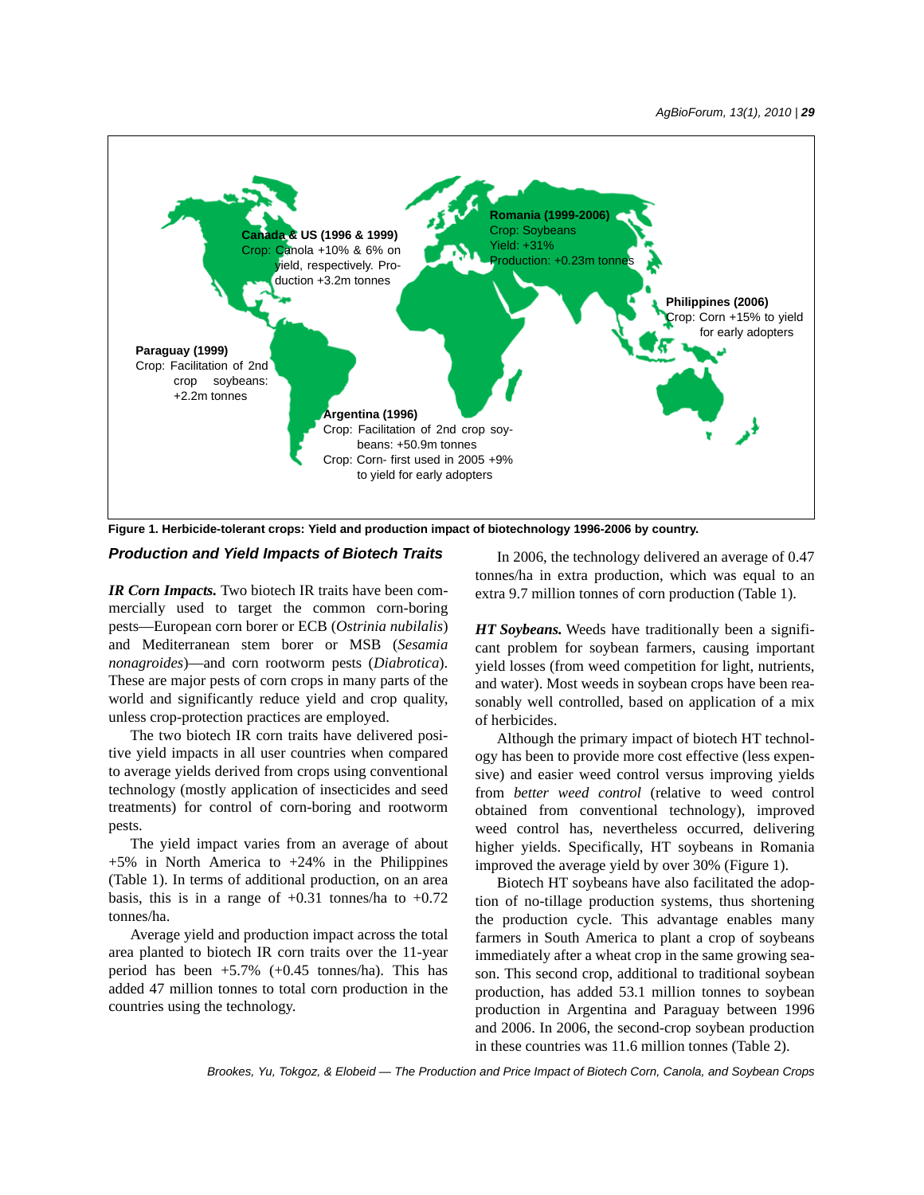Canada & US (1996 & 1999)
Crop: Canola +10% & 6% on yield, respectively. Production +3.2m tonnes

Romania (1999-2006)
Crop: Soybeans
Yield: +31%
Production: +0.23m tonnes

Philippines (2006)
Crop: Corn +15% to yield for early adopters

Paraguay (1999)
Crop: Facilitation of 2nd crop soybeans: +2.2m tonnes

Argentina (1996)
Crop: Facilitation of 2nd crop soybeans: +50.9m tonnes
Crop: Corn- first used in 2005 +9% to yield for early adopters

**Figure 1. Herbicide-tolerant crops: Yield and production impact of biotechnology 1996-2006 by country.**

## *Production and Yield Impacts of Biotech Traits*

***IR Corn Impacts.*** Two biotech IR traits have been commercially used to target the common corn-boring pests—European corn borer or ECB (*Ostrinia nubilalis*) and Mediterranean stem borer or MSB (*Sesamia nonagroides*)—and corn rootworm pests (*Diabrotica*). These are major pests of corn crops in many parts of the world and significantly reduce yield and crop quality, unless crop-protection practices are employed.

The two biotech IR corn traits have delivered positive yield impacts in all user countries when compared to average yields derived from crops using conventional technology (mostly application of insecticides and seed treatments) for control of corn-boring and rootworm pests.

The yield impact varies from an average of about +5% in North America to +24% in the Philippines (Table 1). In terms of additional production, on an area basis, this is in a range of +0.31 tonnes/ha to +0.72 tonnes/ha.

Average yield and production impact across the total area planted to biotech IR corn traits over the 11-year period has been +5.7% (+0.45 tonnes/ha). This has added 47 million tonnes to total corn production in the countries using the technology.

In 2006, the technology delivered an average of 0.47 tonnes/ha in extra production, which was equal to an extra 9.7 million tonnes of corn production (Table 1).

***HT Soybeans.*** Weeds have traditionally been a significant problem for soybean farmers, causing important yield losses (from weed competition for light, nutrients, and water). Most weeds in soybean crops have been reasonably well controlled, based on application of a mix of herbicides.

Although the primary impact of biotech HT technology has been to provide more cost effective (less expensive) and easier weed control versus improving yields from *better weed control* (relative to weed control obtained from conventional technology), improved weed control has, nevertheless occurred, delivering higher yields. Specifically, HT soybeans in Romania improved the average yield by over 30% (Figure 1).

Biotech HT soybeans have also facilitated the adoption of no-tillage production systems, thus shortening the production cycle. This advantage enables many farmers in South America to plant a crop of soybeans immediately after a wheat crop in the same growing season. This second crop, additional to traditional soybean production, has added 53.1 million tonnes to soybean production in Argentina and Paraguay between 1996 and 2006. In 2006, the second-crop soybean production in these countries was 11.6 million tonnes (Table 2).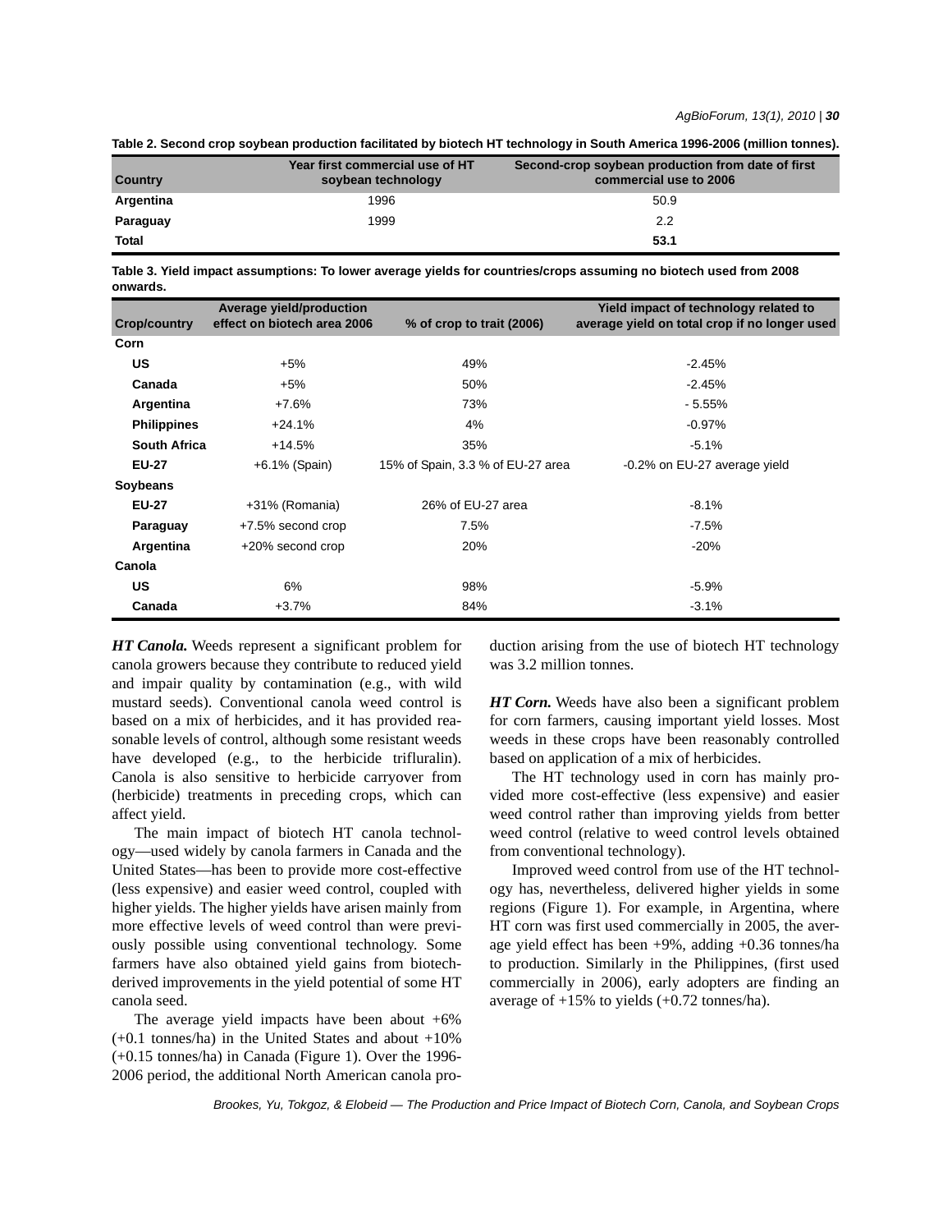**Table 2. Second crop soybean production facilitated by biotech HT technology in South America 1996-2006 (million tonnes).**

| Country | Year first commercial use of HT soybean technology | Second-crop soybean production from date of first commercial use to 2006 |
|---|---|---|
| Argentina | 1996 | 50.9 |
| Paraguay | 1999 | 2.2 |
| Total | | **53.1** |

**Table 3. Yield impact assumptions: To lower average yields for countries/crops assuming no biotech used from 2008 onwards.**

| Crop/country | Average yield/production effect on biotech area 2006 | % of crop to trait (2006) | Yield impact of technology related to average yield on total crop if no longer used |
|---|---|---|---|
| **Corn** | | | |
| US | +5% | 49% | -2.45% |
| Canada | +5% | 50% | -2.45% |
| Argentina | +7.6% | 73% | - 5.55% |
| Philippines | +24.1% | 4% | -0.97% |
| South Africa | +14.5% | 35% | -5.1% |
| EU-27 | +6.1% (Spain) | 15% of Spain, 3.3 % of EU-27 area | -0.2% on EU-27 average yield |
| **Soybeans** | | | |
| EU-27 | +31% (Romania) | 26% of EU-27 area | -8.1% |
| Paraguay | +7.5% second crop | 7.5% | -7.5% |
| Argentina | +20% second crop | 20% | -20% |
| **Canola** | | | |
| US | 6% | 98% | -5.9% |
| Canada | +3.7% | 84% | -3.1% |

***HT Canola.*** Weeds represent a significant problem for canola growers because they contribute to reduced yield and impair quality by contamination (e.g., with wild mustard seeds). Conventional canola weed control is based on a mix of herbicides, and it has provided reasonable levels of control, although some resistant weeds have developed (e.g., to the herbicide trifluralin). Canola is also sensitive to herbicide carryover from (herbicide) treatments in preceding crops, which can affect yield.

The main impact of biotech HT canola technology—used widely by canola farmers in Canada and the United States—has been to provide more cost-effective (less expensive) and easier weed control, coupled with higher yields. The higher yields have arisen mainly from more effective levels of weed control than were previously possible using conventional technology. Some farmers have also obtained yield gains from biotech-derived improvements in the yield potential of some HT canola seed.

The average yield impacts have been about +6% (+0.1 tonnes/ha) in the United States and about +10% (+0.15 tonnes/ha) in Canada (Figure 1). Over the 1996-2006 period, the additional North American canola production arising from the use of biotech HT technology was 3.2 million tonnes.

***HT Corn.*** Weeds have also been a significant problem for corn farmers, causing important yield losses. Most weeds in these crops have been reasonably controlled based on application of a mix of herbicides.

The HT technology used in corn has mainly provided more cost-effective (less expensive) and easier weed control rather than improving yields from better weed control (relative to weed control levels obtained from conventional technology).

Improved weed control from use of the HT technology has, nevertheless, delivered higher yields in some regions (Figure 1). For example, in Argentina, where HT corn was first used commercially in 2005, the average yield effect has been +9%, adding +0.36 tonnes/ha to production. Similarly in the Philippines, (first used commercially in 2006), early adopters are finding an average of +15% to yields (+0.72 tonnes/ha).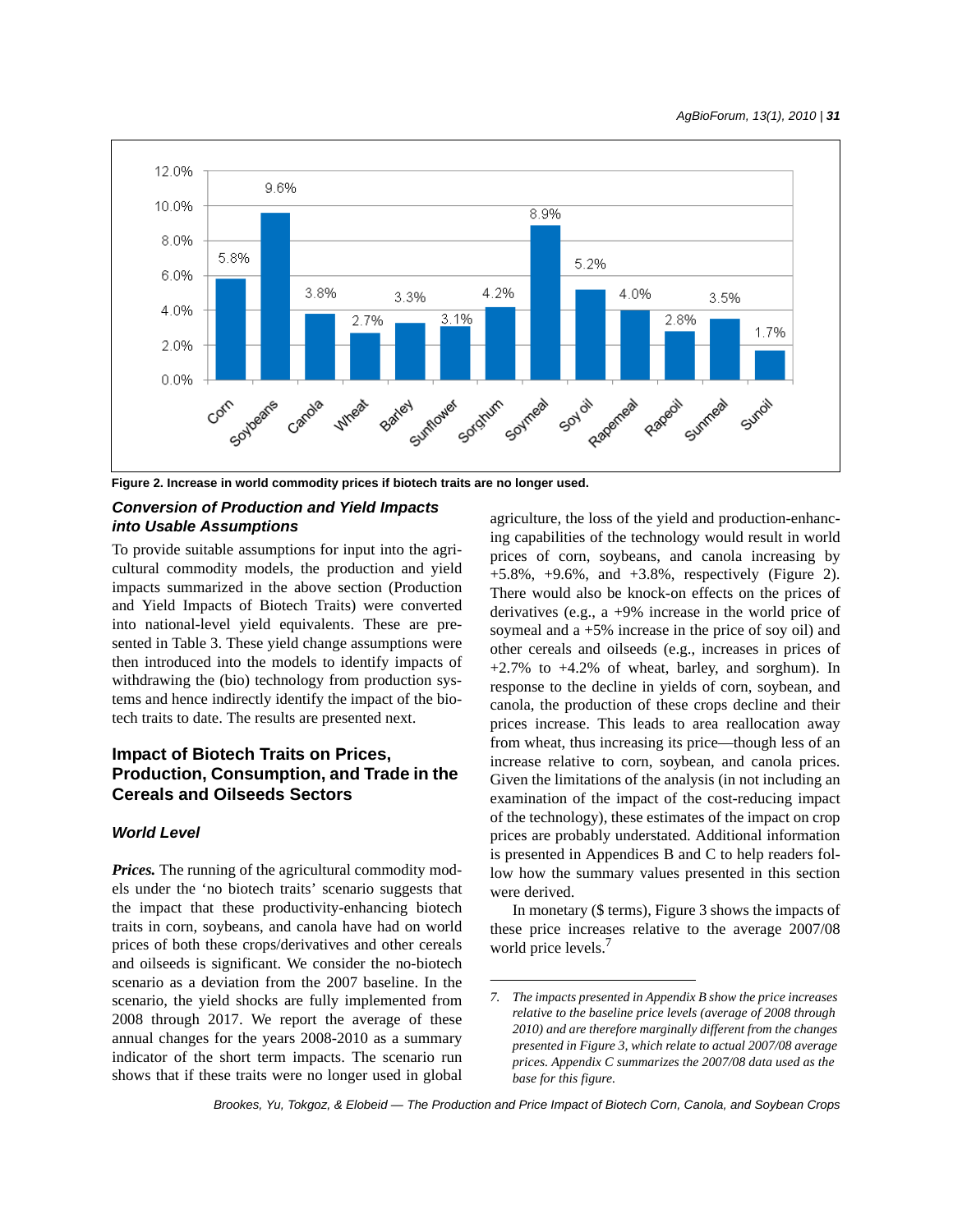Figure 2. Increase in world commodity prices if biotech traits are no longer used.

### *Conversion of Production and Yield Impacts into Usable Assumptions*

To provide suitable assumptions for input into the agricultural commodity models, the production and yield impacts summarized in the above section (Production and Yield Impacts of Biotech Traits) were converted into national-level yield equivalents. These are presented in Table 3. These yield change assumptions were then introduced into the models to identify impacts of withdrawing the (bio) technology from production systems and hence indirectly identify the impact of the biotech traits to date. The results are presented next.

## Impact of Biotech Traits on Prices, Production, Consumption, and Trade in the Cereals and Oilseeds Sectors

### *World Level*

***Prices.*** The running of the agricultural commodity models under the 'no biotech traits' scenario suggests that the impact that these productivity-enhancing biotech traits in corn, soybeans, and canola have had on world prices of both these crops/derivatives and other cereals and oilseeds is significant. We consider the no-biotech scenario as a deviation from the 2007 baseline. In the scenario, the yield shocks are fully implemented from 2008 through 2017. We report the average of these annual changes for the years 2008-2010 as a summary indicator of the short term impacts. The scenario run shows that if these traits were no longer used in global agriculture, the loss of the yield and production-enhancing capabilities of the technology would result in world prices of corn, soybeans, and canola increasing by +5.8%, +9.6%, and +3.8%, respectively (Figure 2). There would also be knock-on effects on the prices of derivatives (e.g., a +9% increase in the world price of soymeal and a +5% increase in the price of soy oil) and other cereals and oilseeds (e.g., increases in prices of +2.7% to +4.2% of wheat, barley, and sorghum). In response to the decline in yields of corn, soybean, and canola, the production of these crops decline and their prices increase. This leads to area reallocation away from wheat, thus increasing its price—though less of an increase relative to corn, soybean, and canola prices. Given the limitations of the analysis (in not including an examination of the impact of the cost-reducing impact of the technology), these estimates of the impact on crop prices are probably understated. Additional information is presented in Appendices B and C to help readers follow how the summary values presented in this section were derived.

In monetary ($ terms), Figure 3 shows the impacts of these price increases relative to the average 2007/08 world price levels.[7]

---

7. *The impacts presented in Appendix B show the price increases relative to the baseline price levels (average of 2008 through 2010) and are therefore marginally different from the changes presented in Figure 3, which relate to actual 2007/08 average prices. Appendix C summarizes the 2007/08 data used as the base for this figure.*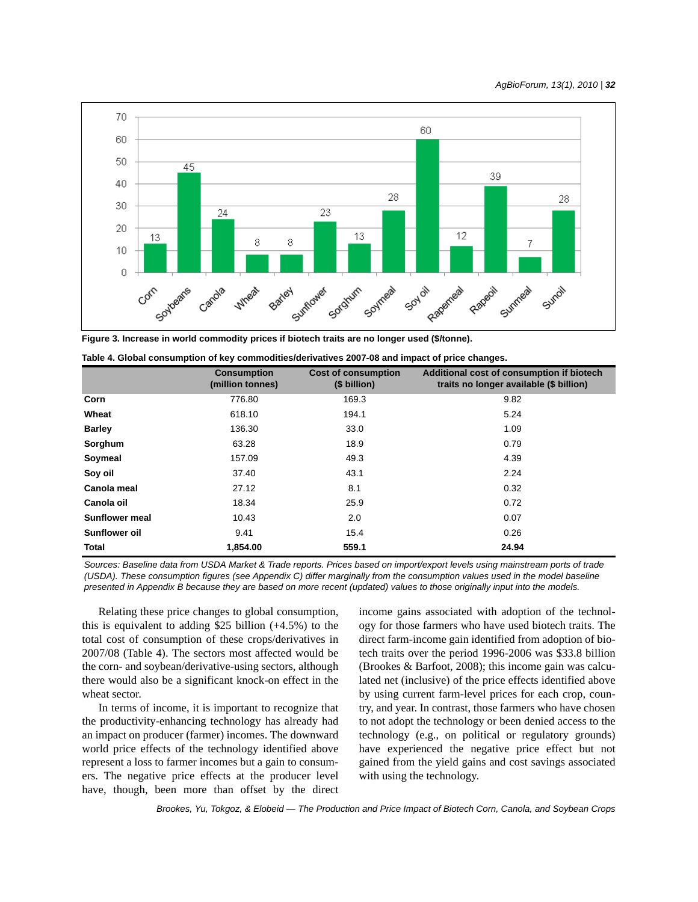Figure 3. Increase in world commodity prices if biotech traits are no longer used ($/tonne).

**Table 4. Global consumption of key commodities/derivatives 2007-08 and impact of price changes.**

| | Consumption (million tonnes) | Cost of consumption ($ billion) | Additional cost of consumption if biotech traits no longer available ($ billion) |
|---|---|---|---|
| **Corn** | 776.80 | 169.3 | 9.82 |
| **Wheat** | 618.10 | 194.1 | 5.24 |
| **Barley** | 136.30 | 33.0 | 1.09 |
| **Sorghum** | 63.28 | 18.9 | 0.79 |
| **Soymeal** | 157.09 | 49.3 | 4.39 |
| **Soy oil** | 37.40 | 43.1 | 2.24 |
| **Canola meal** | 27.12 | 8.1 | 0.32 |
| **Canola oil** | 18.34 | 25.9 | 0.72 |
| **Sunflower meal** | 10.43 | 2.0 | 0.07 |
| **Sunflower oil** | 9.41 | 15.4 | 0.26 |
| **Total** | **1,854.00** | **559.1** | **24.94** |

*Sources: Baseline data from USDA Market & Trade reports. Prices based on import/export levels using mainstream ports of trade (USDA). These consumption figures (see Appendix C) differ marginally from the consumption values used in the model baseline presented in Appendix B because they are based on more recent (updated) values to those originally input into the models.*

Relating these price changes to global consumption, this is equivalent to adding $25 billion (+4.5%) to the total cost of consumption of these crops/derivatives in 2007/08 (Table 4). The sectors most affected would be the corn- and soybean/derivative-using sectors, although there would also be a significant knock-on effect in the wheat sector.

In terms of income, it is important to recognize that the productivity-enhancing technology has already had an impact on producer (farmer) incomes. The downward world price effects of the technology identified above represent a loss to farmer incomes but a gain to consumers. The negative price effects at the producer level have, though, been more than offset by the direct income gains associated with adoption of the technology for those farmers who have used biotech traits. The direct farm-income gain identified from adoption of biotech traits over the period 1996-2006 was $33.8 billion (Brookes & Barfoot, 2008); this income gain was calculated net (inclusive) of the price effects identified above by using current farm-level prices for each crop, country, and year. In contrast, those farmers who have chosen to not adopt the technology or been denied access to the technology (e.g., on political or regulatory grounds) have experienced the negative price effect but not gained from the yield gains and cost savings associated with using the technology.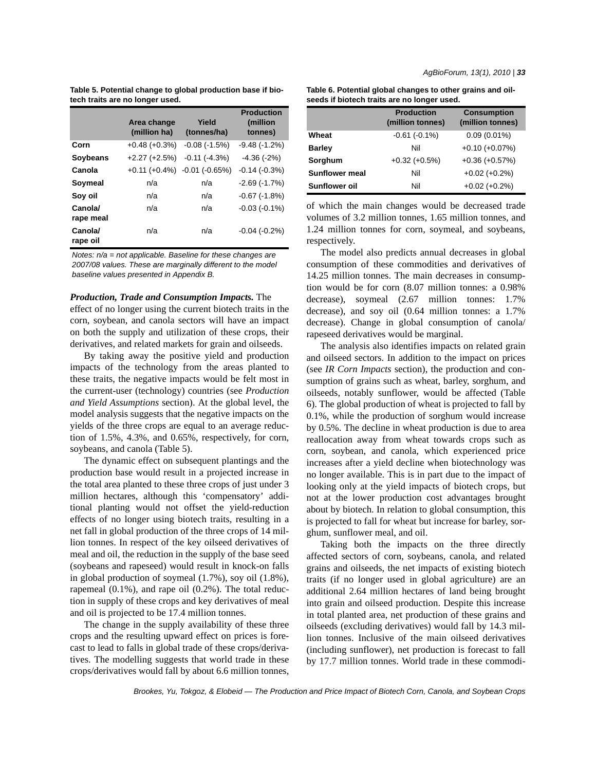**Table 5. Potential change to global production base if biotech traits are no longer used.**

| | Area change (million ha) | Yield (tonnes/ha) | Production (million tonnes) |
|---|---|---|---|
| **Corn** | +0.48 (+0.3%) | -0.08 (-1.5%) | -9.48 (-1.2%) |
| **Soybeans** | +2.27 (+2.5%) | -0.11 (-4.3%) | -4.36 (-2%) |
| **Canola** | +0.11 (+0.4%) | -0.01 (-0.65%) | -0.14 (-0.3%) |
| **Soymeal** | n/a | n/a | -2.69 (-1.7%) |
| **Soy oil** | n/a | n/a | -0.67 (-1.8%) |
| **Canola/ rape meal** | n/a | n/a | -0.03 (-0.1%) |
| **Canola/ rape oil** | n/a | n/a | -0.04 (-0.2%) |

*Notes: n/a = not applicable. Baseline for these changes are 2007/08 values. These are marginally different to the model baseline values presented in Appendix B.*

***Production, Trade and Consumption Impacts.*** The effect of no longer using the current biotech traits in the corn, soybean, and canola sectors will have an impact on both the supply and utilization of these crops, their derivatives, and related markets for grain and oilseeds.

By taking away the positive yield and production impacts of the technology from the areas planted to these traits, the negative impacts would be felt most in the current-user (technology) countries (see *Production and Yield Assumptions* section). At the global level, the model analysis suggests that the negative impacts on the yields of the three crops are equal to an average reduction of 1.5%, 4.3%, and 0.65%, respectively, for corn, soybeans, and canola (Table 5).

The dynamic effect on subsequent plantings and the production base would result in a projected increase in the total area planted to these three crops of just under 3 million hectares, although this 'compensatory' additional planting would not offset the yield-reduction effects of no longer using biotech traits, resulting in a net fall in global production of the three crops of 14 million tonnes. In respect of the key oilseed derivatives of meal and oil, the reduction in the supply of the base seed (soybeans and rapeseed) would result in knock-on falls in global production of soymeal (1.7%), soy oil (1.8%), rapemeal (0.1%), and rape oil (0.2%). The total reduction in supply of these crops and key derivatives of meal and oil is projected to be 17.4 million tonnes.

The change in the supply availability of these three crops and the resulting upward effect on prices is forecast to lead to falls in global trade of these crops/derivatives. The modelling suggests that world trade in these crops/derivatives would fall by about 6.6 million tonnes, of which the main changes would be decreased trade volumes of 3.2 million tonnes, 1.65 million tonnes, and 1.24 million tonnes for corn, soymeal, and soybeans, respectively.

**Table 6. Potential global changes to other grains and oilseeds if biotech traits are no longer used.**

| | Production (million tonnes) | Consumption (million tonnes) |
|---|---|---|
| **Wheat** | -0.61 (-0.1%) | 0.09 (0.01%) |
| **Barley** | Nil | +0.10 (+0.07%) |
| **Sorghum** | +0.32 (+0.5%) | +0.36 (+0.57%) |
| **Sunflower meal** | Nil | +0.02 (+0.2%) |
| **Sunflower oil** | Nil | +0.02 (+0.2%) |

The model also predicts annual decreases in global consumption of these commodities and derivatives of 14.25 million tonnes. The main decreases in consumption would be for corn (8.07 million tonnes: a 0.98% decrease), soymeal (2.67 million tonnes: 1.7% decrease), and soy oil (0.64 million tonnes: a 1.7% decrease). Change in global consumption of canola/ rapeseed derivatives would be marginal.

The analysis also identifies impacts on related grain and oilseed sectors. In addition to the impact on prices (see *IR Corn Impacts* section), the production and consumption of grains such as wheat, barley, sorghum, and oilseeds, notably sunflower, would be affected (Table 6). The global production of wheat is projected to fall by 0.1%, while the production of sorghum would increase by 0.5%. The decline in wheat production is due to area reallocation away from wheat towards crops such as corn, soybean, and canola, which experienced price increases after a yield decline when biotechnology was no longer available. This is in part due to the impact of looking only at the yield impacts of biotech crops, but not at the lower production cost advantages brought about by biotech. In relation to global consumption, this is projected to fall for wheat but increase for barley, sorghum, sunflower meal, and oil.

Taking both the impacts on the three directly affected sectors of corn, soybeans, canola, and related grains and oilseeds, the net impacts of existing biotech traits (if no longer used in global agriculture) are an additional 2.64 million hectares of land being brought into grain and oilseed production. Despite this increase in total planted area, net production of these grains and oilseeds (excluding derivatives) would fall by 14.3 million tonnes. Inclusive of the main oilseed derivatives (including sunflower), net production is forecast to fall by 17.7 million tonnes. World trade in these commodi-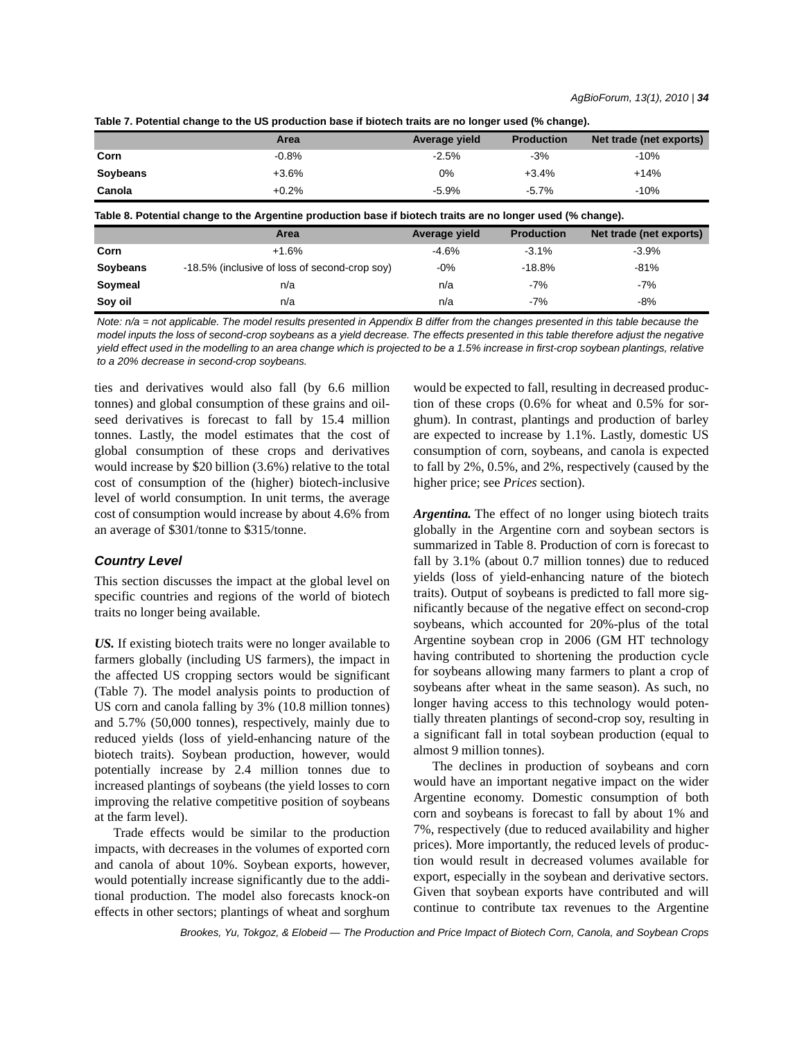Table 7. Potential change to the US production base if biotech traits are no longer used (% change).

| | Area | Average yield | Production | Net trade (net exports) |
|---|---|---|---|---|
| **Corn** | -0.8% | -2.5% | -3% | -10% |
| **Soybeans** | +3.6% | 0% | +3.4% | +14% |
| **Canola** | +0.2% | -5.9% | -5.7% | -10% |

Table 8. Potential change to the Argentine production base if biotech traits are no longer used (% change).

| | Area | Average yield | Production | Net trade (net exports) |
|---|---|---|---|---|
| **Corn** | +1.6% | -4.6% | -3.1% | -3.9% |
| **Soybeans** | -18.5% (inclusive of loss of second-crop soy) | -0% | -18.8% | -81% |
| **Soymeal** | n/a | n/a | -7% | -7% |
| **Soy oil** | n/a | n/a | -7% | -8% |

*Note: n/a = not applicable. The model results presented in Appendix B differ from the changes presented in this table because the model inputs the loss of second-crop soybeans as a yield decrease. The effects presented in this table therefore adjust the negative yield effect used in the modelling to an area change which is projected to be a 1.5% increase in first-crop soybean plantings, relative to a 20% decrease in second-crop soybeans.*

ties and derivatives would also fall (by 6.6 million tonnes) and global consumption of these grains and oilseed derivatives is forecast to fall by 15.4 million tonnes. Lastly, the model estimates that the cost of global consumption of these crops and derivatives would increase by $20 billion (3.6%) relative to the total cost of consumption of the (higher) biotech-inclusive level of world consumption. In unit terms, the average cost of consumption would increase by about 4.6% from an average of $301/tonne to $315/tonne.

### Country Level

This section discusses the impact at the global level on specific countries and regions of the world of biotech traits no longer being available.

***US.*** If existing biotech traits were no longer available to farmers globally (including US farmers), the impact in the affected US cropping sectors would be significant (Table 7). The model analysis points to production of US corn and canola falling by 3% (10.8 million tonnes) and 5.7% (50,000 tonnes), respectively, mainly due to reduced yields (loss of yield-enhancing nature of the biotech traits). Soybean production, however, would potentially increase by 2.4 million tonnes due to increased plantings of soybeans (the yield losses to corn improving the relative competitive position of soybeans at the farm level).

Trade effects would be similar to the production impacts, with decreases in the volumes of exported corn and canola of about 10%. Soybean exports, however, would potentially increase significantly due to the additional production. The model also forecasts knock-on effects in other sectors; plantings of wheat and sorghum would be expected to fall, resulting in decreased production of these crops (0.6% for wheat and 0.5% for sorghum). In contrast, plantings and production of barley are expected to increase by 1.1%. Lastly, domestic US consumption of corn, soybeans, and canola is expected to fall by 2%, 0.5%, and 2%, respectively (caused by the higher price; see *Prices* section).

***Argentina.*** The effect of no longer using biotech traits globally in the Argentine corn and soybean sectors is summarized in Table 8. Production of corn is forecast to fall by 3.1% (about 0.7 million tonnes) due to reduced yields (loss of yield-enhancing nature of the biotech traits). Output of soybeans is predicted to fall more significantly because of the negative effect on second-crop soybeans, which accounted for 20%-plus of the total Argentine soybean crop in 2006 (GM HT technology having contributed to shortening the production cycle for soybeans allowing many farmers to plant a crop of soybeans after wheat in the same season). As such, no longer having access to this technology would potentially threaten plantings of second-crop soy, resulting in a significant fall in total soybean production (equal to almost 9 million tonnes).

The declines in production of soybeans and corn would have an important negative impact on the wider Argentine economy. Domestic consumption of both corn and soybeans is forecast to fall by about 1% and 7%, respectively (due to reduced availability and higher prices). More importantly, the reduced levels of production would result in decreased volumes available for export, especially in the soybean and derivative sectors. Given that soybean exports have contributed and will continue to contribute tax revenues to the Argentine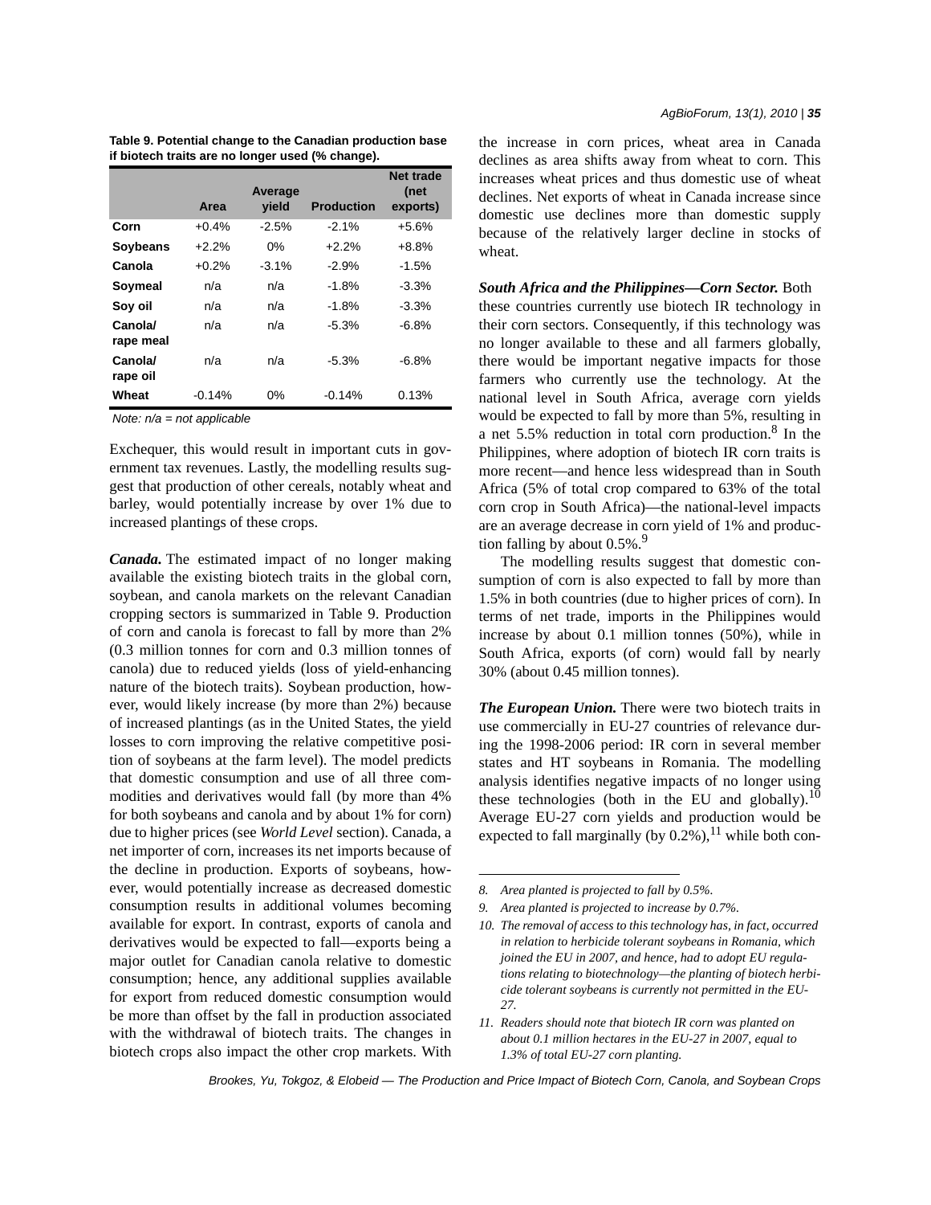**Table 9. Potential change to the Canadian production base if biotech traits are no longer used (% change).**

| | Area | Average yield | Production | Net trade (net exports) |
|---|---|---|---|---|
| Corn | +0.4% | -2.5% | -2.1% | +5.6% |
| Soybeans | +2.2% | 0% | +2.2% | +8.8% |
| Canola | +0.2% | -3.1% | -2.9% | -1.5% |
| Soymeal | n/a | n/a | -1.8% | -3.3% |
| Soy oil | n/a | n/a | -1.8% | -3.3% |
| Canola/ rape meal | n/a | n/a | -5.3% | -6.8% |
| Canola/ rape oil | n/a | n/a | -5.3% | -6.8% |
| Wheat | -0.14% | 0% | -0.14% | 0.13% |

*Note: n/a = not applicable*

Exchequer, this would result in important cuts in government tax revenues. Lastly, the modelling results suggest that production of other cereals, notably wheat and barley, would potentially increase by over 1% due to increased plantings of these crops.

***Canada.*** The estimated impact of no longer making available the existing biotech traits in the global corn, soybean, and canola markets on the relevant Canadian cropping sectors is summarized in Table 9. Production of corn and canola is forecast to fall by more than 2% (0.3 million tonnes for corn and 0.3 million tonnes of canola) due to reduced yields (loss of yield-enhancing nature of the biotech traits). Soybean production, however, would likely increase (by more than 2%) because of increased plantings (as in the United States, the yield losses to corn improving the relative competitive position of soybeans at the farm level). The model predicts that domestic consumption and use of all three commodities and derivatives would fall (by more than 4% for both soybeans and canola and by about 1% for corn) due to higher prices (see *World Level* section). Canada, a net importer of corn, increases its net imports because of the decline in production. Exports of soybeans, however, would potentially increase as decreased domestic consumption results in additional volumes becoming available for export. In contrast, exports of canola and derivatives would be expected to fall—exports being a major outlet for Canadian canola relative to domestic consumption; hence, any additional supplies available for export from reduced domestic consumption would be more than offset by the fall in production associated with the withdrawal of biotech traits. The changes in biotech crops also impact the other crop markets. With the increase in corn prices, wheat area in Canada declines as area shifts away from wheat to corn. This increases wheat prices and thus domestic use of wheat declines. Net exports of wheat in Canada increase since domestic use declines more than domestic supply because of the relatively larger decline in stocks of wheat.

***South Africa and the Philippines—Corn Sector.*** Both these countries currently use biotech IR technology in their corn sectors. Consequently, if this technology was no longer available to these and all farmers globally, there would be important negative impacts for those farmers who currently use the technology. At the national level in South Africa, average corn yields would be expected to fall by more than 5%, resulting in a net 5.5% reduction in total corn production.[8] In the Philippines, where adoption of biotech IR corn traits is more recent—and hence less widespread than in South Africa (5% of total crop compared to 63% of the total corn crop in South Africa)—the national-level impacts are an average decrease in corn yield of 1% and production falling by about 0.5%.[9]

The modelling results suggest that domestic consumption of corn is also expected to fall by more than 1.5% in both countries (due to higher prices of corn). In terms of net trade, imports in the Philippines would increase by about 0.1 million tonnes (50%), while in South Africa, exports (of corn) would fall by nearly 30% (about 0.45 million tonnes).

***The European Union.*** There were two biotech traits in use commercially in EU-27 countries of relevance during the 1998-2006 period: IR corn in several member states and HT soybeans in Romania. The modelling analysis identifies negative impacts of no longer using these technologies (both in the EU and globally).[10] Average EU-27 corn yields and production would be expected to fall marginally (by 0.2%),[11] while both con-

8. *Area planted is projected to fall by 0.5%.*

9. *Area planted is projected to increase by 0.7%.*

10. *The removal of access to this technology has, in fact, occurred in relation to herbicide tolerant soybeans in Romania, which joined the EU in 2007, and hence, had to adopt EU regulations relating to biotechnology—the planting of biotech herbicide tolerant soybeans is currently not permitted in the EU-27.*

11. *Readers should note that biotech IR corn was planted on about 0.1 million hectares in the EU-27 in 2007, equal to 1.3% of total EU-27 corn planting.*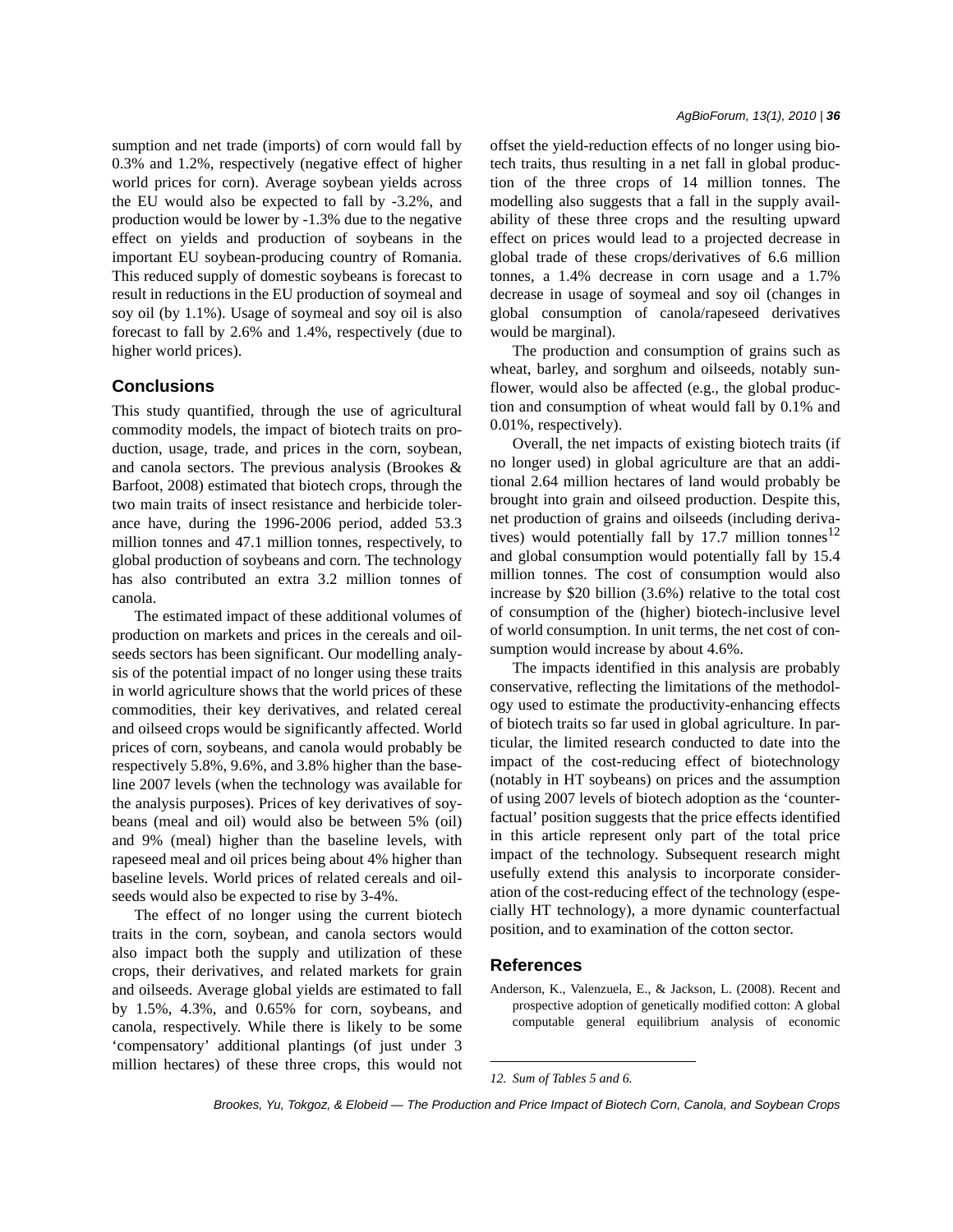sumption and net trade (imports) of corn would fall by 0.3% and 1.2%, respectively (negative effect of higher world prices for corn). Average soybean yields across the EU would also be expected to fall by -3.2%, and production would be lower by -1.3% due to the negative effect on yields and production of soybeans in the important EU soybean-producing country of Romania. This reduced supply of domestic soybeans is forecast to result in reductions in the EU production of soymeal and soy oil (by 1.1%). Usage of soymeal and soy oil is also forecast to fall by 2.6% and 1.4%, respectively (due to higher world prices).

## Conclusions

This study quantified, through the use of agricultural commodity models, the impact of biotech traits on production, usage, trade, and prices in the corn, soybean, and canola sectors. The previous analysis (Brookes & Barfoot, 2008) estimated that biotech crops, through the two main traits of insect resistance and herbicide tolerance have, during the 1996-2006 period, added 53.3 million tonnes and 47.1 million tonnes, respectively, to global production of soybeans and corn. The technology has also contributed an extra 3.2 million tonnes of canola.

The estimated impact of these additional volumes of production on markets and prices in the cereals and oilseeds sectors has been significant. Our modelling analysis of the potential impact of no longer using these traits in world agriculture shows that the world prices of these commodities, their key derivatives, and related cereal and oilseed crops would be significantly affected. World prices of corn, soybeans, and canola would probably be respectively 5.8%, 9.6%, and 3.8% higher than the baseline 2007 levels (when the technology was available for the analysis purposes). Prices of key derivatives of soybeans (meal and oil) would also be between 5% (oil) and 9% (meal) higher than the baseline levels, with rapeseed meal and oil prices being about 4% higher than baseline levels. World prices of related cereals and oilseeds would also be expected to rise by 3-4%.

The effect of no longer using the current biotech traits in the corn, soybean, and canola sectors would also impact both the supply and utilization of these crops, their derivatives, and related markets for grain and oilseeds. Average global yields are estimated to fall by 1.5%, 4.3%, and 0.65% for corn, soybeans, and canola, respectively. While there is likely to be some 'compensatory' additional plantings (of just under 3 million hectares) of these three crops, this would not offset the yield-reduction effects of no longer using biotech traits, thus resulting in a net fall in global production of the three crops of 14 million tonnes. The modelling also suggests that a fall in the supply availability of these three crops and the resulting upward effect on prices would lead to a projected decrease in global trade of these crops/derivatives of 6.6 million tonnes, a 1.4% decrease in corn usage and a 1.7% decrease in usage of soymeal and soy oil (changes in global consumption of canola/rapeseed derivatives would be marginal).

The production and consumption of grains such as wheat, barley, and sorghum and oilseeds, notably sunflower, would also be affected (e.g., the global production and consumption of wheat would fall by 0.1% and 0.01%, respectively).

Overall, the net impacts of existing biotech traits (if no longer used) in global agriculture are that an additional 2.64 million hectares of land would probably be brought into grain and oilseed production. Despite this, net production of grains and oilseeds (including derivatives) would potentially fall by 17.7 million tonnes[12] and global consumption would potentially fall by 15.4 million tonnes. The cost of consumption would also increase by $20 billion (3.6%) relative to the total cost of consumption of the (higher) biotech-inclusive level of world consumption. In unit terms, the net cost of consumption would increase by about 4.6%.

The impacts identified in this analysis are probably conservative, reflecting the limitations of the methodology used to estimate the productivity-enhancing effects of biotech traits so far used in global agriculture. In particular, the limited research conducted to date into the impact of the cost-reducing effect of biotechnology (notably in HT soybeans) on prices and the assumption of using 2007 levels of biotech adoption as the 'counterfactual' position suggests that the price effects identified in this article represent only part of the total price impact of the technology. Subsequent research might usefully extend this analysis to incorporate consideration of the cost-reducing effect of the technology (especially HT technology), a more dynamic counterfactual position, and to examination of the cotton sector.

## References

Anderson, K., Valenzuela, E., & Jackson, L. (2008). Recent and prospective adoption of genetically modified cotton: A global computable general equilibrium analysis of economic

---

*12. Sum of Tables 5 and 6.*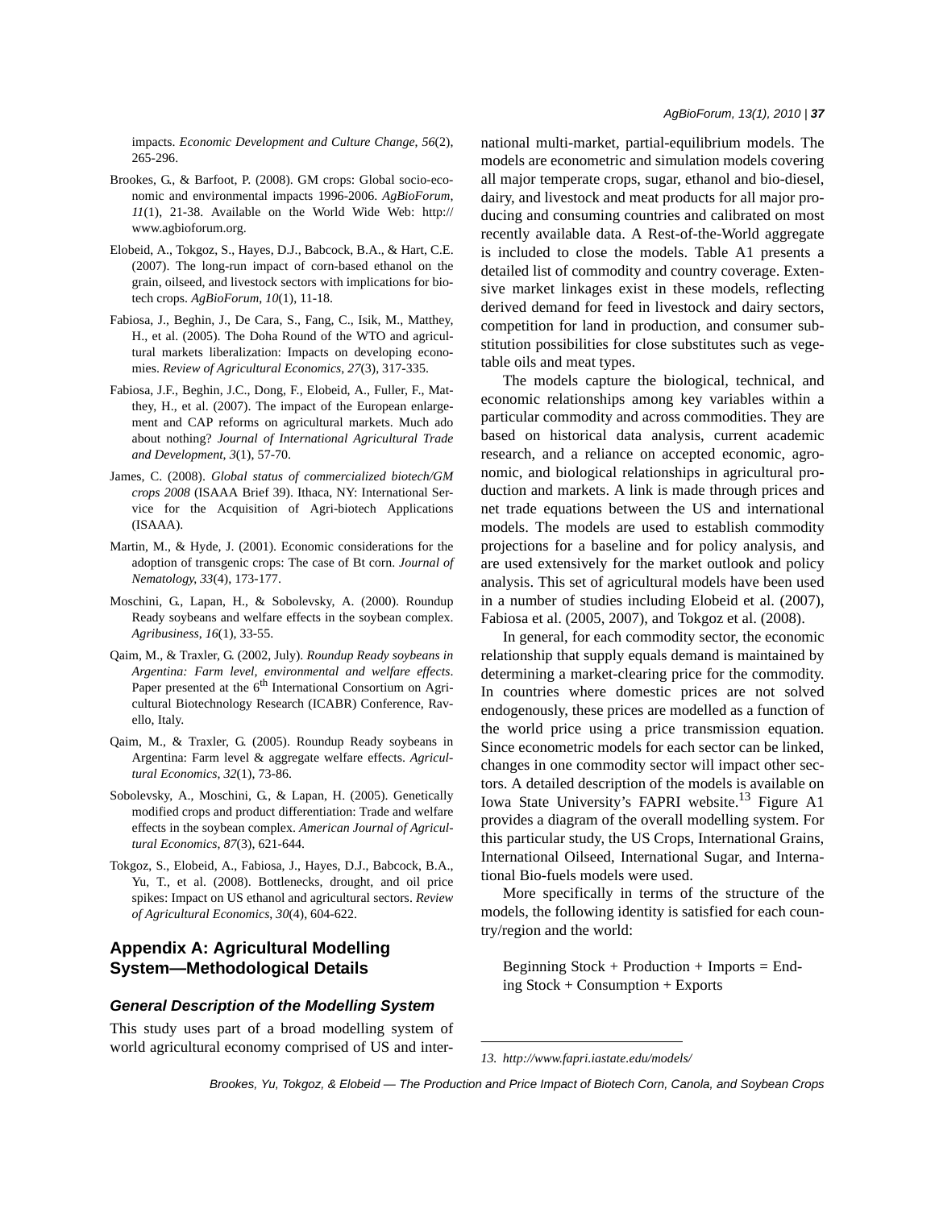impacts. *Economic Development and Culture Change*, *56*(2), 265-296.

Brookes, G., & Barfoot, P. (2008). GM crops: Global socio-economic and environmental impacts 1996-2006. *AgBioForum*, *11*(1), 21-38. Available on the World Wide Web: http://www.agbioforum.org.

Elobeid, A., Tokgoz, S., Hayes, D.J., Babcock, B.A., & Hart, C.E. (2007). The long-run impact of corn-based ethanol on the grain, oilseed, and livestock sectors with implications for biotech crops. *AgBioForum*, *10*(1), 11-18.

Fabiosa, J., Beghin, J., De Cara, S., Fang, C., Isik, M., Matthey, H., et al. (2005). The Doha Round of the WTO and agricultural markets liberalization: Impacts on developing economies. *Review of Agricultural Economics*, *27*(3), 317-335.

Fabiosa, J.F., Beghin, J.C., Dong, F., Elobeid, A., Fuller, F., Matthey, H., et al. (2007). The impact of the European enlargement and CAP reforms on agricultural markets. Much ado about nothing? *Journal of International Agricultural Trade and Development*, *3*(1), 57-70.

James, C. (2008). *Global status of commercialized biotech/GM crops 2008* (ISAAA Brief 39). Ithaca, NY: International Service for the Acquisition of Agri-biotech Applications (ISAAA).

Martin, M., & Hyde, J. (2001). Economic considerations for the adoption of transgenic crops: The case of Bt corn. *Journal of Nematology*, *33*(4), 173-177.

Moschini, G., Lapan, H., & Sobolevsky, A. (2000). Roundup Ready soybeans and welfare effects in the soybean complex. *Agribusiness*, *16*(1), 33-55.

Qaim, M., & Traxler, G. (2002, July). *Roundup Ready soybeans in Argentina: Farm level, environmental and welfare effects*. Paper presented at the 6th International Consortium on Agricultural Biotechnology Research (ICABR) Conference, Ravello, Italy.

Qaim, M., & Traxler, G. (2005). Roundup Ready soybeans in Argentina: Farm level & aggregate welfare effects. *Agricultural Economics*, *32*(1), 73-86.

Sobolevsky, A., Moschini, G., & Lapan, H. (2005). Genetically modified crops and product differentiation: Trade and welfare effects in the soybean complex. *American Journal of Agricultural Economics*, *87*(3), 621-644.

Tokgoz, S., Elobeid, A., Fabiosa, J., Hayes, D.J., Babcock, B.A., Yu, T., et al. (2008). Bottlenecks, drought, and oil price spikes: Impact on US ethanol and agricultural sectors. *Review of Agricultural Economics*, *30*(4), 604-622.

## Appendix A: Agricultural Modelling System—Methodological Details

### *General Description of the Modelling System*

This study uses part of a broad modelling system of world agricultural economy comprised of US and international multi-market, partial-equilibrium models. The models are econometric and simulation models covering all major temperate crops, sugar, ethanol and bio-diesel, dairy, and livestock and meat products for all major producing and consuming countries and calibrated on most recently available data. A Rest-of-the-World aggregate is included to close the models. Table A1 presents a detailed list of commodity and country coverage. Extensive market linkages exist in these models, reflecting derived demand for feed in livestock and dairy sectors, competition for land in production, and consumer substitution possibilities for close substitutes such as vegetable oils and meat types.

The models capture the biological, technical, and economic relationships among key variables within a particular commodity and across commodities. They are based on historical data analysis, current academic research, and a reliance on accepted economic, agronomic, and biological relationships in agricultural production and markets. A link is made through prices and net trade equations between the US and international models. The models are used to establish commodity projections for a baseline and for policy analysis, and are used extensively for the market outlook and policy analysis. This set of agricultural models have been used in a number of studies including Elobeid et al. (2007), Fabiosa et al. (2005, 2007), and Tokgoz et al. (2008).

In general, for each commodity sector, the economic relationship that supply equals demand is maintained by determining a market-clearing price for the commodity. In countries where domestic prices are not solved endogenously, these prices are modelled as a function of the world price using a price transmission equation. Since econometric models for each sector can be linked, changes in one commodity sector will impact other sectors. A detailed description of the models is available on Iowa State University's FAPRI website.[13] Figure A1 provides a diagram of the overall modelling system. For this particular study, the US Crops, International Grains, International Oilseed, International Sugar, and International Bio-fuels models were used.

More specifically in terms of the structure of the models, the following identity is satisfied for each country/region and the world:

Beginning Stock + Production + Imports = Ending Stock + Consumption + Exports

13. *http://www.fapri.iastate.edu/models/*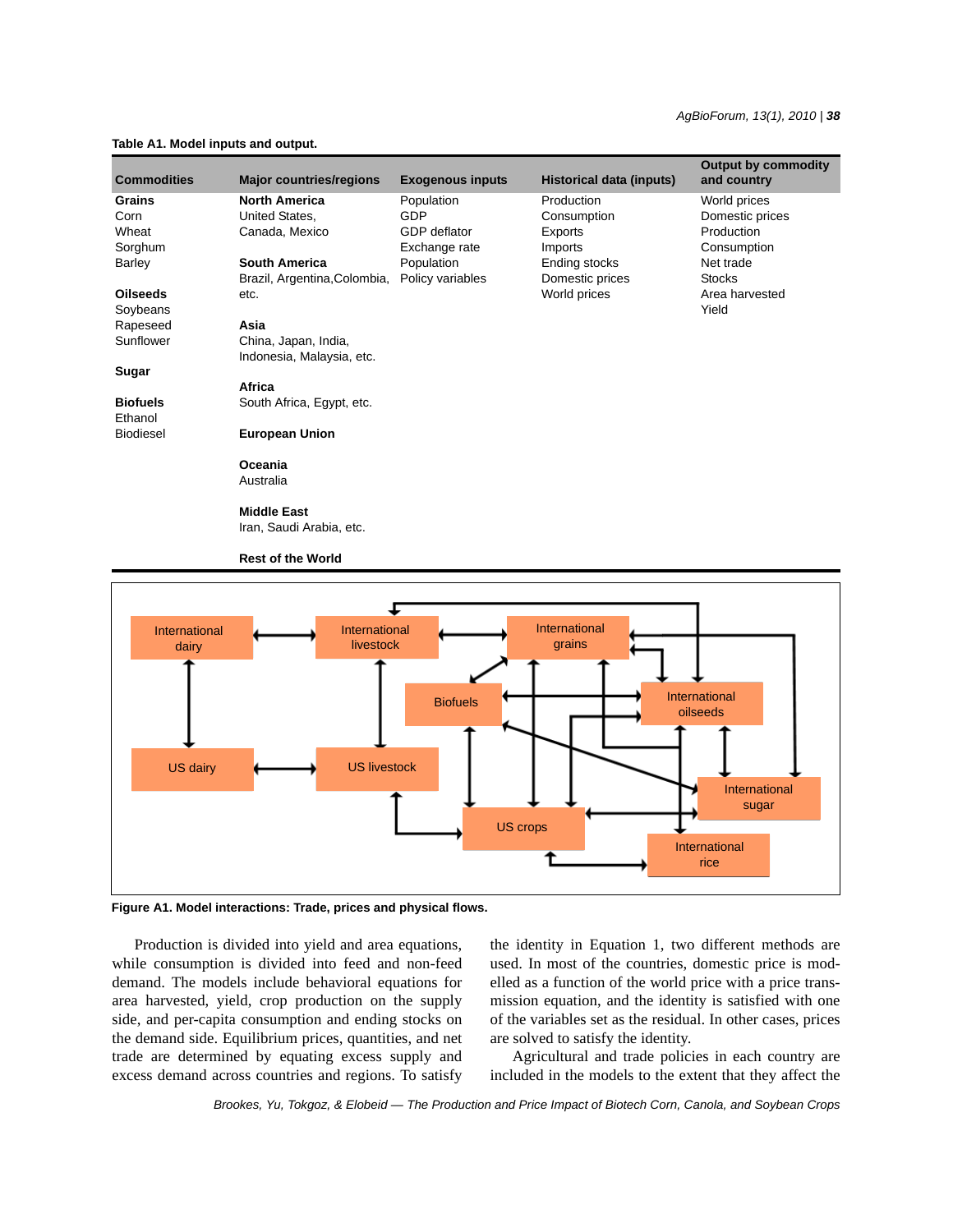**Table A1. Model inputs and output.**

| Commodities | Major countries/regions | Exogenous inputs | Historical data (inputs) | Output by commodity and country |
|---|---|---|---|---|
| **Grains** | **North America** | Population | Production | World prices |
| Corn | United States, | GDP | Consumption | Domestic prices |
| Wheat | Canada, Mexico | GDP deflator | Exports | Production |
| Sorghum | | Exchange rate | Imports | Consumption |
| Barley | **South America** | Population | Ending stocks | Net trade |
| | Brazil, Argentina,Colombia, | Policy variables | Domestic prices | Stocks |
| **Oilseeds** | etc. | | World prices | Area harvested |
| Soybeans | | | | Yield |
| Rapeseed | **Asia** | | | |
| Sunflower | China, Japan, India, | | | |
| | Indonesia, Malaysia, etc. | | | |
| **Sugar** | | | | |
| | **Africa** | | | |
| **Biofuels** | South Africa, Egypt, etc. | | | |
| Ethanol | | | | |
| Biodiesel | **European Union** | | | |
| | **Oceania** | | | |
| | Australia | | | |
| | **Middle East** | | | |
| | Iran, Saudi Arabia, etc. | | | |
| | **Rest of the World** | | | |

**Figure A1. Model interactions: Trade, prices and physical flows.**

Production is divided into yield and area equations, while consumption is divided into feed and non-feed demand. The models include behavioral equations for area harvested, yield, crop production on the supply side, and per-capita consumption and ending stocks on the demand side. Equilibrium prices, quantities, and net trade are determined by equating excess supply and excess demand across countries and regions. To satisfy the identity in Equation 1, two different methods are used. In most of the countries, domestic price is modelled as a function of the world price with a price transmission equation, and the identity is satisfied with one of the variables set as the residual. In other cases, prices are solved to satisfy the identity.

Agricultural and trade policies in each country are included in the models to the extent that they affect the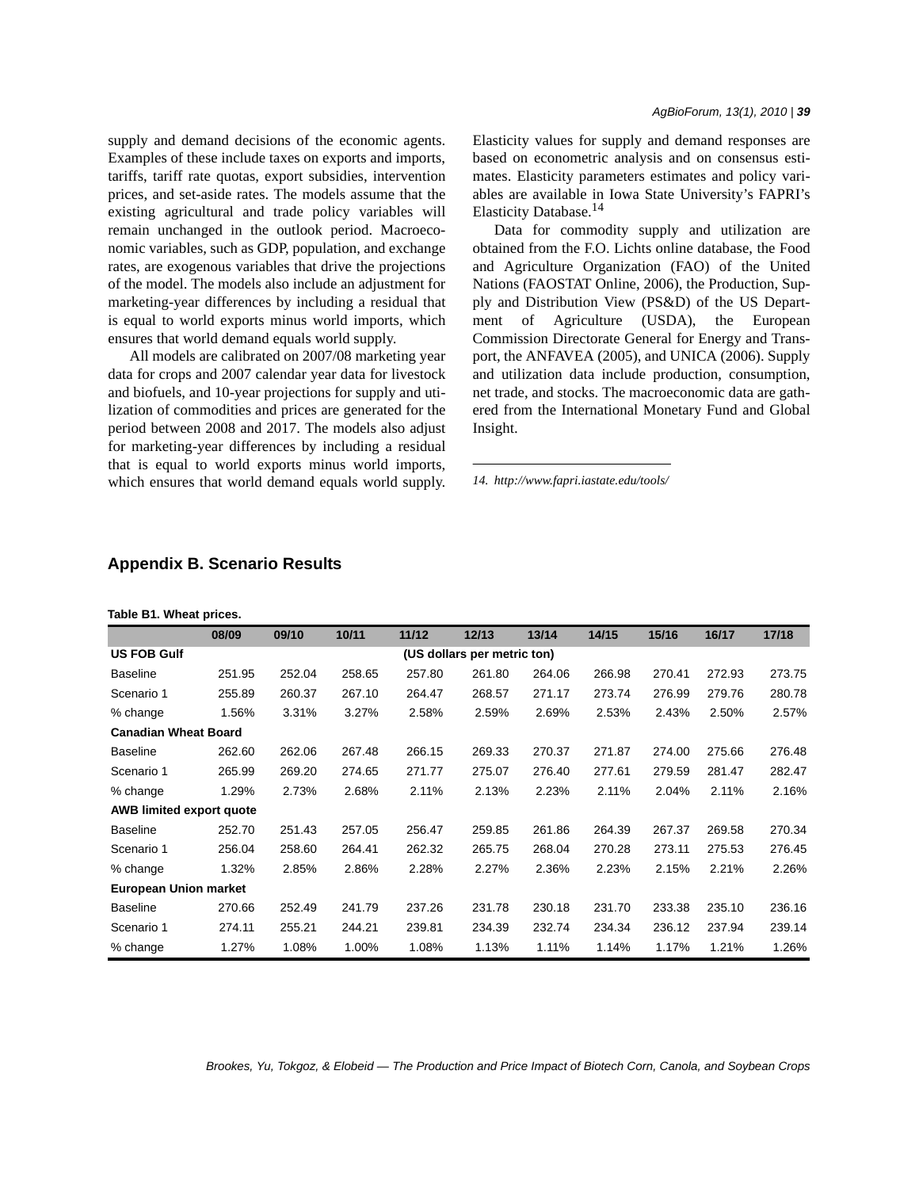supply and demand decisions of the economic agents. Examples of these include taxes on exports and imports, tariffs, tariff rate quotas, export subsidies, intervention prices, and set-aside rates. The models assume that the existing agricultural and trade policy variables will remain unchanged in the outlook period. Macroeconomic variables, such as GDP, population, and exchange rates, are exogenous variables that drive the projections of the model. The models also include an adjustment for marketing-year differences by including a residual that is equal to world exports minus world imports, which ensures that world demand equals world supply.

All models are calibrated on 2007/08 marketing year data for crops and 2007 calendar year data for livestock and biofuels, and 10-year projections for supply and utilization of commodities and prices are generated for the period between 2008 and 2017. The models also adjust for marketing-year differences by including a residual that is equal to world exports minus world imports, which ensures that world demand equals world supply. Elasticity values for supply and demand responses are based on econometric analysis and on consensus estimates. Elasticity parameters estimates and policy variables are available in Iowa State University's FAPRI's Elasticity Database.[14]

Data for commodity supply and utilization are obtained from the F.O. Lichts online database, the Food and Agriculture Organization (FAO) of the United Nations (FAOSTAT Online, 2006), the Production, Supply and Distribution View (PS&D) of the US Department of Agriculture (USDA), the European Commission Directorate General for Energy and Transport, the ANFAVEA (2005), and UNICA (2006). Supply and utilization data include production, consumption, net trade, and stocks. The macroeconomic data are gathered from the International Monetary Fund and Global Insight.

14. http://www.fapri.iastate.edu/tools/

## Appendix B. Scenario Results

**Table B1. Wheat prices.**

| | 08/09 | 09/10 | 10/11 | 11/12 | 12/13 | 13/14 | 14/15 | 15/16 | 16/17 | 17/18 |
|---|---|---|---|---|---|---|---|---|---|---|
| **US FOB Gulf** | | | | | (US dollars per metric ton) | | | | | |
| Baseline | 251.95 | 252.04 | 258.65 | 257.80 | 261.80 | 264.06 | 266.98 | 270.41 | 272.93 | 273.75 |
| Scenario 1 | 255.89 | 260.37 | 267.10 | 264.47 | 268.57 | 271.17 | 273.74 | 276.99 | 279.76 | 280.78 |
| % change | 1.56% | 3.31% | 3.27% | 2.58% | 2.59% | 2.69% | 2.53% | 2.43% | 2.50% | 2.57% |
| **Canadian Wheat Board** | | | | | | | | | | |
| Baseline | 262.60 | 262.06 | 267.48 | 266.15 | 269.33 | 270.37 | 271.87 | 274.00 | 275.66 | 276.48 |
| Scenario 1 | 265.99 | 269.20 | 274.65 | 271.77 | 275.07 | 276.40 | 277.61 | 279.59 | 281.47 | 282.47 |
| % change | 1.29% | 2.73% | 2.68% | 2.11% | 2.13% | 2.23% | 2.11% | 2.04% | 2.11% | 2.16% |
| **AWB limited export quote** | | | | | | | | | | |
| Baseline | 252.70 | 251.43 | 257.05 | 256.47 | 259.85 | 261.86 | 264.39 | 267.37 | 269.58 | 270.34 |
| Scenario 1 | 256.04 | 258.60 | 264.41 | 262.32 | 265.75 | 268.04 | 270.28 | 273.11 | 275.53 | 276.45 |
| % change | 1.32% | 2.85% | 2.86% | 2.28% | 2.27% | 2.36% | 2.23% | 2.15% | 2.21% | 2.26% |
| **European Union market** | | | | | | | | | | |
| Baseline | 270.66 | 252.49 | 241.79 | 237.26 | 231.78 | 230.18 | 231.70 | 233.38 | 235.10 | 236.16 |
| Scenario 1 | 274.11 | 255.21 | 244.21 | 239.81 | 234.39 | 232.74 | 234.34 | 236.12 | 237.94 | 239.14 |
| % change | 1.27% | 1.08% | 1.00% | 1.08% | 1.13% | 1.11% | 1.14% | 1.17% | 1.21% | 1.26% |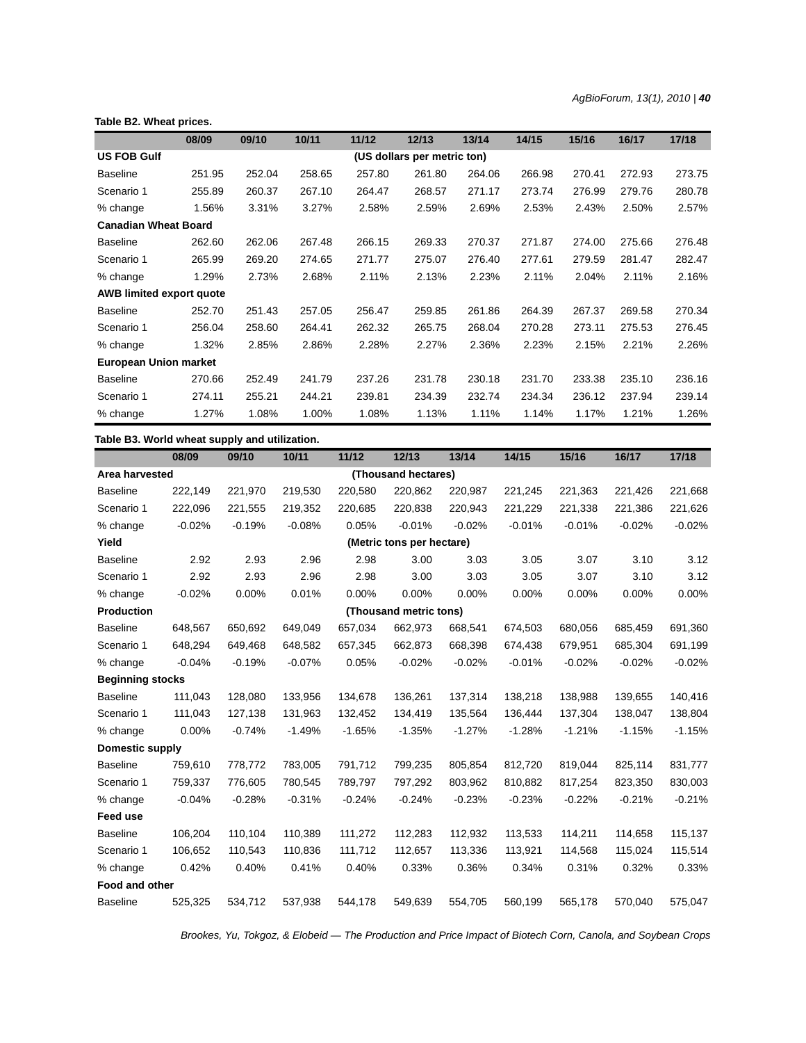**Table B2. Wheat prices.**

| | 08/09 | 09/10 | 10/11 | 11/12 | 12/13 | 13/14 | 14/15 | 15/16 | 16/17 | 17/18 |
|---|---|---|---|---|---|---|---|---|---|---|
| **US FOB Gulf** | | | | | (US dollars per metric ton) | | | | | |
| Baseline | 251.95 | 252.04 | 258.65 | 257.80 | 261.80 | 264.06 | 266.98 | 270.41 | 272.93 | 273.75 |
| Scenario 1 | 255.89 | 260.37 | 267.10 | 264.47 | 268.57 | 271.17 | 273.74 | 276.99 | 279.76 | 280.78 |
| % change | 1.56% | 3.31% | 3.27% | 2.58% | 2.59% | 2.69% | 2.53% | 2.43% | 2.50% | 2.57% |
| **Canadian Wheat Board** | | | | | | | | | | |
| Baseline | 262.60 | 262.06 | 267.48 | 266.15 | 269.33 | 270.37 | 271.87 | 274.00 | 275.66 | 276.48 |
| Scenario 1 | 265.99 | 269.20 | 274.65 | 271.77 | 275.07 | 276.40 | 277.61 | 279.59 | 281.47 | 282.47 |
| % change | 1.29% | 2.73% | 2.68% | 2.11% | 2.13% | 2.23% | 2.11% | 2.04% | 2.11% | 2.16% |
| **AWB limited export quote** | | | | | | | | | | |
| Baseline | 252.70 | 251.43 | 257.05 | 256.47 | 259.85 | 261.86 | 264.39 | 267.37 | 269.58 | 270.34 |
| Scenario 1 | 256.04 | 258.60 | 264.41 | 262.32 | 265.75 | 268.04 | 270.28 | 273.11 | 275.53 | 276.45 |
| % change | 1.32% | 2.85% | 2.86% | 2.28% | 2.27% | 2.36% | 2.23% | 2.15% | 2.21% | 2.26% |
| **European Union market** | | | | | | | | | | |
| Baseline | 270.66 | 252.49 | 241.79 | 237.26 | 231.78 | 230.18 | 231.70 | 233.38 | 235.10 | 236.16 |
| Scenario 1 | 274.11 | 255.21 | 244.21 | 239.81 | 234.39 | 232.74 | 234.34 | 236.12 | 237.94 | 239.14 |
| % change | 1.27% | 1.08% | 1.00% | 1.08% | 1.13% | 1.11% | 1.14% | 1.17% | 1.21% | 1.26% |

**Table B3. World wheat supply and utilization.**

| | 08/09 | 09/10 | 10/11 | 11/12 | 12/13 | 13/14 | 14/15 | 15/16 | 16/17 | 17/18 |
|---|---|---|---|---|---|---|---|---|---|---|
| **Area harvested** | | | | | (Thousand hectares) | | | | | |
| Baseline | 222,149 | 221,970 | 219,530 | 220,580 | 220,862 | 220,987 | 221,245 | 221,363 | 221,426 | 221,668 |
| Scenario 1 | 222,096 | 221,555 | 219,352 | 220,685 | 220,838 | 220,943 | 221,229 | 221,338 | 221,386 | 221,626 |
| % change | -0.02% | -0.19% | -0.08% | 0.05% | -0.01% | -0.02% | -0.01% | -0.01% | -0.02% | -0.02% |
| **Yield** | | | | | (Metric tons per hectare) | | | | | |
| Baseline | 2.92 | 2.93 | 2.96 | 2.98 | 3.00 | 3.03 | 3.05 | 3.07 | 3.10 | 3.12 |
| Scenario 1 | 2.92 | 2.93 | 2.96 | 2.98 | 3.00 | 3.03 | 3.05 | 3.07 | 3.10 | 3.12 |
| % change | -0.02% | 0.00% | 0.01% | 0.00% | 0.00% | 0.00% | 0.00% | 0.00% | 0.00% | 0.00% |
| **Production** | | | | | (Thousand metric tons) | | | | | |
| Baseline | 648,567 | 650,692 | 649,049 | 657,034 | 662,973 | 668,541 | 674,503 | 680,056 | 685,459 | 691,360 |
| Scenario 1 | 648,294 | 649,468 | 648,582 | 657,345 | 662,873 | 668,398 | 674,438 | 679,951 | 685,304 | 691,199 |
| % change | -0.04% | -0.19% | -0.07% | 0.05% | -0.02% | -0.02% | -0.01% | -0.02% | -0.02% | -0.02% |
| **Beginning stocks** | | | | | | | | | | |
| Baseline | 111,043 | 128,080 | 133,956 | 134,678 | 136,261 | 137,314 | 138,218 | 138,988 | 139,655 | 140,416 |
| Scenario 1 | 111,043 | 127,138 | 131,963 | 132,452 | 134,419 | 135,564 | 136,444 | 137,304 | 138,047 | 138,804 |
| % change | 0.00% | -0.74% | -1.49% | -1.65% | -1.35% | -1.27% | -1.28% | -1.21% | -1.15% | -1.15% |
| **Domestic supply** | | | | | | | | | | |
| Baseline | 759,610 | 778,772 | 783,005 | 791,712 | 799,235 | 805,854 | 812,720 | 819,044 | 825,114 | 831,777 |
| Scenario 1 | 759,337 | 776,605 | 780,545 | 789,797 | 797,292 | 803,962 | 810,882 | 817,254 | 823,350 | 830,003 |
| % change | -0.04% | -0.28% | -0.31% | -0.24% | -0.24% | -0.23% | -0.23% | -0.22% | -0.21% | -0.21% |
| **Feed use** | | | | | | | | | | |
| Baseline | 106,204 | 110,104 | 110,389 | 111,272 | 112,283 | 112,932 | 113,533 | 114,211 | 114,658 | 115,137 |
| Scenario 1 | 106,652 | 110,543 | 110,836 | 111,712 | 112,657 | 113,336 | 113,921 | 114,568 | 115,024 | 115,514 |
| % change | 0.42% | 0.40% | 0.41% | 0.40% | 0.33% | 0.36% | 0.34% | 0.31% | 0.32% | 0.33% |
| **Food and other** | | | | | | | | | | |
| Baseline | 525,325 | 534,712 | 537,938 | 544,178 | 549,639 | 554,705 | 560,199 | 565,178 | 570,040 | 575,047 |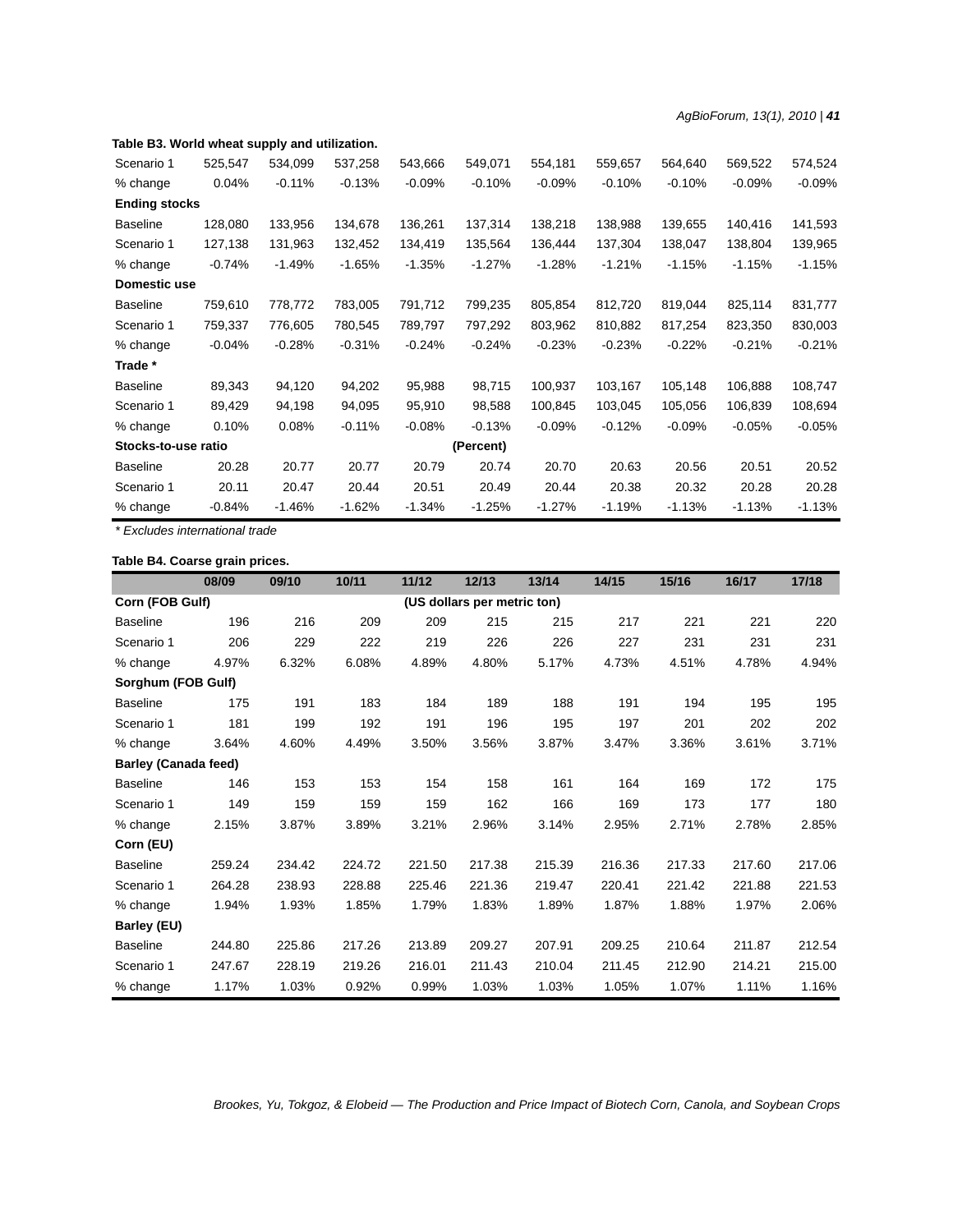**Table B3. World wheat supply and utilization.**

| | | | | | | | | | | |
|---|---|---|---|---|---|---|---|---|---|---|
| Scenario 1 | 525,547 | 534,099 | 537,258 | 543,666 | 549,071 | 554,181 | 559,657 | 564,640 | 569,522 | 574,524 |
| % change | 0.04% | -0.11% | -0.13% | -0.09% | -0.10% | -0.09% | -0.10% | -0.10% | -0.09% | -0.09% |
| **Ending stocks** | | | | | | | | | | |
| Baseline | 128,080 | 133,956 | 134,678 | 136,261 | 137,314 | 138,218 | 138,988 | 139,655 | 140,416 | 141,593 |
| Scenario 1 | 127,138 | 131,963 | 132,452 | 134,419 | 135,564 | 136,444 | 137,304 | 138,047 | 138,804 | 139,965 |
| % change | -0.74% | -1.49% | -1.65% | -1.35% | -1.27% | -1.28% | -1.21% | -1.15% | -1.15% | -1.15% |
| **Domestic use** | | | | | | | | | | |
| Baseline | 759,610 | 778,772 | 783,005 | 791,712 | 799,235 | 805,854 | 812,720 | 819,044 | 825,114 | 831,777 |
| Scenario 1 | 759,337 | 776,605 | 780,545 | 789,797 | 797,292 | 803,962 | 810,882 | 817,254 | 823,350 | 830,003 |
| % change | -0.04% | -0.28% | -0.31% | -0.24% | -0.24% | -0.23% | -0.23% | -0.22% | -0.21% | -0.21% |
| **Trade *** | | | | | | | | | | |
| Baseline | 89,343 | 94,120 | 94,202 | 95,988 | 98,715 | 100,937 | 103,167 | 105,148 | 106,888 | 108,747 |
| Scenario 1 | 89,429 | 94,198 | 94,095 | 95,910 | 98,588 | 100,845 | 103,045 | 105,056 | 106,839 | 108,694 |
| % change | 0.10% | 0.08% | -0.11% | -0.08% | -0.13% | -0.09% | -0.12% | -0.09% | -0.05% | -0.05% |
| **Stocks-to-use ratio** | | | | | **(Percent)** | | | | | |
| Baseline | 20.28 | 20.77 | 20.77 | 20.79 | 20.74 | 20.70 | 20.63 | 20.56 | 20.51 | 20.52 |
| Scenario 1 | 20.11 | 20.47 | 20.44 | 20.51 | 20.49 | 20.44 | 20.38 | 20.32 | 20.28 | 20.28 |
| % change | -0.84% | -1.46% | -1.62% | -1.34% | -1.25% | -1.27% | -1.19% | -1.13% | -1.13% | -1.13% |

*\* Excludes international trade*

**Table B4. Coarse grain prices.**

| | 08/09 | 09/10 | 10/11 | 11/12 | 12/13 | 13/14 | 14/15 | 15/16 | 16/17 | 17/18 |
|---|---|---|---|---|---|---|---|---|---|---|
| **Corn (FOB Gulf)** | | | | | **(US dollars per metric ton)** | | | | | |
| Baseline | 196 | 216 | 209 | 209 | 215 | 215 | 217 | 221 | 221 | 220 |
| Scenario 1 | 206 | 229 | 222 | 219 | 226 | 226 | 227 | 231 | 231 | 231 |
| % change | 4.97% | 6.32% | 6.08% | 4.89% | 4.80% | 5.17% | 4.73% | 4.51% | 4.78% | 4.94% |
| **Sorghum (FOB Gulf)** | | | | | | | | | | |
| Baseline | 175 | 191 | 183 | 184 | 189 | 188 | 191 | 194 | 195 | 195 |
| Scenario 1 | 181 | 199 | 192 | 191 | 196 | 195 | 197 | 201 | 202 | 202 |
| % change | 3.64% | 4.60% | 4.49% | 3.50% | 3.56% | 3.87% | 3.47% | 3.36% | 3.61% | 3.71% |
| **Barley (Canada feed)** | | | | | | | | | | |
| Baseline | 146 | 153 | 153 | 154 | 158 | 161 | 164 | 169 | 172 | 175 |
| Scenario 1 | 149 | 159 | 159 | 159 | 162 | 166 | 169 | 173 | 177 | 180 |
| % change | 2.15% | 3.87% | 3.89% | 3.21% | 2.96% | 3.14% | 2.95% | 2.71% | 2.78% | 2.85% |
| **Corn (EU)** | | | | | | | | | | |
| Baseline | 259.24 | 234.42 | 224.72 | 221.50 | 217.38 | 215.39 | 216.36 | 217.33 | 217.60 | 217.06 |
| Scenario 1 | 264.28 | 238.93 | 228.88 | 225.46 | 221.36 | 219.47 | 220.41 | 221.42 | 221.88 | 221.53 |
| % change | 1.94% | 1.93% | 1.85% | 1.79% | 1.83% | 1.89% | 1.87% | 1.88% | 1.97% | 2.06% |
| **Barley (EU)** | | | | | | | | | | |
| Baseline | 244.80 | 225.86 | 217.26 | 213.89 | 209.27 | 207.91 | 209.25 | 210.64 | 211.87 | 212.54 |
| Scenario 1 | 247.67 | 228.19 | 219.26 | 216.01 | 211.43 | 210.04 | 211.45 | 212.90 | 214.21 | 215.00 |
| % change | 1.17% | 1.03% | 0.92% | 0.99% | 1.03% | 1.03% | 1.05% | 1.07% | 1.11% | 1.16% |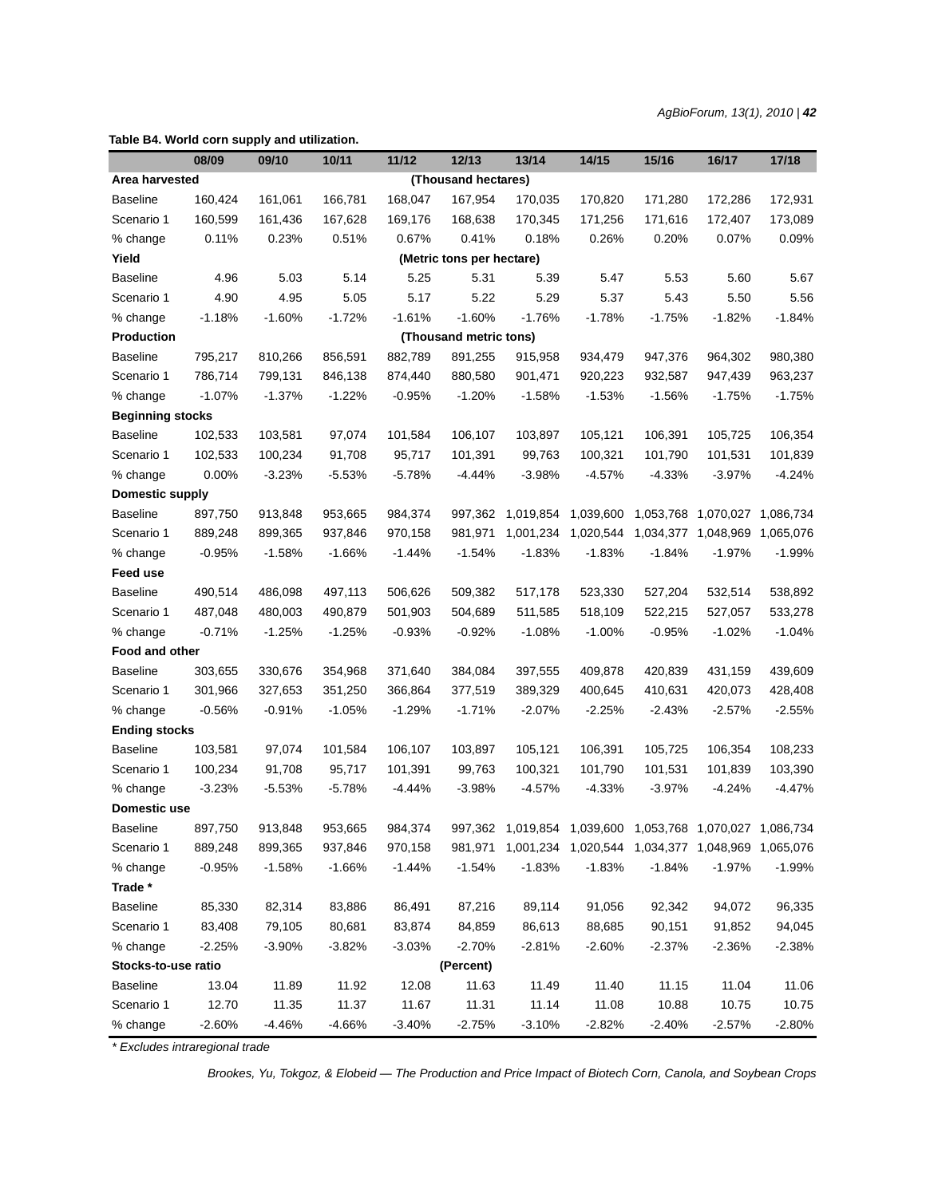**Table B4. World corn supply and utilization.**

| | 08/09 | 09/10 | 10/11 | 11/12 | 12/13 | 13/14 | 14/15 | 15/16 | 16/17 | 17/18 |
|---|---|---|---|---|---|---|---|---|---|---|
| **Area harvested** | | | | | (Thousand hectares) | | | | | |
| Baseline | 160,424 | 161,061 | 166,781 | 168,047 | 167,954 | 170,035 | 170,820 | 171,280 | 172,286 | 172,931 |
| Scenario 1 | 160,599 | 161,436 | 167,628 | 169,176 | 168,638 | 170,345 | 171,256 | 171,616 | 172,407 | 173,089 |
| % change | 0.11% | 0.23% | 0.51% | 0.67% | 0.41% | 0.18% | 0.26% | 0.20% | 0.07% | 0.09% |
| **Yield** | | | | | (Metric tons per hectare) | | | | | |
| Baseline | 4.96 | 5.03 | 5.14 | 5.25 | 5.31 | 5.39 | 5.47 | 5.53 | 5.60 | 5.67 |
| Scenario 1 | 4.90 | 4.95 | 5.05 | 5.17 | 5.22 | 5.29 | 5.37 | 5.43 | 5.50 | 5.56 |
| % change | -1.18% | -1.60% | -1.72% | -1.61% | -1.60% | -1.76% | -1.78% | -1.75% | -1.82% | -1.84% |
| **Production** | | | | | (Thousand metric tons) | | | | | |
| Baseline | 795,217 | 810,266 | 856,591 | 882,789 | 891,255 | 915,958 | 934,479 | 947,376 | 964,302 | 980,380 |
| Scenario 1 | 786,714 | 799,131 | 846,138 | 874,440 | 880,580 | 901,471 | 920,223 | 932,587 | 947,439 | 963,237 |
| % change | -1.07% | -1.37% | -1.22% | -0.95% | -1.20% | -1.58% | -1.53% | -1.56% | -1.75% | -1.75% |
| **Beginning stocks** | | | | | | | | | | |
| Baseline | 102,533 | 103,581 | 97,074 | 101,584 | 106,107 | 103,897 | 105,121 | 106,391 | 105,725 | 106,354 |
| Scenario 1 | 102,533 | 100,234 | 91,708 | 95,717 | 101,391 | 99,763 | 100,321 | 101,790 | 101,531 | 101,839 |
| % change | 0.00% | -3.23% | -5.53% | -5.78% | -4.44% | -3.98% | -4.57% | -4.33% | -3.97% | -4.24% |
| **Domestic supply** | | | | | | | | | | |
| Baseline | 897,750 | 913,848 | 953,665 | 984,374 | 997,362 | 1,019,854 | 1,039,600 | 1,053,768 | 1,070,027 | 1,086,734 |
| Scenario 1 | 889,248 | 899,365 | 937,846 | 970,158 | 981,971 | 1,001,234 | 1,020,544 | 1,034,377 | 1,048,969 | 1,065,076 |
| % change | -0.95% | -1.58% | -1.66% | -1.44% | -1.54% | -1.83% | -1.83% | -1.84% | -1.97% | -1.99% |
| **Feed use** | | | | | | | | | | |
| Baseline | 490,514 | 486,098 | 497,113 | 506,626 | 509,382 | 517,178 | 523,330 | 527,204 | 532,514 | 538,892 |
| Scenario 1 | 487,048 | 480,003 | 490,879 | 501,903 | 504,689 | 511,585 | 518,109 | 522,215 | 527,057 | 533,278 |
| % change | -0.71% | -1.25% | -1.25% | -0.93% | -0.92% | -1.08% | -1.00% | -0.95% | -1.02% | -1.04% |
| **Food and other** | | | | | | | | | | |
| Baseline | 303,655 | 330,676 | 354,968 | 371,640 | 384,084 | 397,555 | 409,878 | 420,839 | 431,159 | 439,609 |
| Scenario 1 | 301,966 | 327,653 | 351,250 | 366,864 | 377,519 | 389,329 | 400,645 | 410,631 | 420,073 | 428,408 |
| % change | -0.56% | -0.91% | -1.05% | -1.29% | -1.71% | -2.07% | -2.25% | -2.43% | -2.57% | -2.55% |
| **Ending stocks** | | | | | | | | | | |
| Baseline | 103,581 | 97,074 | 101,584 | 106,107 | 103,897 | 105,121 | 106,391 | 105,725 | 106,354 | 108,233 |
| Scenario 1 | 100,234 | 91,708 | 95,717 | 101,391 | 99,763 | 100,321 | 101,790 | 101,531 | 101,839 | 103,390 |
| % change | -3.23% | -5.53% | -5.78% | -4.44% | -3.98% | -4.57% | -4.33% | -3.97% | -4.24% | -4.47% |
| **Domestic use** | | | | | | | | | | |
| Baseline | 897,750 | 913,848 | 953,665 | 984,374 | 997,362 | 1,019,854 | 1,039,600 | 1,053,768 | 1,070,027 | 1,086,734 |
| Scenario 1 | 889,248 | 899,365 | 937,846 | 970,158 | 981,971 | 1,001,234 | 1,020,544 | 1,034,377 | 1,048,969 | 1,065,076 |
| % change | -0.95% | -1.58% | -1.66% | -1.44% | -1.54% | -1.83% | -1.83% | -1.84% | -1.97% | -1.99% |
| **Trade *** | | | | | | | | | | |
| Baseline | 85,330 | 82,314 | 83,886 | 86,491 | 87,216 | 89,114 | 91,056 | 92,342 | 94,072 | 96,335 |
| Scenario 1 | 83,408 | 79,105 | 80,681 | 83,874 | 84,859 | 86,613 | 88,685 | 90,151 | 91,852 | 94,045 |
| % change | -2.25% | -3.90% | -3.82% | -3.03% | -2.70% | -2.81% | -2.60% | -2.37% | -2.36% | -2.38% |
| **Stocks-to-use ratio** | | | | | (Percent) | | | | | |
| Baseline | 13.04 | 11.89 | 11.92 | 12.08 | 11.63 | 11.49 | 11.40 | 11.15 | 11.04 | 11.06 |
| Scenario 1 | 12.70 | 11.35 | 11.37 | 11.67 | 11.31 | 11.14 | 11.08 | 10.88 | 10.75 | 10.75 |
| % change | -2.60% | -4.46% | -4.66% | -3.40% | -2.75% | -3.10% | -2.82% | -2.40% | -2.57% | -2.80% |

*\* Excludes intraregional trade*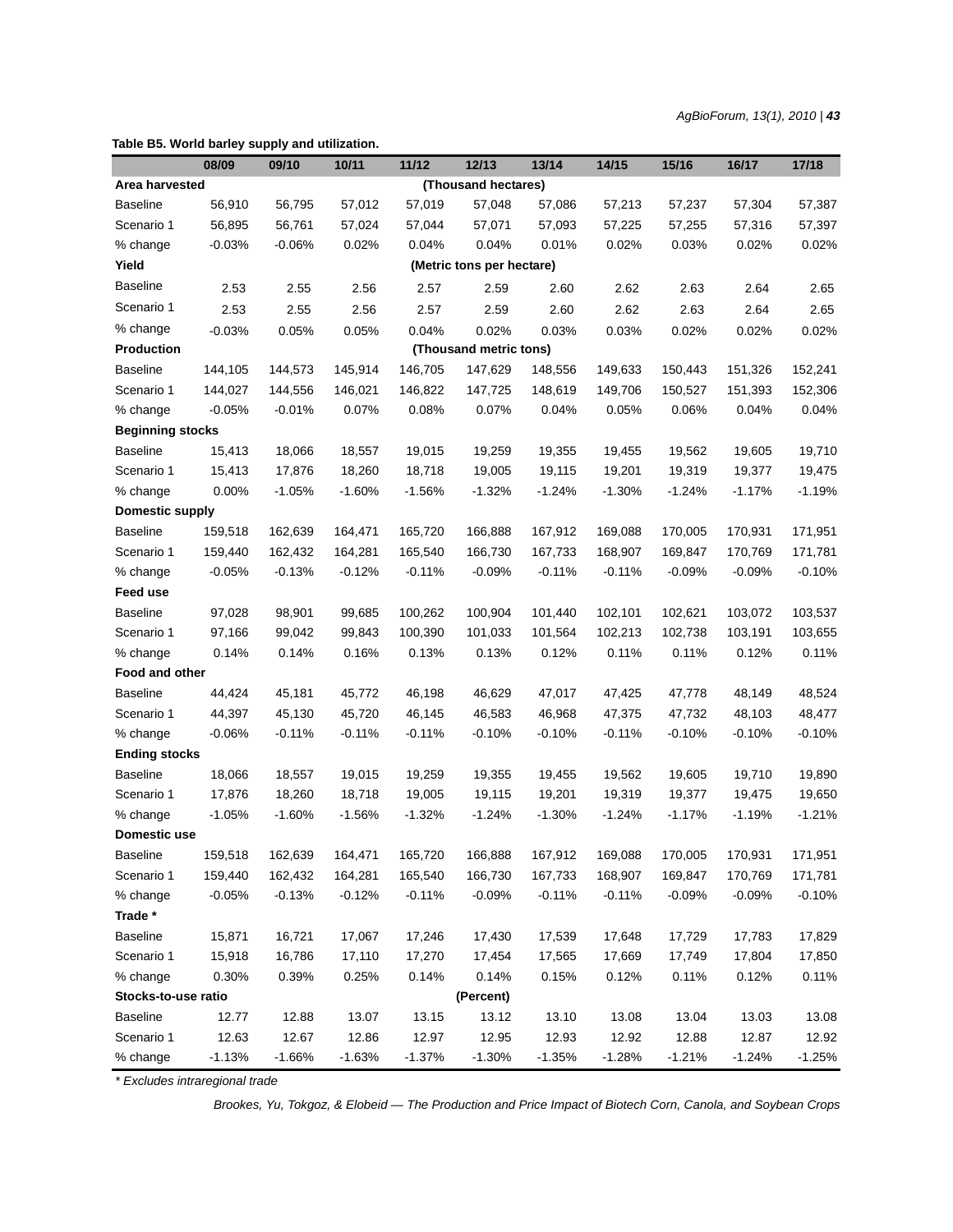**Table B5. World barley supply and utilization.**

| | 08/09 | 09/10 | 10/11 | 11/12 | 12/13 | 13/14 | 14/15 | 15/16 | 16/17 | 17/18 |
|---|---|---|---|---|---|---|---|---|---|---|
| **Area harvested** | | | | | (Thousand hectares) | | | | | |
| Baseline | 56,910 | 56,795 | 57,012 | 57,019 | 57,048 | 57,086 | 57,213 | 57,237 | 57,304 | 57,387 |
| Scenario 1 | 56,895 | 56,761 | 57,024 | 57,044 | 57,071 | 57,093 | 57,225 | 57,255 | 57,316 | 57,397 |
| % change | -0.03% | -0.06% | 0.02% | 0.04% | 0.04% | 0.01% | 0.02% | 0.03% | 0.02% | 0.02% |
| **Yield** | | | | | (Metric tons per hectare) | | | | | |
| Baseline | 2.53 | 2.55 | 2.56 | 2.57 | 2.59 | 2.60 | 2.62 | 2.63 | 2.64 | 2.65 |
| Scenario 1 | 2.53 | 2.55 | 2.56 | 2.57 | 2.59 | 2.60 | 2.62 | 2.63 | 2.64 | 2.65 |
| % change | -0.03% | 0.05% | 0.05% | 0.04% | 0.02% | 0.03% | 0.03% | 0.02% | 0.02% | 0.02% |
| **Production** | | | | | (Thousand metric tons) | | | | | |
| Baseline | 144,105 | 144,573 | 145,914 | 146,705 | 147,629 | 148,556 | 149,633 | 150,443 | 151,326 | 152,241 |
| Scenario 1 | 144,027 | 144,556 | 146,021 | 146,822 | 147,725 | 148,619 | 149,706 | 150,527 | 151,393 | 152,306 |
| % change | -0.05% | -0.01% | 0.07% | 0.08% | 0.07% | 0.04% | 0.05% | 0.06% | 0.04% | 0.04% |
| **Beginning stocks** | | | | | | | | | | |
| Baseline | 15,413 | 18,066 | 18,557 | 19,015 | 19,259 | 19,355 | 19,455 | 19,562 | 19,605 | 19,710 |
| Scenario 1 | 15,413 | 17,876 | 18,260 | 18,718 | 19,005 | 19,115 | 19,201 | 19,319 | 19,377 | 19,475 |
| % change | 0.00% | -1.05% | -1.60% | -1.56% | -1.32% | -1.24% | -1.30% | -1.24% | -1.17% | -1.19% |
| **Domestic supply** | | | | | | | | | | |
| Baseline | 159,518 | 162,639 | 164,471 | 165,720 | 166,888 | 167,912 | 169,088 | 170,005 | 170,931 | 171,951 |
| Scenario 1 | 159,440 | 162,432 | 164,281 | 165,540 | 166,730 | 167,733 | 168,907 | 169,847 | 170,769 | 171,781 |
| % change | -0.05% | -0.13% | -0.12% | -0.11% | -0.09% | -0.11% | -0.11% | -0.09% | -0.09% | -0.10% |
| **Feed use** | | | | | | | | | | |
| Baseline | 97,028 | 98,901 | 99,685 | 100,262 | 100,904 | 101,440 | 102,101 | 102,621 | 103,072 | 103,537 |
| Scenario 1 | 97,166 | 99,042 | 99,843 | 100,390 | 101,033 | 101,564 | 102,213 | 102,738 | 103,191 | 103,655 |
| % change | 0.14% | 0.14% | 0.16% | 0.13% | 0.13% | 0.12% | 0.11% | 0.11% | 0.12% | 0.11% |
| **Food and other** | | | | | | | | | | |
| Baseline | 44,424 | 45,181 | 45,772 | 46,198 | 46,629 | 47,017 | 47,425 | 47,778 | 48,149 | 48,524 |
| Scenario 1 | 44,397 | 45,130 | 45,720 | 46,145 | 46,583 | 46,968 | 47,375 | 47,732 | 48,103 | 48,477 |
| % change | -0.06% | -0.11% | -0.11% | -0.11% | -0.10% | -0.10% | -0.11% | -0.10% | -0.10% | -0.10% |
| **Ending stocks** | | | | | | | | | | |
| Baseline | 18,066 | 18,557 | 19,015 | 19,259 | 19,355 | 19,455 | 19,562 | 19,605 | 19,710 | 19,890 |
| Scenario 1 | 17,876 | 18,260 | 18,718 | 19,005 | 19,115 | 19,201 | 19,319 | 19,377 | 19,475 | 19,650 |
| % change | -1.05% | -1.60% | -1.56% | -1.32% | -1.24% | -1.30% | -1.24% | -1.17% | -1.19% | -1.21% |
| **Domestic use** | | | | | | | | | | |
| Baseline | 159,518 | 162,639 | 164,471 | 165,720 | 166,888 | 167,912 | 169,088 | 170,005 | 170,931 | 171,951 |
| Scenario 1 | 159,440 | 162,432 | 164,281 | 165,540 | 166,730 | 167,733 | 168,907 | 169,847 | 170,769 | 171,781 |
| % change | -0.05% | -0.13% | -0.12% | -0.11% | -0.09% | -0.11% | -0.11% | -0.09% | -0.09% | -0.10% |
| **Trade \*** | | | | | | | | | | |
| Baseline | 15,871 | 16,721 | 17,067 | 17,246 | 17,430 | 17,539 | 17,648 | 17,729 | 17,783 | 17,829 |
| Scenario 1 | 15,918 | 16,786 | 17,110 | 17,270 | 17,454 | 17,565 | 17,669 | 17,749 | 17,804 | 17,850 |
| % change | 0.30% | 0.39% | 0.25% | 0.14% | 0.14% | 0.15% | 0.12% | 0.11% | 0.12% | 0.11% |
| **Stocks-to-use ratio** | | | | | (Percent) | | | | | |
| Baseline | 12.77 | 12.88 | 13.07 | 13.15 | 13.12 | 13.10 | 13.08 | 13.04 | 13.03 | 13.08 |
| Scenario 1 | 12.63 | 12.67 | 12.86 | 12.97 | 12.95 | 12.93 | 12.92 | 12.88 | 12.87 | 12.92 |
| % change | -1.13% | -1.66% | -1.63% | -1.37% | -1.30% | -1.35% | -1.28% | -1.21% | -1.24% | -1.25% |

*\* Excludes intraregional trade*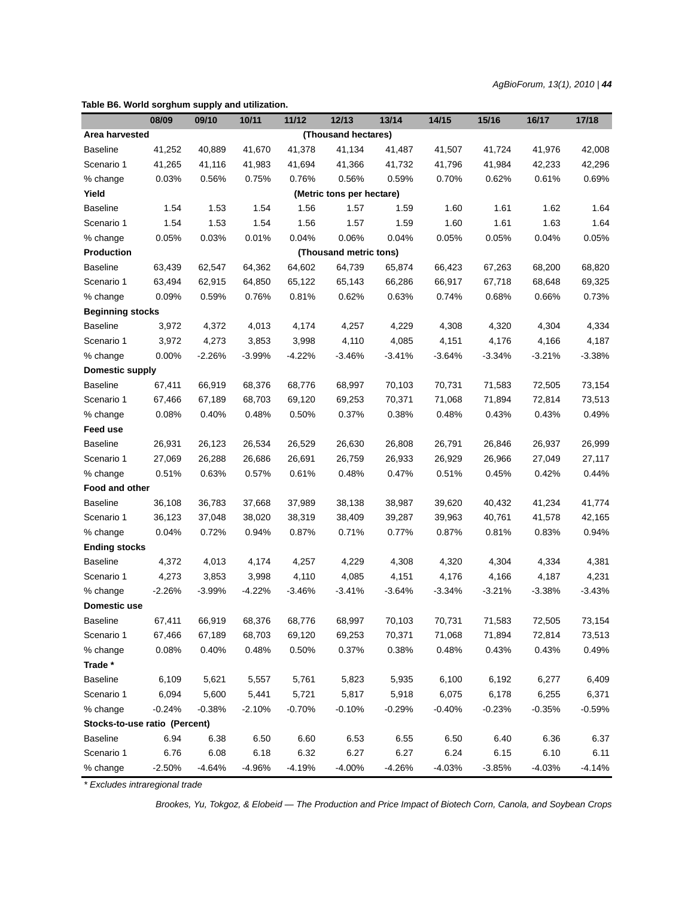**Table B6. World sorghum supply and utilization.**

| | 08/09 | 09/10 | 10/11 | 11/12 | 12/13 | 13/14 | 14/15 | 15/16 | 16/17 | 17/18 |
|---|---|---|---|---|---|---|---|---|---|---|
| **Area harvested** | | | | | (Thousand hectares) | | | | | |
| Baseline | 41,252 | 40,889 | 41,670 | 41,378 | 41,134 | 41,487 | 41,507 | 41,724 | 41,976 | 42,008 |
| Scenario 1 | 41,265 | 41,116 | 41,983 | 41,694 | 41,366 | 41,732 | 41,796 | 41,984 | 42,233 | 42,296 |
| % change | 0.03% | 0.56% | 0.75% | 0.76% | 0.56% | 0.59% | 0.70% | 0.62% | 0.61% | 0.69% |
| **Yield** | | | | | (Metric tons per hectare) | | | | | |
| Baseline | 1.54 | 1.53 | 1.54 | 1.56 | 1.57 | 1.59 | 1.60 | 1.61 | 1.62 | 1.64 |
| Scenario 1 | 1.54 | 1.53 | 1.54 | 1.56 | 1.57 | 1.59 | 1.60 | 1.61 | 1.63 | 1.64 |
| % change | 0.05% | 0.03% | 0.01% | 0.04% | 0.06% | 0.04% | 0.05% | 0.05% | 0.04% | 0.05% |
| **Production** | | | | | (Thousand metric tons) | | | | | |
| Baseline | 63,439 | 62,547 | 64,362 | 64,602 | 64,739 | 65,874 | 66,423 | 67,263 | 68,200 | 68,820 |
| Scenario 1 | 63,494 | 62,915 | 64,850 | 65,122 | 65,143 | 66,286 | 66,917 | 67,718 | 68,648 | 69,325 |
| % change | 0.09% | 0.59% | 0.76% | 0.81% | 0.62% | 0.63% | 0.74% | 0.68% | 0.66% | 0.73% |
| **Beginning stocks** | | | | | | | | | | |
| Baseline | 3,972 | 4,372 | 4,013 | 4,174 | 4,257 | 4,229 | 4,308 | 4,320 | 4,304 | 4,334 |
| Scenario 1 | 3,972 | 4,273 | 3,853 | 3,998 | 4,110 | 4,085 | 4,151 | 4,176 | 4,166 | 4,187 |
| % change | 0.00% | -2.26% | -3.99% | -4.22% | -3.46% | -3.41% | -3.64% | -3.34% | -3.21% | -3.38% |
| **Domestic supply** | | | | | | | | | | |
| Baseline | 67,411 | 66,919 | 68,376 | 68,776 | 68,997 | 70,103 | 70,731 | 71,583 | 72,505 | 73,154 |
| Scenario 1 | 67,466 | 67,189 | 68,703 | 69,120 | 69,253 | 70,371 | 71,068 | 71,894 | 72,814 | 73,513 |
| % change | 0.08% | 0.40% | 0.48% | 0.50% | 0.37% | 0.38% | 0.48% | 0.43% | 0.43% | 0.49% |
| **Feed use** | | | | | | | | | | |
| Baseline | 26,931 | 26,123 | 26,534 | 26,529 | 26,630 | 26,808 | 26,791 | 26,846 | 26,937 | 26,999 |
| Scenario 1 | 27,069 | 26,288 | 26,686 | 26,691 | 26,759 | 26,933 | 26,929 | 26,966 | 27,049 | 27,117 |
| % change | 0.51% | 0.63% | 0.57% | 0.61% | 0.48% | 0.47% | 0.51% | 0.45% | 0.42% | 0.44% |
| **Food and other** | | | | | | | | | | |
| Baseline | 36,108 | 36,783 | 37,668 | 37,989 | 38,138 | 38,987 | 39,620 | 40,432 | 41,234 | 41,774 |
| Scenario 1 | 36,123 | 37,048 | 38,020 | 38,319 | 38,409 | 39,287 | 39,963 | 40,761 | 41,578 | 42,165 |
| % change | 0.04% | 0.72% | 0.94% | 0.87% | 0.71% | 0.77% | 0.87% | 0.81% | 0.83% | 0.94% |
| **Ending stocks** | | | | | | | | | | |
| Baseline | 4,372 | 4,013 | 4,174 | 4,257 | 4,229 | 4,308 | 4,320 | 4,304 | 4,334 | 4,381 |
| Scenario 1 | 4,273 | 3,853 | 3,998 | 4,110 | 4,085 | 4,151 | 4,176 | 4,166 | 4,187 | 4,231 |
| % change | -2.26% | -3.99% | -4.22% | -3.46% | -3.41% | -3.64% | -3.34% | -3.21% | -3.38% | -3.43% |
| **Domestic use** | | | | | | | | | | |
| Baseline | 67,411 | 66,919 | 68,376 | 68,776 | 68,997 | 70,103 | 70,731 | 71,583 | 72,505 | 73,154 |
| Scenario 1 | 67,466 | 67,189 | 68,703 | 69,120 | 69,253 | 70,371 | 71,068 | 71,894 | 72,814 | 73,513 |
| % change | 0.08% | 0.40% | 0.48% | 0.50% | 0.37% | 0.38% | 0.48% | 0.43% | 0.43% | 0.49% |
| **Trade *** | | | | | | | | | | |
| Baseline | 6,109 | 5,621 | 5,557 | 5,761 | 5,823 | 5,935 | 6,100 | 6,192 | 6,277 | 6,409 |
| Scenario 1 | 6,094 | 5,600 | 5,441 | 5,721 | 5,817 | 5,918 | 6,075 | 6,178 | 6,255 | 6,371 |
| % change | -0.24% | -0.38% | -2.10% | -0.70% | -0.10% | -0.29% | -0.40% | -0.23% | -0.35% | -0.59% |
| **Stocks-to-use ratio (Percent)** | | | | | | | | | | |
| Baseline | 6.94 | 6.38 | 6.50 | 6.60 | 6.53 | 6.55 | 6.50 | 6.40 | 6.36 | 6.37 |
| Scenario 1 | 6.76 | 6.08 | 6.18 | 6.32 | 6.27 | 6.27 | 6.24 | 6.15 | 6.10 | 6.11 |
| % change | -2.50% | -4.64% | -4.96% | -4.19% | -4.00% | -4.26% | -4.03% | -3.85% | -4.03% | -4.14% |

*\* Excludes intraregional trade*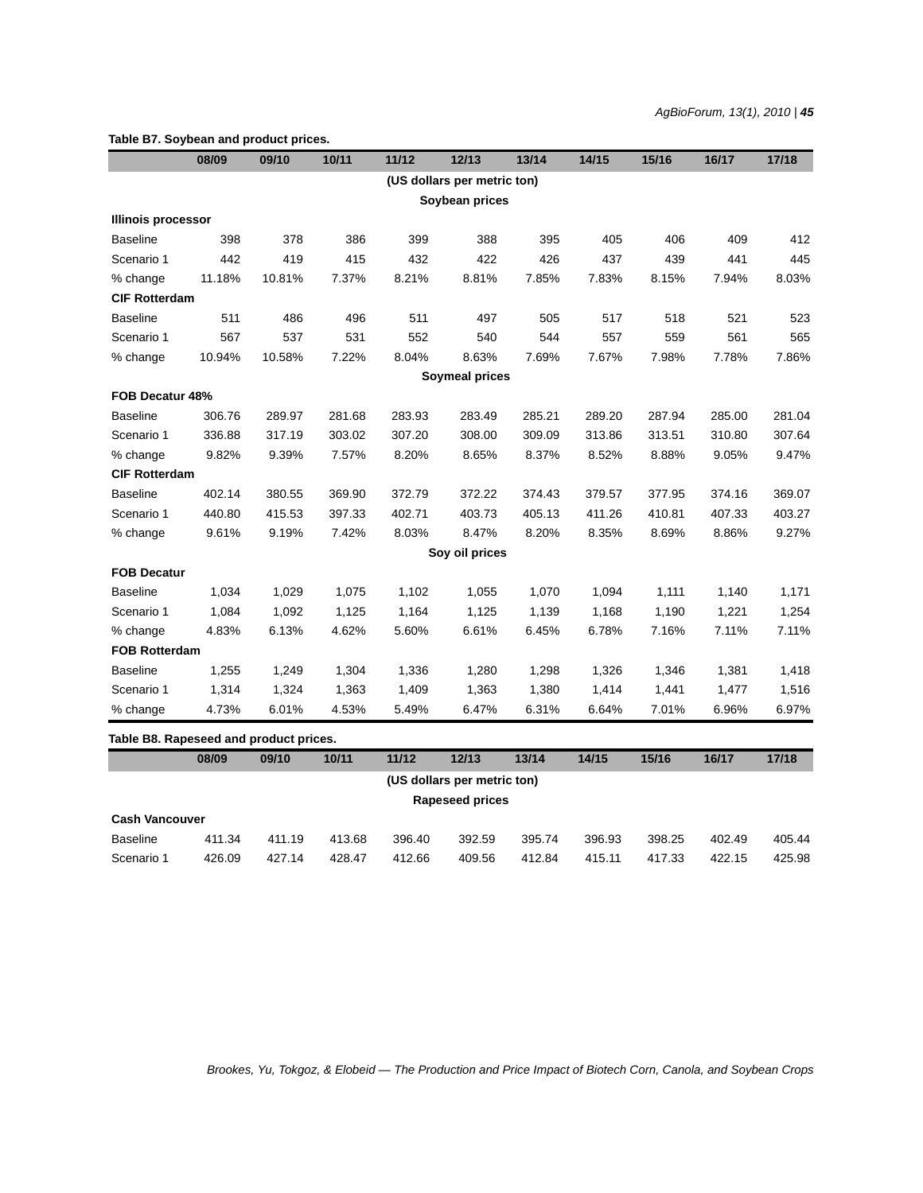**Table B7. Soybean and product prices.**

| | 08/09 | 09/10 | 10/11 | 11/12 | 12/13 | 13/14 | 14/15 | 15/16 | 16/17 | 17/18 |
|---|---|---|---|---|---|---|---|---|---|---|
| | | | | | (US dollars per metric ton) | | | | | |
| | | | | | **Soybean prices** | | | | | |
| **Illinois processor** | | | | | | | | | | |
| Baseline | 398 | 378 | 386 | 399 | 388 | 395 | 405 | 406 | 409 | 412 |
| Scenario 1 | 442 | 419 | 415 | 432 | 422 | 426 | 437 | 439 | 441 | 445 |
| % change | 11.18% | 10.81% | 7.37% | 8.21% | 8.81% | 7.85% | 7.83% | 8.15% | 7.94% | 8.03% |
| **CIF Rotterdam** | | | | | | | | | | |
| Baseline | 511 | 486 | 496 | 511 | 497 | 505 | 517 | 518 | 521 | 523 |
| Scenario 1 | 567 | 537 | 531 | 552 | 540 | 544 | 557 | 559 | 561 | 565 |
| % change | 10.94% | 10.58% | 7.22% | 8.04% | 8.63% | 7.69% | 7.67% | 7.98% | 7.78% | 7.86% |
| | | | | | **Soymeal prices** | | | | | |
| **FOB Decatur 48%** | | | | | | | | | | |
| Baseline | 306.76 | 289.97 | 281.68 | 283.93 | 283.49 | 285.21 | 289.20 | 287.94 | 285.00 | 281.04 |
| Scenario 1 | 336.88 | 317.19 | 303.02 | 307.20 | 308.00 | 309.09 | 313.86 | 313.51 | 310.80 | 307.64 |
| % change | 9.82% | 9.39% | 7.57% | 8.20% | 8.65% | 8.37% | 8.52% | 8.88% | 9.05% | 9.47% |
| **CIF Rotterdam** | | | | | | | | | | |
| Baseline | 402.14 | 380.55 | 369.90 | 372.79 | 372.22 | 374.43 | 379.57 | 377.95 | 374.16 | 369.07 |
| Scenario 1 | 440.80 | 415.53 | 397.33 | 402.71 | 403.73 | 405.13 | 411.26 | 410.81 | 407.33 | 403.27 |
| % change | 9.61% | 9.19% | 7.42% | 8.03% | 8.47% | 8.20% | 8.35% | 8.69% | 8.86% | 9.27% |
| | | | | | **Soy oil prices** | | | | | |
| **FOB Decatur** | | | | | | | | | | |
| Baseline | 1,034 | 1,029 | 1,075 | 1,102 | 1,055 | 1,070 | 1,094 | 1,111 | 1,140 | 1,171 |
| Scenario 1 | 1,084 | 1,092 | 1,125 | 1,164 | 1,125 | 1,139 | 1,168 | 1,190 | 1,221 | 1,254 |
| % change | 4.83% | 6.13% | 4.62% | 5.60% | 6.61% | 6.45% | 6.78% | 7.16% | 7.11% | 7.11% |
| **FOB Rotterdam** | | | | | | | | | | |
| Baseline | 1,255 | 1,249 | 1,304 | 1,336 | 1,280 | 1,298 | 1,326 | 1,346 | 1,381 | 1,418 |
| Scenario 1 | 1,314 | 1,324 | 1,363 | 1,409 | 1,363 | 1,380 | 1,414 | 1,441 | 1,477 | 1,516 |
| % change | 4.73% | 6.01% | 4.53% | 5.49% | 6.47% | 6.31% | 6.64% | 7.01% | 6.96% | 6.97% |

**Table B8. Rapeseed and product prices.**

| | 08/09 | 09/10 | 10/11 | 11/12 | 12/13 | 13/14 | 14/15 | 15/16 | 16/17 | 17/18 |
|---|---|---|---|---|---|---|---|---|---|---|
| | | | | | (US dollars per metric ton) | | | | | |
| | | | | | **Rapeseed prices** | | | | | |
| **Cash Vancouver** | | | | | | | | | | |
| Baseline | 411.34 | 411.19 | 413.68 | 396.40 | 392.59 | 395.74 | 396.93 | 398.25 | 402.49 | 405.44 |
| Scenario 1 | 426.09 | 427.14 | 428.47 | 412.66 | 409.56 | 412.84 | 415.11 | 417.33 | 422.15 | 425.98 |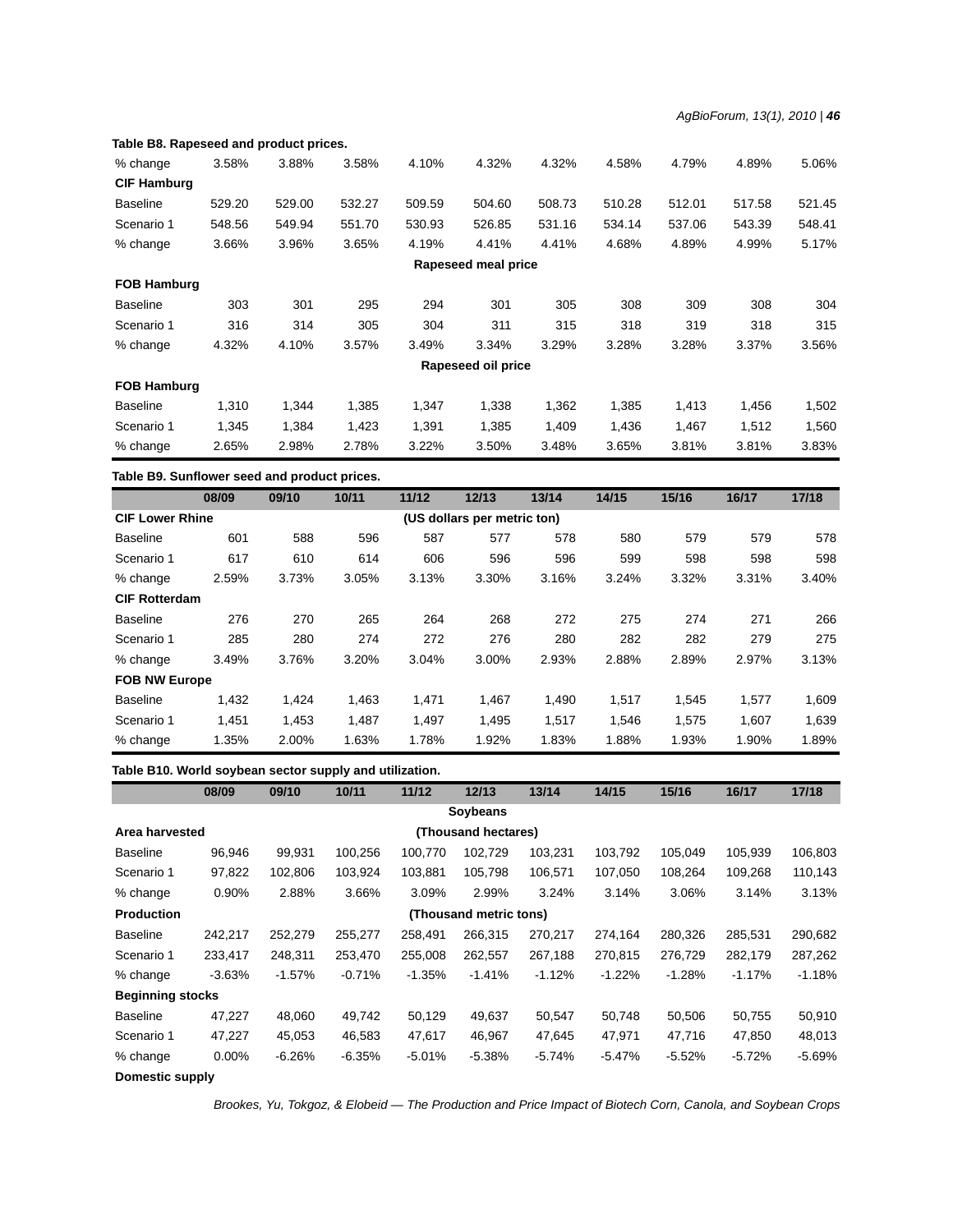**Table B8. Rapeseed and product prices.**

| | | | | | | | | | | |
|---|---|---|---|---|---|---|---|---|---|---|
| % change | 3.58% | 3.88% | 3.58% | 4.10% | 4.32% | 4.32% | 4.58% | 4.79% | 4.89% | 5.06% |
| **CIF Hamburg** | | | | | | | | | | |
| Baseline | 529.20 | 529.00 | 532.27 | 509.59 | 504.60 | 508.73 | 510.28 | 512.01 | 517.58 | 521.45 |
| Scenario 1 | 548.56 | 549.94 | 551.70 | 530.93 | 526.85 | 531.16 | 534.14 | 537.06 | 543.39 | 548.41 |
| % change | 3.66% | 3.96% | 3.65% | 4.19% | 4.41% | 4.41% | 4.68% | 4.89% | 4.99% | 5.17% |
| | | | | | **Rapeseed meal price** | | | | | |
| **FOB Hamburg** | | | | | | | | | | |
| Baseline | 303 | 301 | 295 | 294 | 301 | 305 | 308 | 309 | 308 | 304 |
| Scenario 1 | 316 | 314 | 305 | 304 | 311 | 315 | 318 | 319 | 318 | 315 |
| % change | 4.32% | 4.10% | 3.57% | 3.49% | 3.34% | 3.29% | 3.28% | 3.28% | 3.37% | 3.56% |
| | | | | | **Rapeseed oil price** | | | | | |
| **FOB Hamburg** | | | | | | | | | | |
| Baseline | 1,310 | 1,344 | 1,385 | 1,347 | 1,338 | 1,362 | 1,385 | 1,413 | 1,456 | 1,502 |
| Scenario 1 | 1,345 | 1,384 | 1,423 | 1,391 | 1,385 | 1,409 | 1,436 | 1,467 | 1,512 | 1,560 |
| % change | 2.65% | 2.98% | 2.78% | 3.22% | 3.50% | 3.48% | 3.65% | 3.81% | 3.81% | 3.83% |

**Table B9. Sunflower seed and product prices.**

| | 08/09 | 09/10 | 10/11 | 11/12 | 12/13 | 13/14 | 14/15 | 15/16 | 16/17 | 17/18 |
|---|---|---|---|---|---|---|---|---|---|---|
| **CIF Lower Rhine** | | | | | (US dollars per metric ton) | | | | | |
| Baseline | 601 | 588 | 596 | 587 | 577 | 578 | 580 | 579 | 579 | 578 |
| Scenario 1 | 617 | 610 | 614 | 606 | 596 | 596 | 599 | 598 | 598 | 598 |
| % change | 2.59% | 3.73% | 3.05% | 3.13% | 3.30% | 3.16% | 3.24% | 3.32% | 3.31% | 3.40% |
| **CIF Rotterdam** | | | | | | | | | | |
| Baseline | 276 | 270 | 265 | 264 | 268 | 272 | 275 | 274 | 271 | 266 |
| Scenario 1 | 285 | 280 | 274 | 272 | 276 | 280 | 282 | 282 | 279 | 275 |
| % change | 3.49% | 3.76% | 3.20% | 3.04% | 3.00% | 2.93% | 2.88% | 2.89% | 2.97% | 3.13% |
| **FOB NW Europe** | | | | | | | | | | |
| Baseline | 1,432 | 1,424 | 1,463 | 1,471 | 1,467 | 1,490 | 1,517 | 1,545 | 1,577 | 1,609 |
| Scenario 1 | 1,451 | 1,453 | 1,487 | 1,497 | 1,495 | 1,517 | 1,546 | 1,575 | 1,607 | 1,639 |
| % change | 1.35% | 2.00% | 1.63% | 1.78% | 1.92% | 1.83% | 1.88% | 1.93% | 1.90% | 1.89% |

**Table B10. World soybean sector supply and utilization.**

| | 08/09 | 09/10 | 10/11 | 11/12 | 12/13 | 13/14 | 14/15 | 15/16 | 16/17 | 17/18 |
|---|---|---|---|---|---|---|---|---|---|---|
| | | | | | **Soybeans** | | | | | |
| **Area harvested** | | | | | **(Thousand hectares)** | | | | | |
| Baseline | 96,946 | 99,931 | 100,256 | 100,770 | 102,729 | 103,231 | 103,792 | 105,049 | 105,939 | 106,803 |
| Scenario 1 | 97,822 | 102,806 | 103,924 | 103,881 | 105,798 | 106,571 | 107,050 | 108,264 | 109,268 | 110,143 |
| % change | 0.90% | 2.88% | 3.66% | 3.09% | 2.99% | 3.24% | 3.14% | 3.06% | 3.14% | 3.13% |
| **Production** | | | | | **(Thousand metric tons)** | | | | | |
| Baseline | 242,217 | 252,279 | 255,277 | 258,491 | 266,315 | 270,217 | 274,164 | 280,326 | 285,531 | 290,682 |
| Scenario 1 | 233,417 | 248,311 | 253,470 | 255,008 | 262,557 | 267,188 | 270,815 | 276,729 | 282,179 | 287,262 |
| % change | -3.63% | -1.57% | -0.71% | -1.35% | -1.41% | -1.12% | -1.22% | -1.28% | -1.17% | -1.18% |
| **Beginning stocks** | | | | | | | | | | |
| Baseline | 47,227 | 48,060 | 49,742 | 50,129 | 49,637 | 50,547 | 50,748 | 50,506 | 50,755 | 50,910 |
| Scenario 1 | 47,227 | 45,053 | 46,583 | 47,617 | 46,967 | 47,645 | 47,971 | 47,716 | 47,850 | 48,013 |
| % change | 0.00% | -6.26% | -6.35% | -5.01% | -5.38% | -5.74% | -5.47% | -5.52% | -5.72% | -5.69% |
| **Domestic supply** | | | | | | | | | | |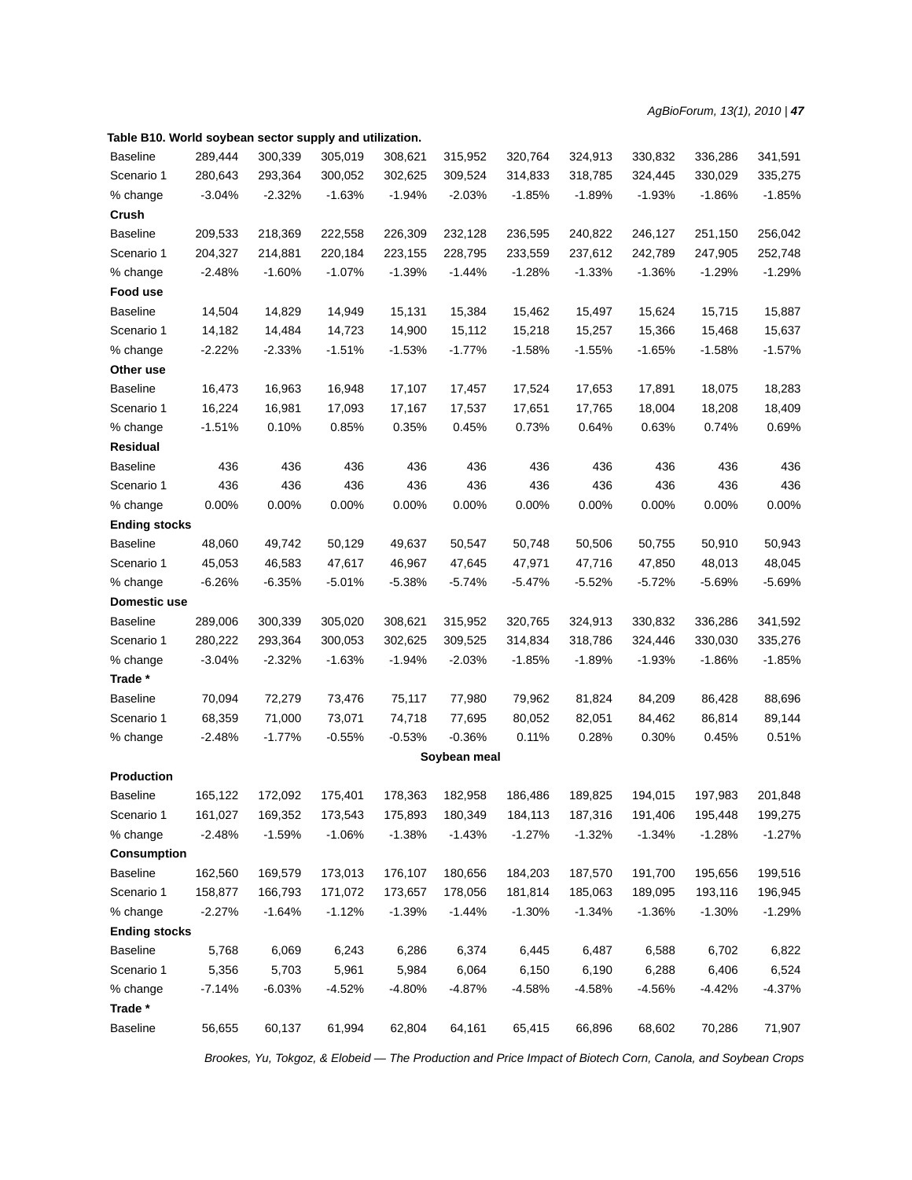**Table B10. World soybean sector supply and utilization.**

| | | | | | | | | | | |
|---|---|---|---|---|---|---|---|---|---|---|
| Baseline | 289,444 | 300,339 | 305,019 | 308,621 | 315,952 | 320,764 | 324,913 | 330,832 | 336,286 | 341,591 |
| Scenario 1 | 280,643 | 293,364 | 300,052 | 302,625 | 309,524 | 314,833 | 318,785 | 324,445 | 330,029 | 335,275 |
| % change | -3.04% | -2.32% | -1.63% | -1.94% | -2.03% | -1.85% | -1.89% | -1.93% | -1.86% | -1.85% |
| **Crush** | | | | | | | | | | |
| Baseline | 209,533 | 218,369 | 222,558 | 226,309 | 232,128 | 236,595 | 240,822 | 246,127 | 251,150 | 256,042 |
| Scenario 1 | 204,327 | 214,881 | 220,184 | 223,155 | 228,795 | 233,559 | 237,612 | 242,789 | 247,905 | 252,748 |
| % change | -2.48% | -1.60% | -1.07% | -1.39% | -1.44% | -1.28% | -1.33% | -1.36% | -1.29% | -1.29% |
| **Food use** | | | | | | | | | | |
| Baseline | 14,504 | 14,829 | 14,949 | 15,131 | 15,384 | 15,462 | 15,497 | 15,624 | 15,715 | 15,887 |
| Scenario 1 | 14,182 | 14,484 | 14,723 | 14,900 | 15,112 | 15,218 | 15,257 | 15,366 | 15,468 | 15,637 |
| % change | -2.22% | -2.33% | -1.51% | -1.53% | -1.77% | -1.58% | -1.55% | -1.65% | -1.58% | -1.57% |
| **Other use** | | | | | | | | | | |
| Baseline | 16,473 | 16,963 | 16,948 | 17,107 | 17,457 | 17,524 | 17,653 | 17,891 | 18,075 | 18,283 |
| Scenario 1 | 16,224 | 16,981 | 17,093 | 17,167 | 17,537 | 17,651 | 17,765 | 18,004 | 18,208 | 18,409 |
| % change | -1.51% | 0.10% | 0.85% | 0.35% | 0.45% | 0.73% | 0.64% | 0.63% | 0.74% | 0.69% |
| **Residual** | | | | | | | | | | |
| Baseline | 436 | 436 | 436 | 436 | 436 | 436 | 436 | 436 | 436 | 436 |
| Scenario 1 | 436 | 436 | 436 | 436 | 436 | 436 | 436 | 436 | 436 | 436 |
| % change | 0.00% | 0.00% | 0.00% | 0.00% | 0.00% | 0.00% | 0.00% | 0.00% | 0.00% | 0.00% |
| **Ending stocks** | | | | | | | | | | |
| Baseline | 48,060 | 49,742 | 50,129 | 49,637 | 50,547 | 50,748 | 50,506 | 50,755 | 50,910 | 50,943 |
| Scenario 1 | 45,053 | 46,583 | 47,617 | 46,967 | 47,645 | 47,971 | 47,716 | 47,850 | 48,013 | 48,045 |
| % change | -6.26% | -6.35% | -5.01% | -5.38% | -5.74% | -5.47% | -5.52% | -5.72% | -5.69% | -5.69% |
| **Domestic use** | | | | | | | | | | |
| Baseline | 289,006 | 300,339 | 305,020 | 308,621 | 315,952 | 320,765 | 324,913 | 330,832 | 336,286 | 341,592 |
| Scenario 1 | 280,222 | 293,364 | 300,053 | 302,625 | 309,525 | 314,834 | 318,786 | 324,446 | 330,030 | 335,276 |
| % change | -3.04% | -2.32% | -1.63% | -1.94% | -2.03% | -1.85% | -1.89% | -1.93% | -1.86% | -1.85% |
| **Trade *** | | | | | | | | | | |
| Baseline | 70,094 | 72,279 | 73,476 | 75,117 | 77,980 | 79,962 | 81,824 | 84,209 | 86,428 | 88,696 |
| Scenario 1 | 68,359 | 71,000 | 73,071 | 74,718 | 77,695 | 80,052 | 82,051 | 84,462 | 86,814 | 89,144 |
| % change | -2.48% | -1.77% | -0.55% | -0.53% | -0.36% | 0.11% | 0.28% | 0.30% | 0.45% | 0.51% |
| | | | | | **Soybean meal** | | | | | |
| **Production** | | | | | | | | | | |
| Baseline | 165,122 | 172,092 | 175,401 | 178,363 | 182,958 | 186,486 | 189,825 | 194,015 | 197,983 | 201,848 |
| Scenario 1 | 161,027 | 169,352 | 173,543 | 175,893 | 180,349 | 184,113 | 187,316 | 191,406 | 195,448 | 199,275 |
| % change | -2.48% | -1.59% | -1.06% | -1.38% | -1.43% | -1.27% | -1.32% | -1.34% | -1.28% | -1.27% |
| **Consumption** | | | | | | | | | | |
| Baseline | 162,560 | 169,579 | 173,013 | 176,107 | 180,656 | 184,203 | 187,570 | 191,700 | 195,656 | 199,516 |
| Scenario 1 | 158,877 | 166,793 | 171,072 | 173,657 | 178,056 | 181,814 | 185,063 | 189,095 | 193,116 | 196,945 |
| % change | -2.27% | -1.64% | -1.12% | -1.39% | -1.44% | -1.30% | -1.34% | -1.36% | -1.30% | -1.29% |
| **Ending stocks** | | | | | | | | | | |
| Baseline | 5,768 | 6,069 | 6,243 | 6,286 | 6,374 | 6,445 | 6,487 | 6,588 | 6,702 | 6,822 |
| Scenario 1 | 5,356 | 5,703 | 5,961 | 5,984 | 6,064 | 6,150 | 6,190 | 6,288 | 6,406 | 6,524 |
| % change | -7.14% | -6.03% | -4.52% | -4.80% | -4.87% | -4.58% | -4.58% | -4.56% | -4.42% | -4.37% |
| **Trade *** | | | | | | | | | | |
| Baseline | 56,655 | 60,137 | 61,994 | 62,804 | 64,161 | 65,415 | 66,896 | 68,602 | 70,286 | 71,907 |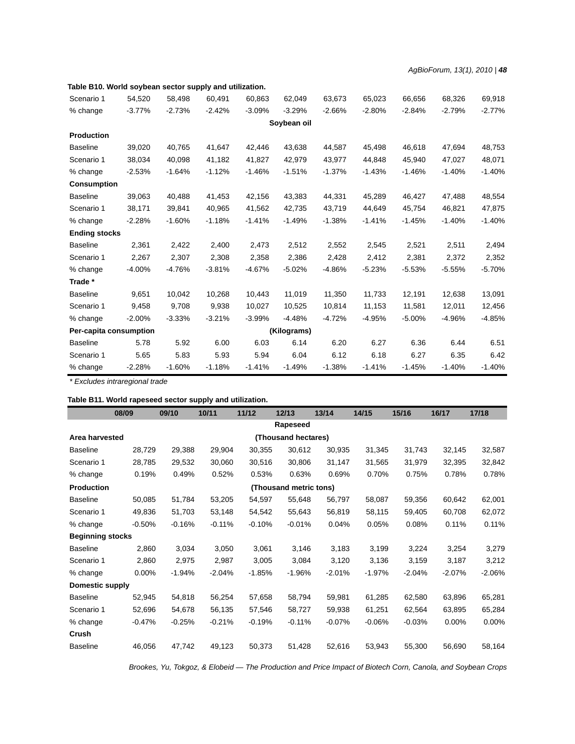**Table B10. World soybean sector supply and utilization.**

| | | | | | | | | | | |
|---|---|---|---|---|---|---|---|---|---|---|
| Scenario 1 | 54,520 | 58,498 | 60,491 | 60,863 | 62,049 | 63,673 | 65,023 | 66,656 | 68,326 | 69,918 |
| % change | -3.77% | -2.73% | -2.42% | -3.09% | -3.29% | -2.66% | -2.80% | -2.84% | -2.79% | -2.77% |
| | | | | | Soybean oil | | | | | |
| **Production** | | | | | | | | | | |
| Baseline | 39,020 | 40,765 | 41,647 | 42,446 | 43,638 | 44,587 | 45,498 | 46,618 | 47,694 | 48,753 |
| Scenario 1 | 38,034 | 40,098 | 41,182 | 41,827 | 42,979 | 43,977 | 44,848 | 45,940 | 47,027 | 48,071 |
| % change | -2.53% | -1.64% | -1.12% | -1.46% | -1.51% | -1.37% | -1.43% | -1.46% | -1.40% | -1.40% |
| **Consumption** | | | | | | | | | | |
| Baseline | 39,063 | 40,488 | 41,453 | 42,156 | 43,383 | 44,331 | 45,289 | 46,427 | 47,488 | 48,554 |
| Scenario 1 | 38,171 | 39,841 | 40,965 | 41,562 | 42,735 | 43,719 | 44,649 | 45,754 | 46,821 | 47,875 |
| % change | -2.28% | -1.60% | -1.18% | -1.41% | -1.49% | -1.38% | -1.41% | -1.45% | -1.40% | -1.40% |
| **Ending stocks** | | | | | | | | | | |
| Baseline | 2,361 | 2,422 | 2,400 | 2,473 | 2,512 | 2,552 | 2,545 | 2,521 | 2,511 | 2,494 |
| Scenario 1 | 2,267 | 2,307 | 2,308 | 2,358 | 2,386 | 2,428 | 2,412 | 2,381 | 2,372 | 2,352 |
| % change | -4.00% | -4.76% | -3.81% | -4.67% | -5.02% | -4.86% | -5.23% | -5.53% | -5.55% | -5.70% |
| **Trade \*** | | | | | | | | | | |
| Baseline | 9,651 | 10,042 | 10,268 | 10,443 | 11,019 | 11,350 | 11,733 | 12,191 | 12,638 | 13,091 |
| Scenario 1 | 9,458 | 9,708 | 9,938 | 10,027 | 10,525 | 10,814 | 11,153 | 11,581 | 12,011 | 12,456 |
| % change | -2.00% | -3.33% | -3.21% | -3.99% | -4.48% | -4.72% | -4.95% | -5.00% | -4.96% | -4.85% |
| **Per-capita consumption** | | | | | (Kilograms) | | | | | |
| Baseline | 5.78 | 5.92 | 6.00 | 6.03 | 6.14 | 6.20 | 6.27 | 6.36 | 6.44 | 6.51 |
| Scenario 1 | 5.65 | 5.83 | 5.93 | 5.94 | 6.04 | 6.12 | 6.18 | 6.27 | 6.35 | 6.42 |
| % change | -2.28% | -1.60% | -1.18% | -1.41% | -1.49% | -1.38% | -1.41% | -1.45% | -1.40% | -1.40% |

*\* Excludes intraregional trade*

**Table B11. World rapeseed sector supply and utilization.**

| | 08/09 | 09/10 | 10/11 | 11/12 | 12/13 | 13/14 | 14/15 | 15/16 | 16/17 | 17/18 |
|---|---|---|---|---|---|---|---|---|---|---|
| | | | | | Rapeseed | | | | | |
| **Area harvested** | | | | | (Thousand hectares) | | | | | |
| Baseline | 28,729 | 29,388 | 29,904 | 30,355 | 30,612 | 30,935 | 31,345 | 31,743 | 32,145 | 32,587 |
| Scenario 1 | 28,785 | 29,532 | 30,060 | 30,516 | 30,806 | 31,147 | 31,565 | 31,979 | 32,395 | 32,842 |
| % change | 0.19% | 0.49% | 0.52% | 0.53% | 0.63% | 0.69% | 0.70% | 0.75% | 0.78% | 0.78% |
| **Production** | | | | | (Thousand metric tons) | | | | | |
| Baseline | 50,085 | 51,784 | 53,205 | 54,597 | 55,648 | 56,797 | 58,087 | 59,356 | 60,642 | 62,001 |
| Scenario 1 | 49,836 | 51,703 | 53,148 | 54,542 | 55,643 | 56,819 | 58,115 | 59,405 | 60,708 | 62,072 |
| % change | -0.50% | -0.16% | -0.11% | -0.10% | -0.01% | 0.04% | 0.05% | 0.08% | 0.11% | 0.11% |
| **Beginning stocks** | | | | | | | | | | |
| Baseline | 2,860 | 3,034 | 3,050 | 3,061 | 3,146 | 3,183 | 3,199 | 3,224 | 3,254 | 3,279 |
| Scenario 1 | 2,860 | 2,975 | 2,987 | 3,005 | 3,084 | 3,120 | 3,136 | 3,159 | 3,187 | 3,212 |
| % change | 0.00% | -1.94% | -2.04% | -1.85% | -1.96% | -2.01% | -1.97% | -2.04% | -2.07% | -2.06% |
| **Domestic supply** | | | | | | | | | | |
| Baseline | 52,945 | 54,818 | 56,254 | 57,658 | 58,794 | 59,981 | 61,285 | 62,580 | 63,896 | 65,281 |
| Scenario 1 | 52,696 | 54,678 | 56,135 | 57,546 | 58,727 | 59,938 | 61,251 | 62,564 | 63,895 | 65,284 |
| % change | -0.47% | -0.25% | -0.21% | -0.19% | -0.11% | -0.07% | -0.06% | -0.03% | 0.00% | 0.00% |
| **Crush** | | | | | | | | | | |
| Baseline | 46,056 | 47,742 | 49,123 | 50,373 | 51,428 | 52,616 | 53,943 | 55,300 | 56,690 | 58,164 |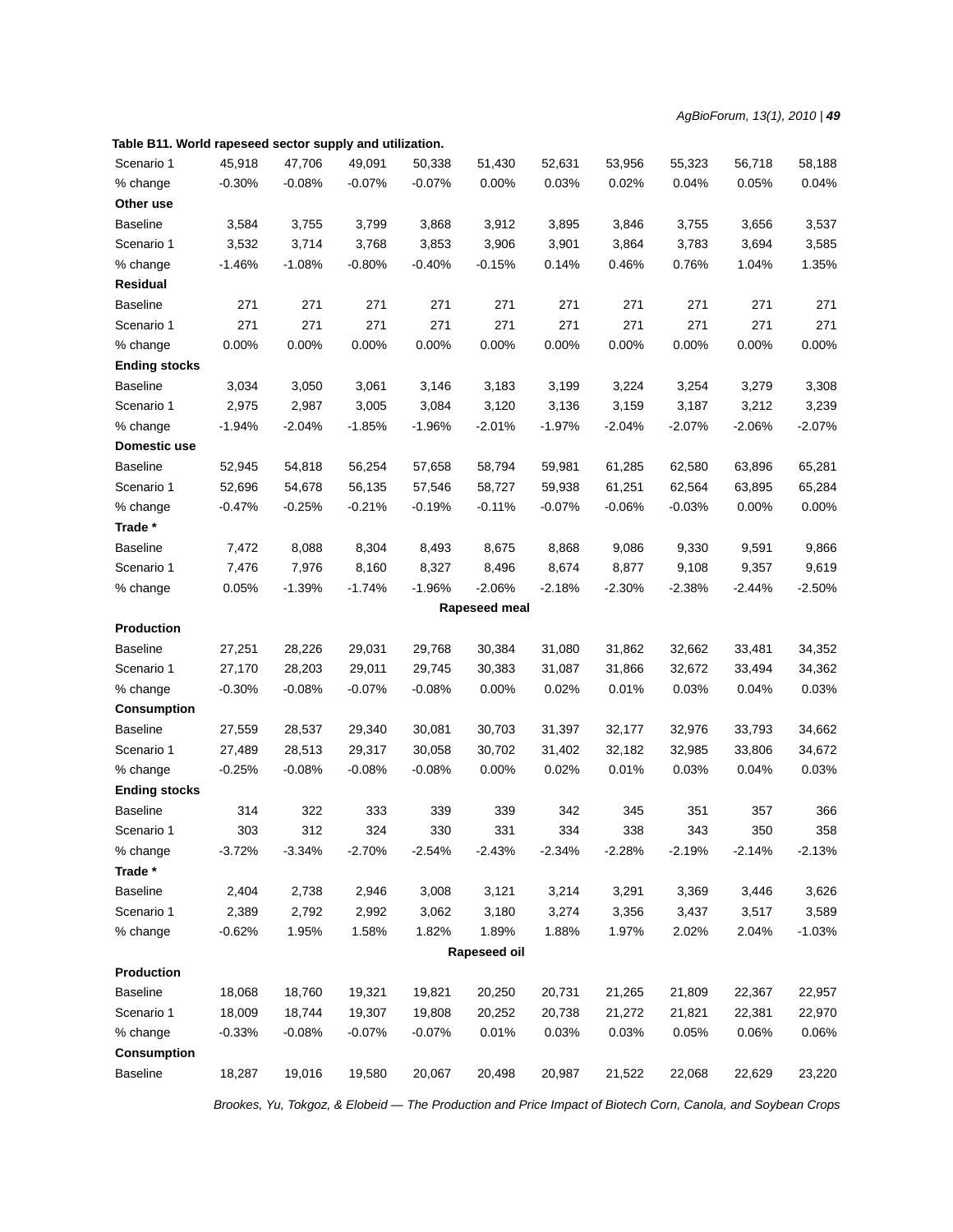**Table B11. World rapeseed sector supply and utilization.**

| | | | | | | | | | | |
|---|---|---|---|---|---|---|---|---|---|---|
| Scenario 1 | 45,918 | 47,706 | 49,091 | 50,338 | 51,430 | 52,631 | 53,956 | 55,323 | 56,718 | 58,188 |
| % change | -0.30% | -0.08% | -0.07% | -0.07% | 0.00% | 0.03% | 0.02% | 0.04% | 0.05% | 0.04% |
| **Other use** | | | | | | | | | | |
| Baseline | 3,584 | 3,755 | 3,799 | 3,868 | 3,912 | 3,895 | 3,846 | 3,755 | 3,656 | 3,537 |
| Scenario 1 | 3,532 | 3,714 | 3,768 | 3,853 | 3,906 | 3,901 | 3,864 | 3,783 | 3,694 | 3,585 |
| % change | -1.46% | -1.08% | -0.80% | -0.40% | -0.15% | 0.14% | 0.46% | 0.76% | 1.04% | 1.35% |
| **Residual** | | | | | | | | | | |
| Baseline | 271 | 271 | 271 | 271 | 271 | 271 | 271 | 271 | 271 | 271 |
| Scenario 1 | 271 | 271 | 271 | 271 | 271 | 271 | 271 | 271 | 271 | 271 |
| % change | 0.00% | 0.00% | 0.00% | 0.00% | 0.00% | 0.00% | 0.00% | 0.00% | 0.00% | 0.00% |
| **Ending stocks** | | | | | | | | | | |
| Baseline | 3,034 | 3,050 | 3,061 | 3,146 | 3,183 | 3,199 | 3,224 | 3,254 | 3,279 | 3,308 |
| Scenario 1 | 2,975 | 2,987 | 3,005 | 3,084 | 3,120 | 3,136 | 3,159 | 3,187 | 3,212 | 3,239 |
| % change | -1.94% | -2.04% | -1.85% | -1.96% | -2.01% | -1.97% | -2.04% | -2.07% | -2.06% | -2.07% |
| **Domestic use** | | | | | | | | | | |
| Baseline | 52,945 | 54,818 | 56,254 | 57,658 | 58,794 | 59,981 | 61,285 | 62,580 | 63,896 | 65,281 |
| Scenario 1 | 52,696 | 54,678 | 56,135 | 57,546 | 58,727 | 59,938 | 61,251 | 62,564 | 63,895 | 65,284 |
| % change | -0.47% | -0.25% | -0.21% | -0.19% | -0.11% | -0.07% | -0.06% | -0.03% | 0.00% | 0.00% |
| **Trade *** | | | | | | | | | | |
| Baseline | 7,472 | 8,088 | 8,304 | 8,493 | 8,675 | 8,868 | 9,086 | 9,330 | 9,591 | 9,866 |
| Scenario 1 | 7,476 | 7,976 | 8,160 | 8,327 | 8,496 | 8,674 | 8,877 | 9,108 | 9,357 | 9,619 |
| % change | 0.05% | -1.39% | -1.74% | -1.96% | -2.06% | -2.18% | -2.30% | -2.38% | -2.44% | -2.50% |
| | | | | | **Rapeseed meal** | | | | | |
| **Production** | | | | | | | | | | |
| Baseline | 27,251 | 28,226 | 29,031 | 29,768 | 30,384 | 31,080 | 31,862 | 32,662 | 33,481 | 34,352 |
| Scenario 1 | 27,170 | 28,203 | 29,011 | 29,745 | 30,383 | 31,087 | 31,866 | 32,672 | 33,494 | 34,362 |
| % change | -0.30% | -0.08% | -0.07% | -0.08% | 0.00% | 0.02% | 0.01% | 0.03% | 0.04% | 0.03% |
| **Consumption** | | | | | | | | | | |
| Baseline | 27,559 | 28,537 | 29,340 | 30,081 | 30,703 | 31,397 | 32,177 | 32,976 | 33,793 | 34,662 |
| Scenario 1 | 27,489 | 28,513 | 29,317 | 30,058 | 30,702 | 31,402 | 32,182 | 32,985 | 33,806 | 34,672 |
| % change | -0.25% | -0.08% | -0.08% | -0.08% | 0.00% | 0.02% | 0.01% | 0.03% | 0.04% | 0.03% |
| **Ending stocks** | | | | | | | | | | |
| Baseline | 314 | 322 | 333 | 339 | 339 | 342 | 345 | 351 | 357 | 366 |
| Scenario 1 | 303 | 312 | 324 | 330 | 331 | 334 | 338 | 343 | 350 | 358 |
| % change | -3.72% | -3.34% | -2.70% | -2.54% | -2.43% | -2.34% | -2.28% | -2.19% | -2.14% | -2.13% |
| **Trade *** | | | | | | | | | | |
| Baseline | 2,404 | 2,738 | 2,946 | 3,008 | 3,121 | 3,214 | 3,291 | 3,369 | 3,446 | 3,626 |
| Scenario 1 | 2,389 | 2,792 | 2,992 | 3,062 | 3,180 | 3,274 | 3,356 | 3,437 | 3,517 | 3,589 |
| % change | -0.62% | 1.95% | 1.58% | 1.82% | 1.89% | 1.88% | 1.97% | 2.02% | 2.04% | -1.03% |
| | | | | | **Rapeseed oil** | | | | | |
| **Production** | | | | | | | | | | |
| Baseline | 18,068 | 18,760 | 19,321 | 19,821 | 20,250 | 20,731 | 21,265 | 21,809 | 22,367 | 22,957 |
| Scenario 1 | 18,009 | 18,744 | 19,307 | 19,808 | 20,252 | 20,738 | 21,272 | 21,821 | 22,381 | 22,970 |
| % change | -0.33% | -0.08% | -0.07% | -0.07% | 0.01% | 0.03% | 0.03% | 0.05% | 0.06% | 0.06% |
| **Consumption** | | | | | | | | | | |
| Baseline | 18,287 | 19,016 | 19,580 | 20,067 | 20,498 | 20,987 | 21,522 | 22,068 | 22,629 | 23,220 |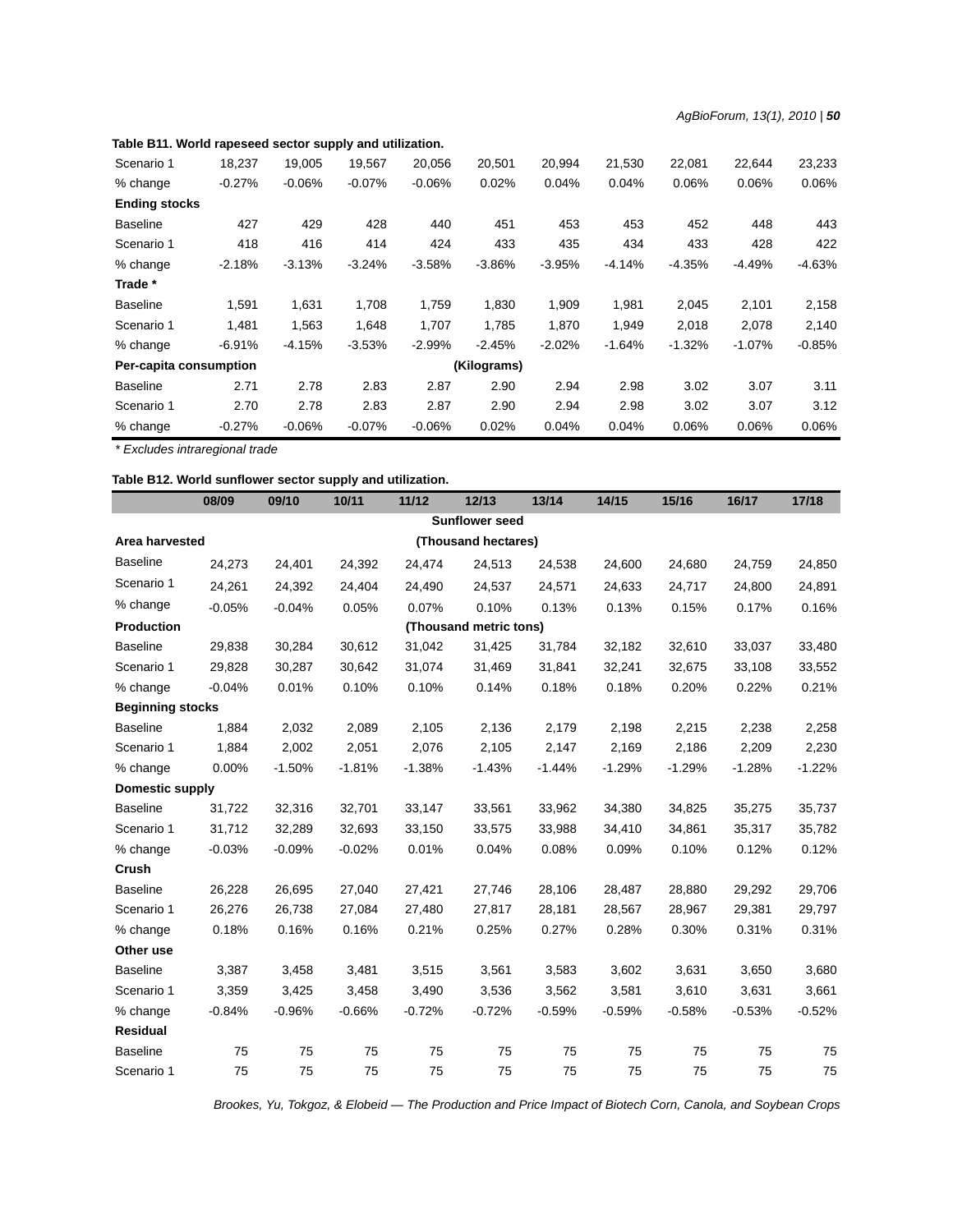**Table B11. World rapeseed sector supply and utilization.**

| | | | | | | | | | | |
|---|---|---|---|---|---|---|---|---|---|---|
| Scenario 1 | 18,237 | 19,005 | 19,567 | 20,056 | 20,501 | 20,994 | 21,530 | 22,081 | 22,644 | 23,233 |
| % change | -0.27% | -0.06% | -0.07% | -0.06% | 0.02% | 0.04% | 0.04% | 0.06% | 0.06% | 0.06% |
| **Ending stocks** | | | | | | | | | | |
| Baseline | 427 | 429 | 428 | 440 | 451 | 453 | 453 | 452 | 448 | 443 |
| Scenario 1 | 418 | 416 | 414 | 424 | 433 | 435 | 434 | 433 | 428 | 422 |
| % change | -2.18% | -3.13% | -3.24% | -3.58% | -3.86% | -3.95% | -4.14% | -4.35% | -4.49% | -4.63% |
| **Trade \*** | | | | | | | | | | |
| Baseline | 1,591 | 1,631 | 1,708 | 1,759 | 1,830 | 1,909 | 1,981 | 2,045 | 2,101 | 2,158 |
| Scenario 1 | 1,481 | 1,563 | 1,648 | 1,707 | 1,785 | 1,870 | 1,949 | 2,018 | 2,078 | 2,140 |
| % change | -6.91% | -4.15% | -3.53% | -2.99% | -2.45% | -2.02% | -1.64% | -1.32% | -1.07% | -0.85% |
| **Per-capita consumption** | | | | | (Kilograms) | | | | | |
| Baseline | 2.71 | 2.78 | 2.83 | 2.87 | 2.90 | 2.94 | 2.98 | 3.02 | 3.07 | 3.11 |
| Scenario 1 | 2.70 | 2.78 | 2.83 | 2.87 | 2.90 | 2.94 | 2.98 | 3.02 | 3.07 | 3.12 |
| % change | -0.27% | -0.06% | -0.07% | -0.06% | 0.02% | 0.04% | 0.04% | 0.06% | 0.06% | 0.06% |

*\* Excludes intraregional trade*

**Table B12. World sunflower sector supply and utilization.**

| | 08/09 | 09/10 | 10/11 | 11/12 | 12/13 | 13/14 | 14/15 | 15/16 | 16/17 | 17/18 |
|---|---|---|---|---|---|---|---|---|---|---|
| | | | | | **Sunflower seed** | | | | | |
| **Area harvested** | | | | | (Thousand hectares) | | | | | |
| Baseline | 24,273 | 24,401 | 24,392 | 24,474 | 24,513 | 24,538 | 24,600 | 24,680 | 24,759 | 24,850 |
| Scenario 1 | 24,261 | 24,392 | 24,404 | 24,490 | 24,537 | 24,571 | 24,633 | 24,717 | 24,800 | 24,891 |
| % change | -0.05% | -0.04% | 0.05% | 0.07% | 0.10% | 0.13% | 0.13% | 0.15% | 0.17% | 0.16% |
| **Production** | | | | | (Thousand metric tons) | | | | | |
| Baseline | 29,838 | 30,284 | 30,612 | 31,042 | 31,425 | 31,784 | 32,182 | 32,610 | 33,037 | 33,480 |
| Scenario 1 | 29,828 | 30,287 | 30,642 | 31,074 | 31,469 | 31,841 | 32,241 | 32,675 | 33,108 | 33,552 |
| % change | -0.04% | 0.01% | 0.10% | 0.10% | 0.14% | 0.18% | 0.18% | 0.20% | 0.22% | 0.21% |
| **Beginning stocks** | | | | | | | | | | |
| Baseline | 1,884 | 2,032 | 2,089 | 2,105 | 2,136 | 2,179 | 2,198 | 2,215 | 2,238 | 2,258 |
| Scenario 1 | 1,884 | 2,002 | 2,051 | 2,076 | 2,105 | 2,147 | 2,169 | 2,186 | 2,209 | 2,230 |
| % change | 0.00% | -1.50% | -1.81% | -1.38% | -1.43% | -1.44% | -1.29% | -1.29% | -1.28% | -1.22% |
| **Domestic supply** | | | | | | | | | | |
| Baseline | 31,722 | 32,316 | 32,701 | 33,147 | 33,561 | 33,962 | 34,380 | 34,825 | 35,275 | 35,737 |
| Scenario 1 | 31,712 | 32,289 | 32,693 | 33,150 | 33,575 | 33,988 | 34,410 | 34,861 | 35,317 | 35,782 |
| % change | -0.03% | -0.09% | -0.02% | 0.01% | 0.04% | 0.08% | 0.09% | 0.10% | 0.12% | 0.12% |
| **Crush** | | | | | | | | | | |
| Baseline | 26,228 | 26,695 | 27,040 | 27,421 | 27,746 | 28,106 | 28,487 | 28,880 | 29,292 | 29,706 |
| Scenario 1 | 26,276 | 26,738 | 27,084 | 27,480 | 27,817 | 28,181 | 28,567 | 28,967 | 29,381 | 29,797 |
| % change | 0.18% | 0.16% | 0.16% | 0.21% | 0.25% | 0.27% | 0.28% | 0.30% | 0.31% | 0.31% |
| **Other use** | | | | | | | | | | |
| Baseline | 3,387 | 3,458 | 3,481 | 3,515 | 3,561 | 3,583 | 3,602 | 3,631 | 3,650 | 3,680 |
| Scenario 1 | 3,359 | 3,425 | 3,458 | 3,490 | 3,536 | 3,562 | 3,581 | 3,610 | 3,631 | 3,661 |
| % change | -0.84% | -0.96% | -0.66% | -0.72% | -0.72% | -0.59% | -0.59% | -0.58% | -0.53% | -0.52% |
| **Residual** | | | | | | | | | | |
| Baseline | 75 | 75 | 75 | 75 | 75 | 75 | 75 | 75 | 75 | 75 |
| Scenario 1 | 75 | 75 | 75 | 75 | 75 | 75 | 75 | 75 | 75 | 75 |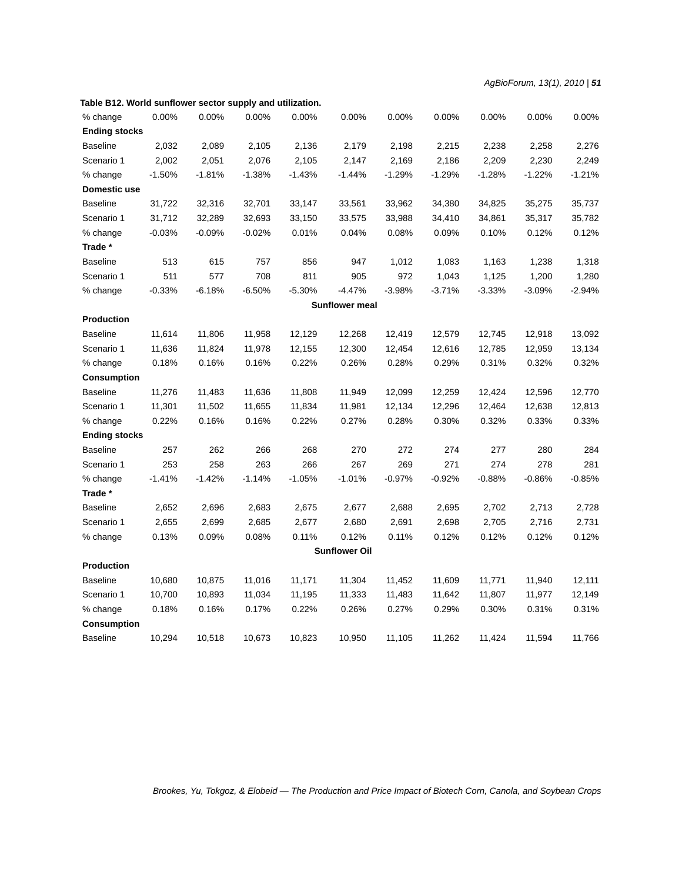**Table B12. World sunflower sector supply and utilization.**

| | | | | | | | | | | |
|---|---|---|---|---|---|---|---|---|---|---|
| % change | 0.00% | 0.00% | 0.00% | 0.00% | 0.00% | 0.00% | 0.00% | 0.00% | 0.00% | 0.00% |
| **Ending stocks** | | | | | | | | | | |
| Baseline | 2,032 | 2,089 | 2,105 | 2,136 | 2,179 | 2,198 | 2,215 | 2,238 | 2,258 | 2,276 |
| Scenario 1 | 2,002 | 2,051 | 2,076 | 2,105 | 2,147 | 2,169 | 2,186 | 2,209 | 2,230 | 2,249 |
| % change | -1.50% | -1.81% | -1.38% | -1.43% | -1.44% | -1.29% | -1.29% | -1.28% | -1.22% | -1.21% |
| **Domestic use** | | | | | | | | | | |
| Baseline | 31,722 | 32,316 | 32,701 | 33,147 | 33,561 | 33,962 | 34,380 | 34,825 | 35,275 | 35,737 |
| Scenario 1 | 31,712 | 32,289 | 32,693 | 33,150 | 33,575 | 33,988 | 34,410 | 34,861 | 35,317 | 35,782 |
| % change | -0.03% | -0.09% | -0.02% | 0.01% | 0.04% | 0.08% | 0.09% | 0.10% | 0.12% | 0.12% |
| **Trade *** | | | | | | | | | | |
| Baseline | 513 | 615 | 757 | 856 | 947 | 1,012 | 1,083 | 1,163 | 1,238 | 1,318 |
| Scenario 1 | 511 | 577 | 708 | 811 | 905 | 972 | 1,043 | 1,125 | 1,200 | 1,280 |
| % change | -0.33% | -6.18% | -6.50% | -5.30% | -4.47% | -3.98% | -3.71% | -3.33% | -3.09% | -2.94% |
| | | | | | **Sunflower meal** | | | | | |
| **Production** | | | | | | | | | | |
| Baseline | 11,614 | 11,806 | 11,958 | 12,129 | 12,268 | 12,419 | 12,579 | 12,745 | 12,918 | 13,092 |
| Scenario 1 | 11,636 | 11,824 | 11,978 | 12,155 | 12,300 | 12,454 | 12,616 | 12,785 | 12,959 | 13,134 |
| % change | 0.18% | 0.16% | 0.16% | 0.22% | 0.26% | 0.28% | 0.29% | 0.31% | 0.32% | 0.32% |
| **Consumption** | | | | | | | | | | |
| Baseline | 11,276 | 11,483 | 11,636 | 11,808 | 11,949 | 12,099 | 12,259 | 12,424 | 12,596 | 12,770 |
| Scenario 1 | 11,301 | 11,502 | 11,655 | 11,834 | 11,981 | 12,134 | 12,296 | 12,464 | 12,638 | 12,813 |
| % change | 0.22% | 0.16% | 0.16% | 0.22% | 0.27% | 0.28% | 0.30% | 0.32% | 0.33% | 0.33% |
| **Ending stocks** | | | | | | | | | | |
| Baseline | 257 | 262 | 266 | 268 | 270 | 272 | 274 | 277 | 280 | 284 |
| Scenario 1 | 253 | 258 | 263 | 266 | 267 | 269 | 271 | 274 | 278 | 281 |
| % change | -1.41% | -1.42% | -1.14% | -1.05% | -1.01% | -0.97% | -0.92% | -0.88% | -0.86% | -0.85% |
| **Trade *** | | | | | | | | | | |
| Baseline | 2,652 | 2,696 | 2,683 | 2,675 | 2,677 | 2,688 | 2,695 | 2,702 | 2,713 | 2,728 |
| Scenario 1 | 2,655 | 2,699 | 2,685 | 2,677 | 2,680 | 2,691 | 2,698 | 2,705 | 2,716 | 2,731 |
| % change | 0.13% | 0.09% | 0.08% | 0.11% | 0.12% | 0.11% | 0.12% | 0.12% | 0.12% | 0.12% |
| | | | | | **Sunflower Oil** | | | | | |
| **Production** | | | | | | | | | | |
| Baseline | 10,680 | 10,875 | 11,016 | 11,171 | 11,304 | 11,452 | 11,609 | 11,771 | 11,940 | 12,111 |
| Scenario 1 | 10,700 | 10,893 | 11,034 | 11,195 | 11,333 | 11,483 | 11,642 | 11,807 | 11,977 | 12,149 |
| % change | 0.18% | 0.16% | 0.17% | 0.22% | 0.26% | 0.27% | 0.29% | 0.30% | 0.31% | 0.31% |
| **Consumption** | | | | | | | | | | |
| Baseline | 10,294 | 10,518 | 10,673 | 10,823 | 10,950 | 11,105 | 11,262 | 11,424 | 11,594 | 11,766 |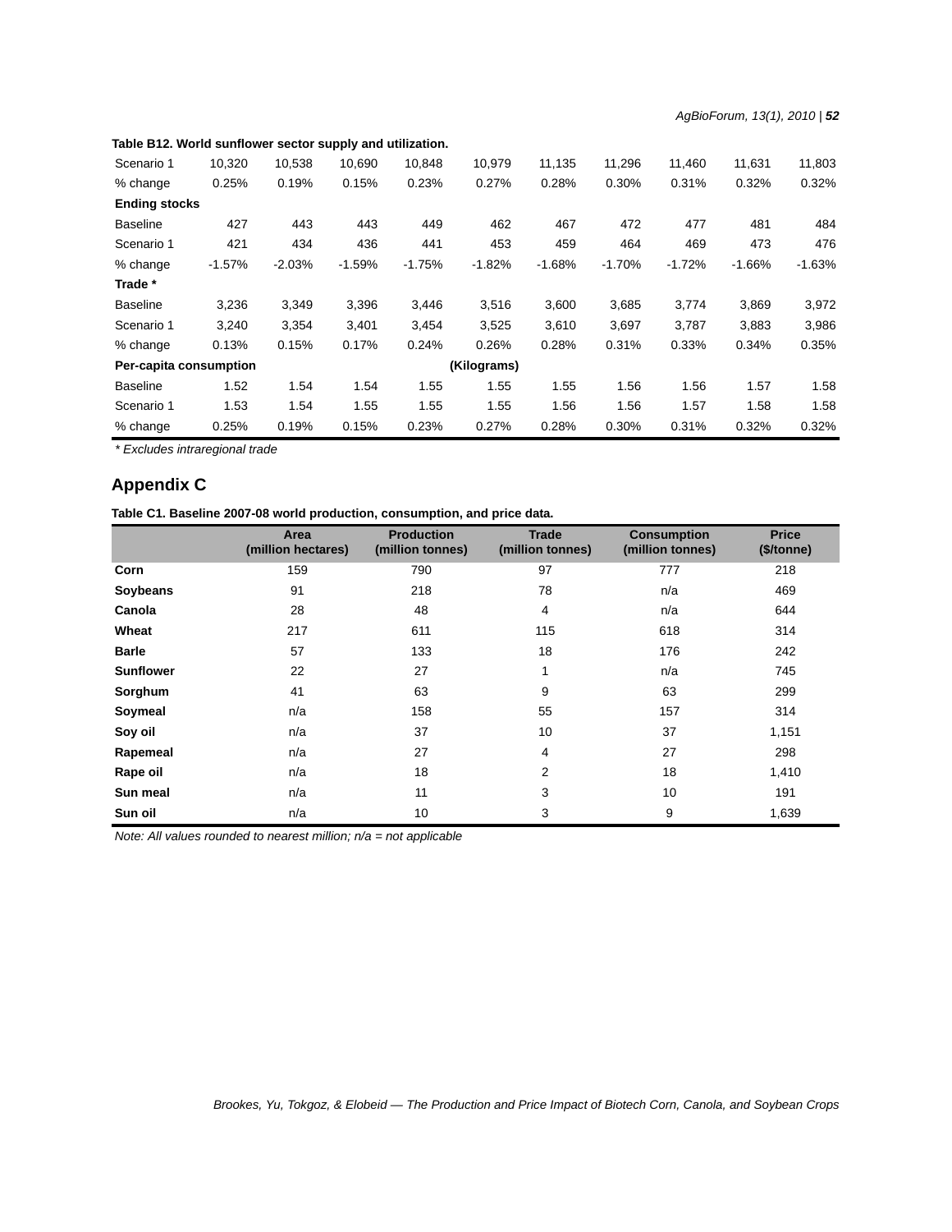**Table B12. World sunflower sector supply and utilization.**

| | | | | | | | | | | |
|---|---|---|---|---|---|---|---|---|---|---|
| Scenario 1 | 10,320 | 10,538 | 10,690 | 10,848 | 10,979 | 11,135 | 11,296 | 11,460 | 11,631 | 11,803 |
| % change | 0.25% | 0.19% | 0.15% | 0.23% | 0.27% | 0.28% | 0.30% | 0.31% | 0.32% | 0.32% |
| **Ending stocks** | | | | | | | | | | |
| Baseline | 427 | 443 | 443 | 449 | 462 | 467 | 472 | 477 | 481 | 484 |
| Scenario 1 | 421 | 434 | 436 | 441 | 453 | 459 | 464 | 469 | 473 | 476 |
| % change | -1.57% | -2.03% | -1.59% | -1.75% | -1.82% | -1.68% | -1.70% | -1.72% | -1.66% | -1.63% |
| **Trade *** | | | | | | | | | | |
| Baseline | 3,236 | 3,349 | 3,396 | 3,446 | 3,516 | 3,600 | 3,685 | 3,774 | 3,869 | 3,972 |
| Scenario 1 | 3,240 | 3,354 | 3,401 | 3,454 | 3,525 | 3,610 | 3,697 | 3,787 | 3,883 | 3,986 |
| % change | 0.13% | 0.15% | 0.17% | 0.24% | 0.26% | 0.28% | 0.31% | 0.33% | 0.34% | 0.35% |
| **Per-capita consumption** | | | | | **(Kilograms)** | | | | | |
| Baseline | 1.52 | 1.54 | 1.54 | 1.55 | 1.55 | 1.55 | 1.56 | 1.56 | 1.57 | 1.58 |
| Scenario 1 | 1.53 | 1.54 | 1.55 | 1.55 | 1.55 | 1.56 | 1.56 | 1.57 | 1.58 | 1.58 |
| % change | 0.25% | 0.19% | 0.15% | 0.23% | 0.27% | 0.28% | 0.30% | 0.31% | 0.32% | 0.32% |

*\* Excludes intraregional trade*

## Appendix C

**Table C1. Baseline 2007-08 world production, consumption, and price data.**

| | Area (million hectares) | Production (million tonnes) | Trade (million tonnes) | Consumption (million tonnes) | Price ($/tonne) |
|---|---|---|---|---|---|
| **Corn** | 159 | 790 | 97 | 777 | 218 |
| **Soybeans** | 91 | 218 | 78 | n/a | 469 |
| **Canola** | 28 | 48 | 4 | n/a | 644 |
| **Wheat** | 217 | 611 | 115 | 618 | 314 |
| **Barle** | 57 | 133 | 18 | 176 | 242 |
| **Sunflower** | 22 | 27 | 1 | n/a | 745 |
| **Sorghum** | 41 | 63 | 9 | 63 | 299 |
| **Soymeal** | n/a | 158 | 55 | 157 | 314 |
| **Soy oil** | n/a | 37 | 10 | 37 | 1,151 |
| **Rapemeal** | n/a | 27 | 4 | 27 | 298 |
| **Rape oil** | n/a | 18 | 2 | 18 | 1,410 |
| **Sun meal** | n/a | 11 | 3 | 10 | 191 |
| **Sun oil** | n/a | 10 | 3 | 9 | 1,639 |

*Note: All values rounded to nearest million; n/a = not applicable*